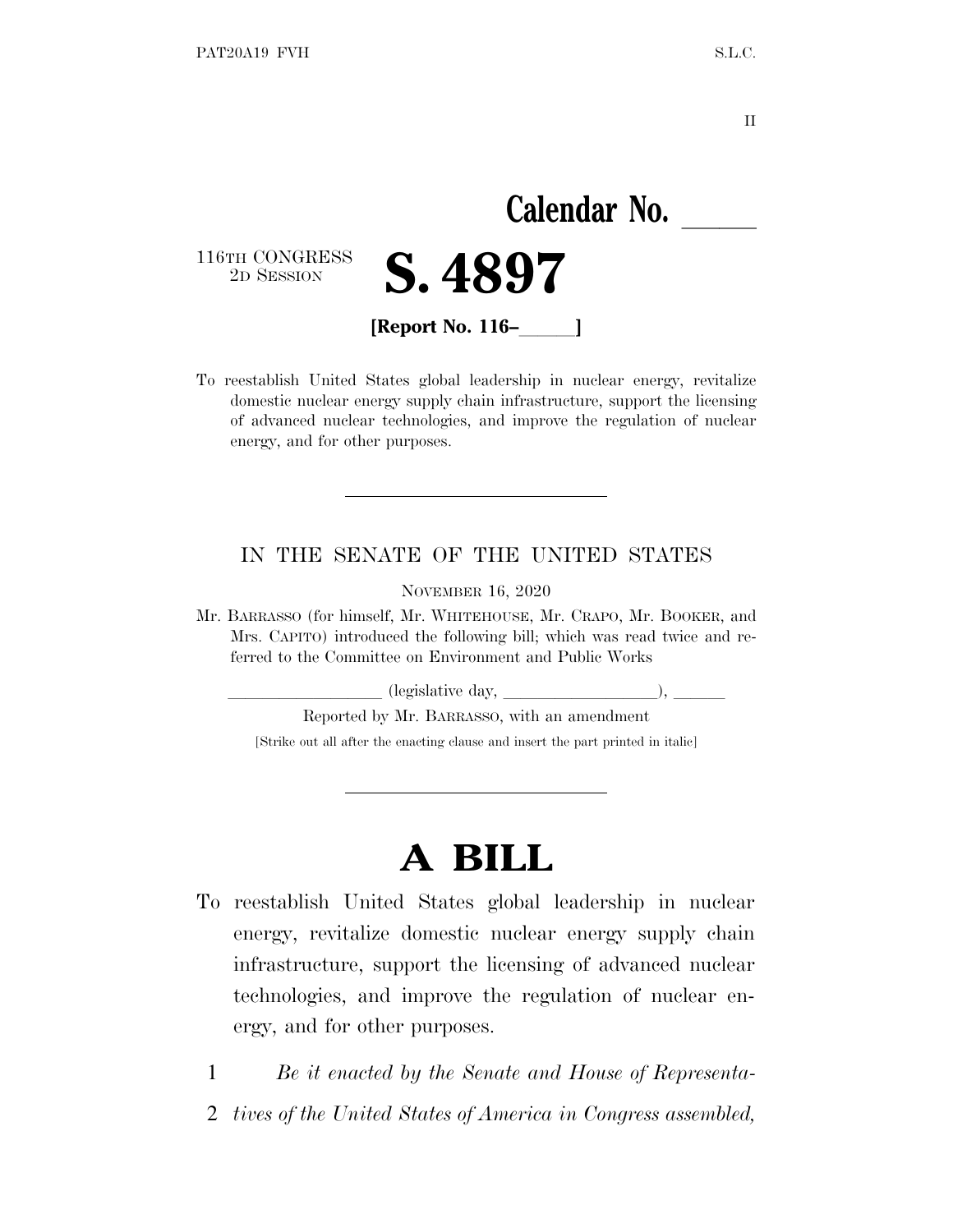II

Calendar No. \_\_\_\_\_

116TH CONGRESS
2D SESSION

# S. 4897

**[Report No. 116–\_\_\_\_\_]**

To reestablish United States global leadership in nuclear energy, revitalize domestic nuclear energy supply chain infrastructure, support the licensing of advanced nuclear technologies, and improve the regulation of nuclear energy, and for other purposes.

---

IN THE SENATE OF THE UNITED STATES

NOVEMBER 16, 2020

Mr. BARRASSO (for himself, Mr. WHITEHOUSE, Mr. CRAPO, Mr. BOOKER, and Mrs. CAPITO) introduced the following bill; which was read twice and referred to the Committee on Environment and Public Works

\_\_\_\_\_\_\_\_\_\_\_\_\_\_\_\_\_\_ (legislative day, \_\_\_\_\_\_\_\_\_\_\_\_\_\_\_\_\_\_), \_\_\_\_\_\_

Reported by Mr. BARRASSO, with an amendment

[Strike out all after the enacting clause and insert the part printed in italic]

---

# A BILL

To reestablish United States global leadership in nuclear energy, revitalize domestic nuclear energy supply chain infrastructure, support the licensing of advanced nuclear technologies, and improve the regulation of nuclear energy, and for other purposes.

1 *Be it enacted by the Senate and House of Representa-*
2 *tives of the United States of America in Congress assembled,*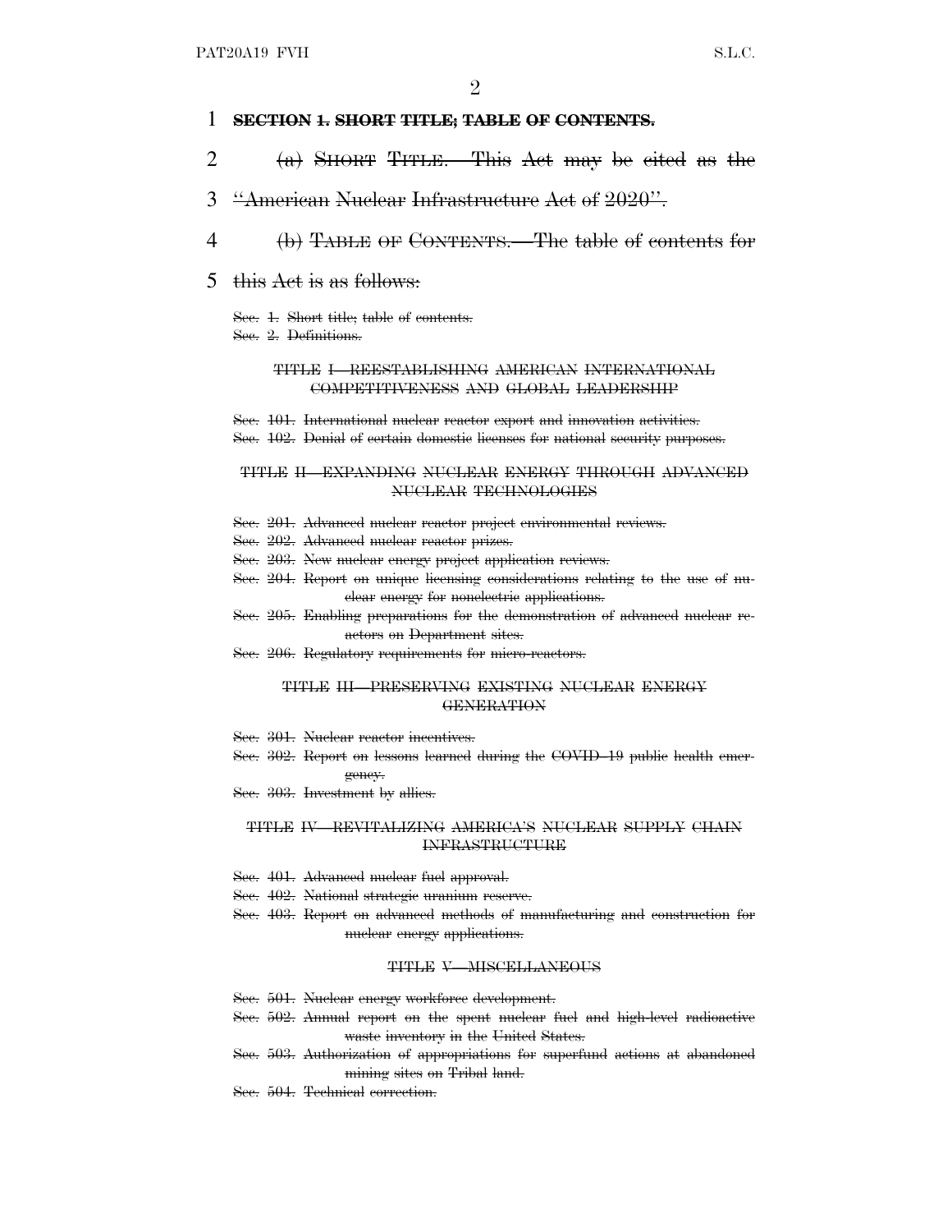~~**SECTION 1. SHORT TITLE; TABLE OF CONTENTS.**~~

~~(a) SHORT TITLE.—This Act may be cited as the "American Nuclear Infrastructure Act of 2020".~~

~~(b) TABLE OF CONTENTS.—The table of contents for this Act is as follows:~~

~~Sec. 1. Short title; table of contents.~~
~~Sec. 2. Definitions.~~

~~TITLE I—REESTABLISHING AMERICAN INTERNATIONAL COMPETITIVENESS AND GLOBAL LEADERSHIP~~

~~Sec. 101. International nuclear reactor export and innovation activities.~~
~~Sec. 102. Denial of certain domestic licenses for national security purposes.~~

~~TITLE II—EXPANDING NUCLEAR ENERGY THROUGH ADVANCED NUCLEAR TECHNOLOGIES~~

~~Sec. 201. Advanced nuclear reactor project environmental reviews.~~
~~Sec. 202. Advanced nuclear reactor prizes.~~
~~Sec. 203. New nuclear energy project application reviews.~~
~~Sec. 204. Report on unique licensing considerations relating to the use of nuclear energy for nonelectric applications.~~
~~Sec. 205. Enabling preparations for the demonstration of advanced nuclear reactors on Department sites.~~
~~Sec. 206. Regulatory requirements for micro-reactors.~~

~~TITLE III—PRESERVING EXISTING NUCLEAR ENERGY GENERATION~~

~~Sec. 301. Nuclear reactor incentives.~~
~~Sec. 302. Report on lessons learned during the COVID–19 public health emergency.~~
~~Sec. 303. Investment by allies.~~

~~TITLE IV—REVITALIZING AMERICA'S NUCLEAR SUPPLY CHAIN INFRASTRUCTURE~~

~~Sec. 401. Advanced nuclear fuel approval.~~
~~Sec. 402. National strategic uranium reserve.~~
~~Sec. 403. Report on advanced methods of manufacturing and construction for nuclear energy applications.~~

~~TITLE V—MISCELLANEOUS~~

~~Sec. 501. Nuclear energy workforce development.~~
~~Sec. 502. Annual report on the spent nuclear fuel and high-level radioactive waste inventory in the United States.~~
~~Sec. 503. Authorization of appropriations for superfund actions at abandoned mining sites on Tribal land.~~
~~Sec. 504. Technical correction.~~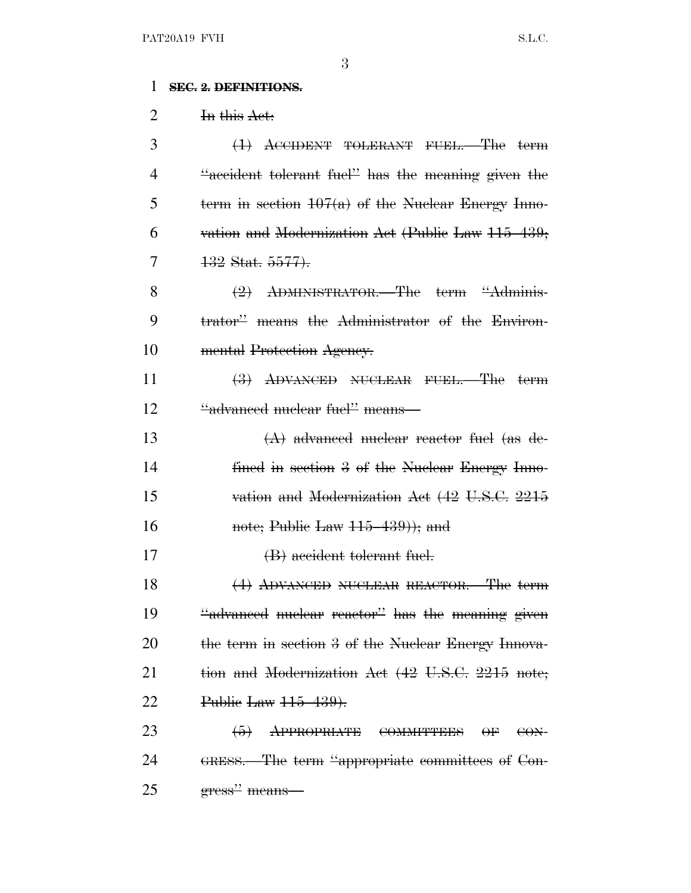~~**SEC. 2. DEFINITIONS.**~~

~~In this Act:~~

~~(1) ACCIDENT TOLERANT FUEL.—The term "accident tolerant fuel" has the meaning given the term in section 107(a) of the Nuclear Energy Innovation and Modernization Act (Public Law 115–439; 132 Stat. 5577).~~

~~(2) ADMINISTRATOR.—The term "Administrator" means the Administrator of the Environmental Protection Agency.~~

~~(3) ADVANCED NUCLEAR FUEL.—The term "advanced nuclear fuel" means—~~

~~(A) advanced nuclear reactor fuel (as defined in section 3 of the Nuclear Energy Innovation and Modernization Act (42 U.S.C. 2215 note; Public Law 115–439)); and~~

~~(B) accident tolerant fuel.~~

~~(4) ADVANCED NUCLEAR REACTOR.—The term "advanced nuclear reactor" has the meaning given the term in section 3 of the Nuclear Energy Innovation and Modernization Act (42 U.S.C. 2215 note; Public Law 115–439).~~

~~(5) APPROPRIATE COMMITTEES OF CONGRESS.—The term "appropriate committees of Congress" means—~~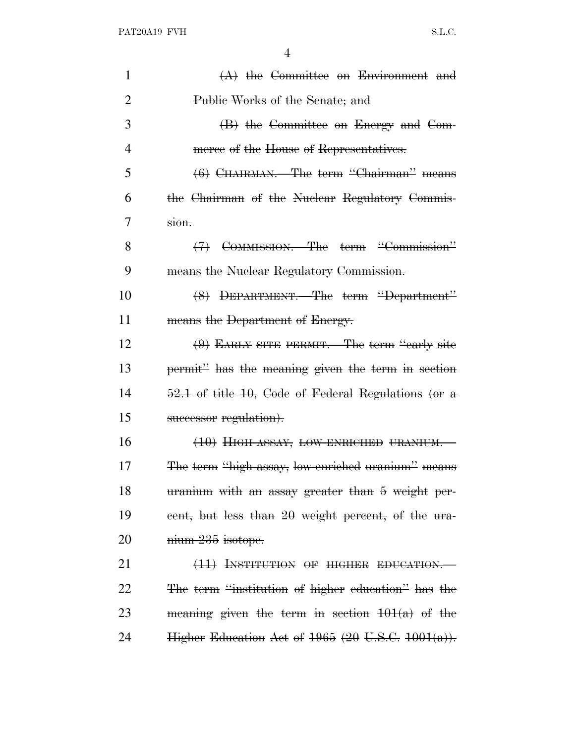~~(A) the Committee on Environment and Public Works of the Senate; and~~

~~(B) the Committee on Energy and Commerce of the House of Representatives.~~

~~(6) CHAIRMAN.—The term "Chairman" means the Chairman of the Nuclear Regulatory Commission.~~

~~(7) COMMISSION.—The term "Commission" means the Nuclear Regulatory Commission.~~

~~(8) DEPARTMENT.—The term "Department" means the Department of Energy.~~

~~(9) EARLY SITE PERMIT.—The term "early site permit" has the meaning given the term in section 52.1 of title 10, Code of Federal Regulations (or a successor regulation).~~

~~(10) HIGH-ASSAY, LOW-ENRICHED URANIUM.—The term "high-assay, low-enriched uranium" means uranium with an assay greater than 5 weight percent, but less than 20 weight percent, of the uranium-235 isotope.~~

~~(11) INSTITUTION OF HIGHER EDUCATION.—The term "institution of higher education" has the meaning given the term in section 101(a) of the Higher Education Act of 1965 (20 U.S.C. 1001(a)).~~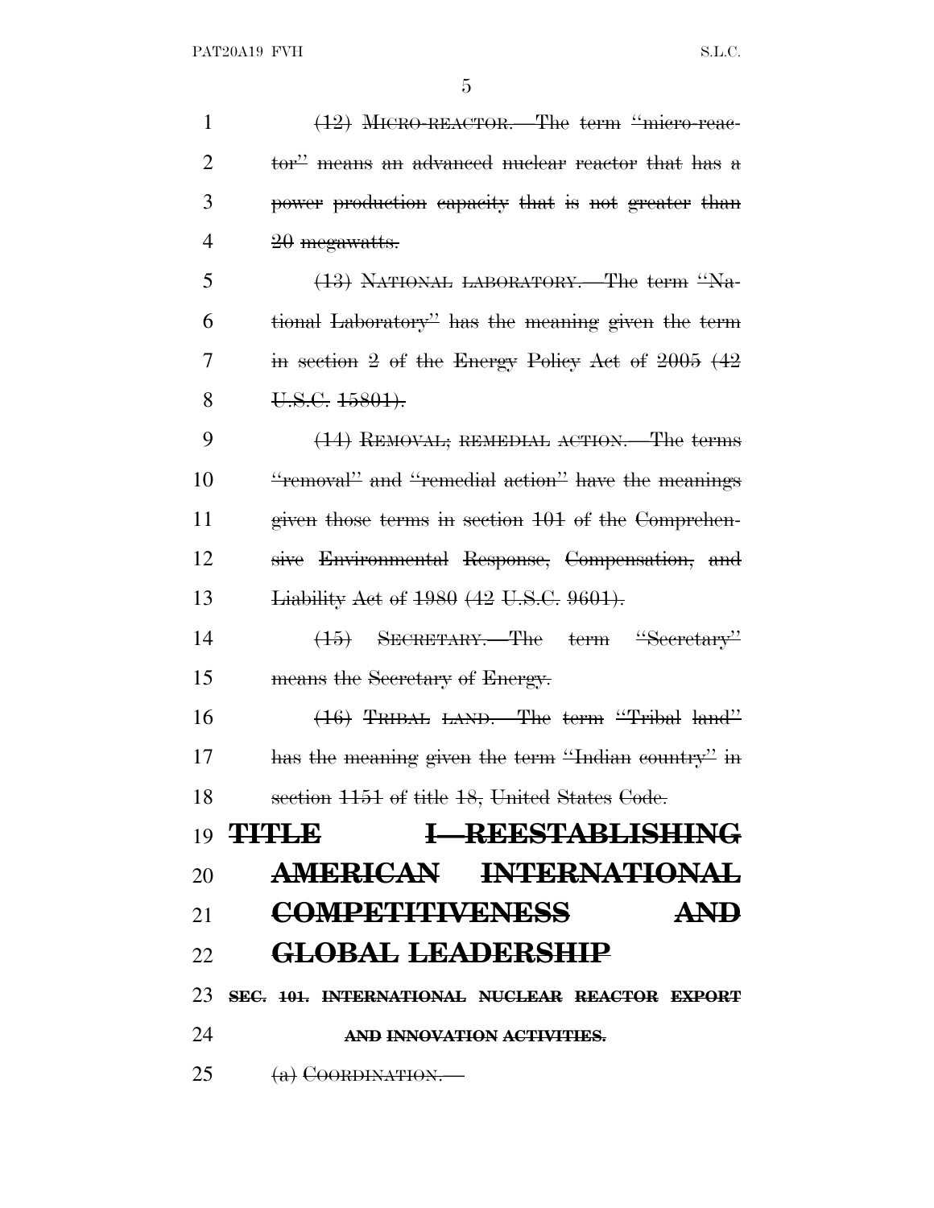~~(12) MICRO-REACTOR.—The term "micro-reactor" means an advanced nuclear reactor that has a power production capacity that is not greater than 20 megawatts.~~

~~(13) NATIONAL LABORATORY.—The term "National Laboratory" has the meaning given the term in section 2 of the Energy Policy Act of 2005 (42 U.S.C. 15801).~~

~~(14) REMOVAL; REMEDIAL ACTION.—The terms "removal" and "remedial action" have the meanings given those terms in section 101 of the Comprehensive Environmental Response, Compensation, and Liability Act of 1980 (42 U.S.C. 9601).~~

~~(15) SECRETARY.—The term "Secretary" means the Secretary of Energy.~~

~~(16) TRIBAL LAND.—The term "Tribal land" has the meaning given the term "Indian country" in section 1151 of title 18, United States Code.~~

# ~~TITLE I—REESTABLISHING AMERICAN INTERNATIONAL COMPETITIVENESS AND GLOBAL LEADERSHIP~~

## ~~SEC. 101. INTERNATIONAL NUCLEAR REACTOR EXPORT AND INNOVATION ACTIVITIES.~~

~~(a) COORDINATION.—~~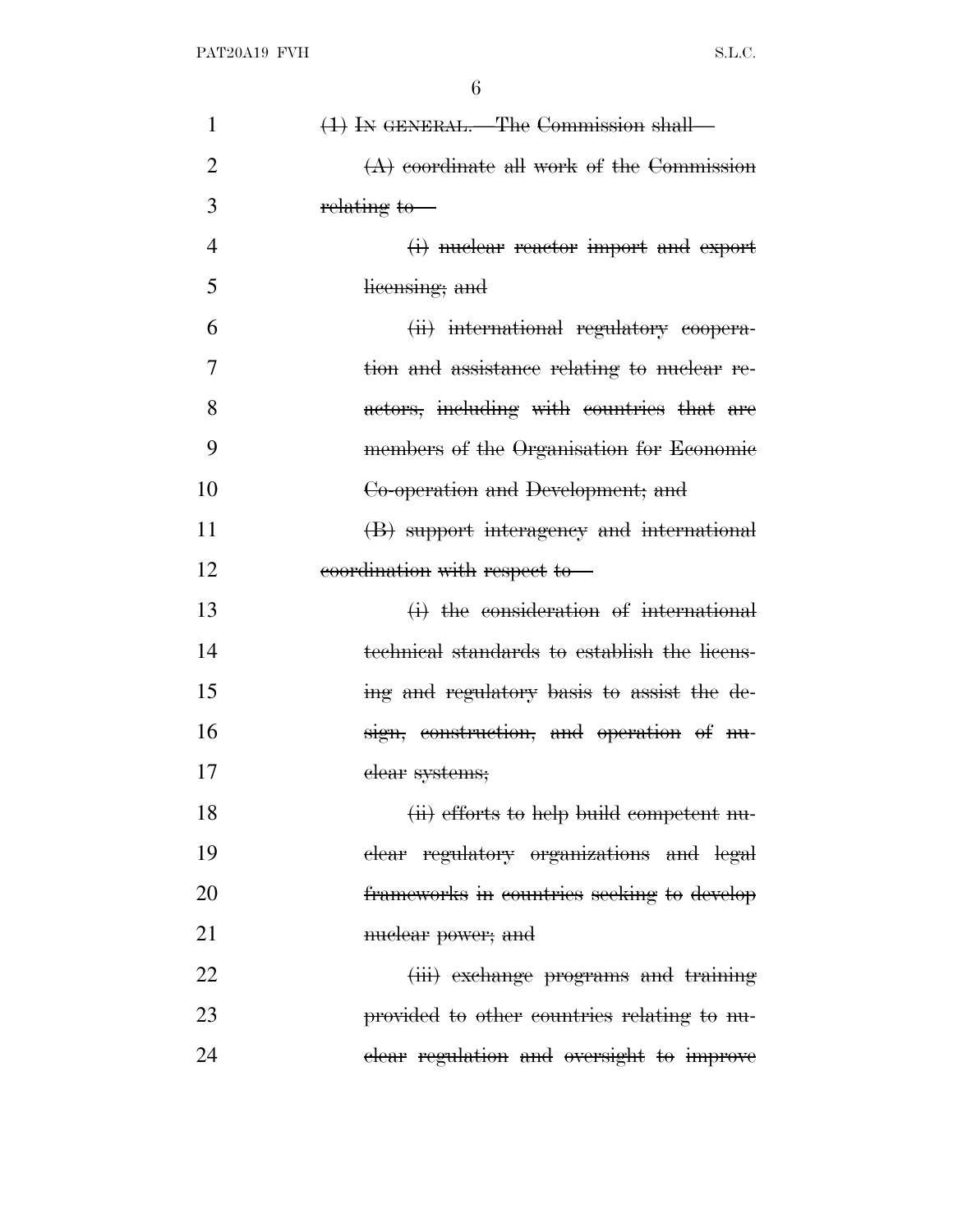~~(1) IN GENERAL.—The Commission shall—~~

~~(A) coordinate all work of the Commission relating to—~~

~~(i) nuclear reactor import and export licensing; and~~

~~(ii) international regulatory cooperation and assistance relating to nuclear reactors, including with countries that are members of the Organisation for Economic Co-operation and Development; and~~

~~(B) support interagency and international coordination with respect to—~~

~~(i) the consideration of international technical standards to establish the licensing and regulatory basis to assist the design, construction, and operation of nuclear systems;~~

~~(ii) efforts to help build competent nuclear regulatory organizations and legal frameworks in countries seeking to develop nuclear power; and~~

~~(iii) exchange programs and training provided to other countries relating to nuclear regulation and oversight to improve~~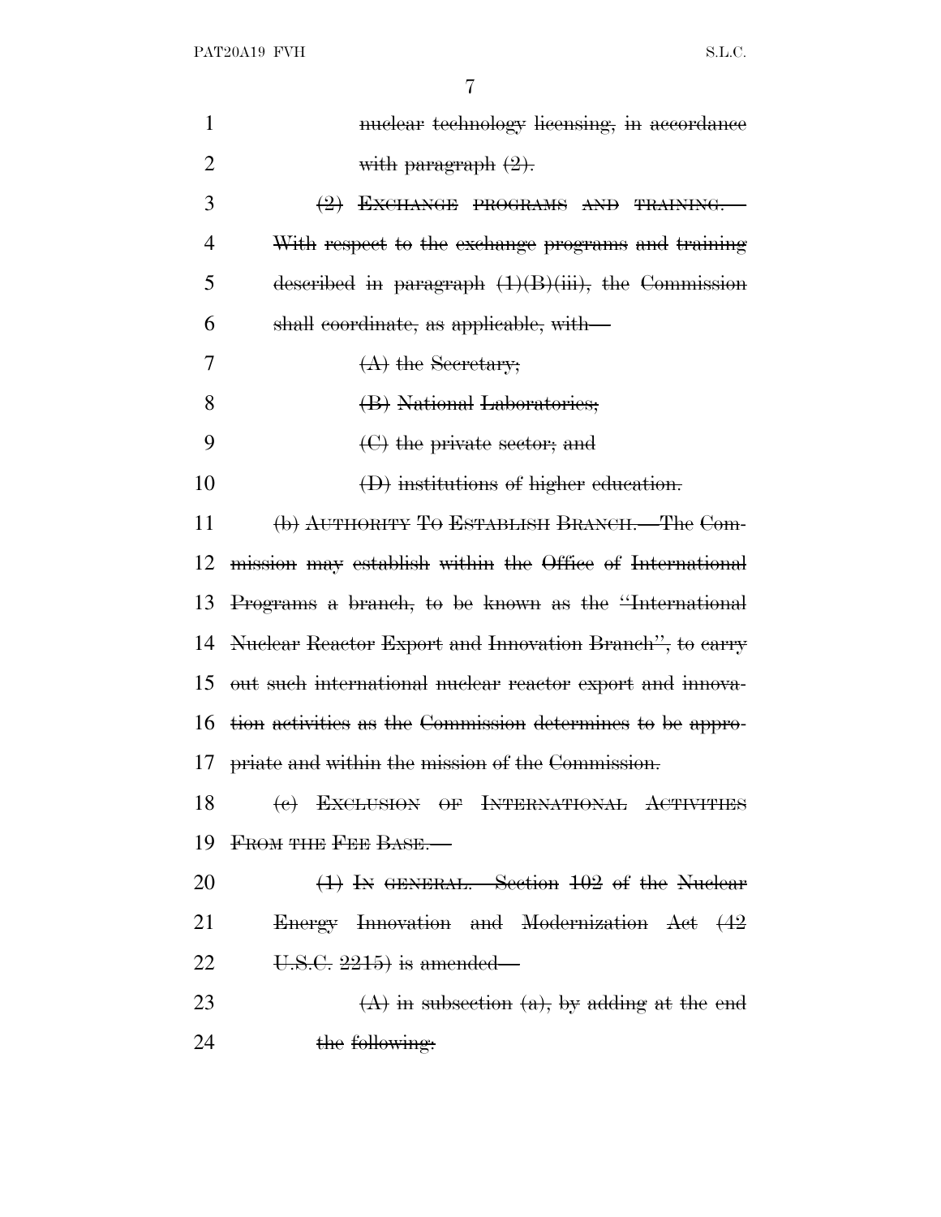nuclear technology licensing, in accordance with paragraph (2).

(2) EXCHANGE PROGRAMS AND TRAINING.—With respect to the exchange programs and training described in paragraph (1)(B)(iii), the Commission shall coordinate, as applicable, with—

(A) the Secretary;

(B) National Laboratories;

(C) the private sector; and

(D) institutions of higher education.

(b) AUTHORITY TO ESTABLISH BRANCH.—The Commission may establish within the Office of International Programs a branch, to be known as the "International Nuclear Reactor Export and Innovation Branch", to carry out such international nuclear reactor export and innovation activities as the Commission determines to be appropriate and within the mission of the Commission.

(c) EXCLUSION OF INTERNATIONAL ACTIVITIES FROM THE FEE BASE.—

(1) IN GENERAL.—Section 102 of the Nuclear Energy Innovation and Modernization Act (42 U.S.C. 2215) is amended—

(A) in subsection (a), by adding at the end the following: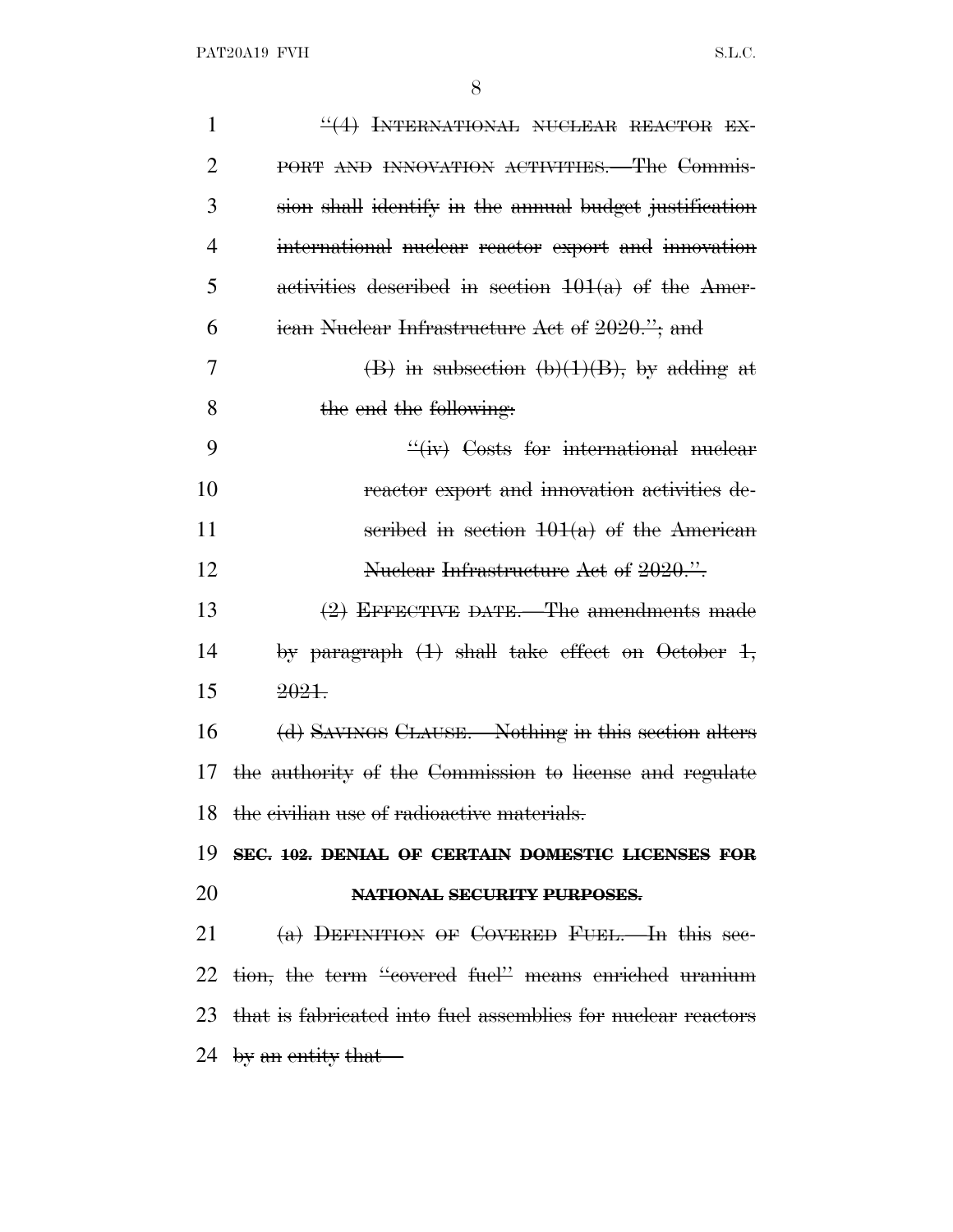~~"(4) INTERNATIONAL NUCLEAR REACTOR EXPORT AND INNOVATION ACTIVITIES.—The Commission shall identify in the annual budget justification international nuclear reactor export and innovation activities described in section 101(a) of the American Nuclear Infrastructure Act of 2020."; and~~

~~(B) in subsection (b)(1)(B), by adding at the end the following:~~

~~"(iv) Costs for international nuclear reactor export and innovation activities described in section 101(a) of the American Nuclear Infrastructure Act of 2020.".~~

~~(2) EFFECTIVE DATE.—The amendments made by paragraph (1) shall take effect on October 1, 2021.~~

~~(d) SAVINGS CLAUSE.—Nothing in this section alters the authority of the Commission to license and regulate the civilian use of radioactive materials.~~

~~**SEC. 102. DENIAL OF CERTAIN DOMESTIC LICENSES FOR NATIONAL SECURITY PURPOSES.**~~

~~(a) DEFINITION OF COVERED FUEL.—In this section, the term "covered fuel" means enriched uranium that is fabricated into fuel assemblies for nuclear reactors by an entity that—~~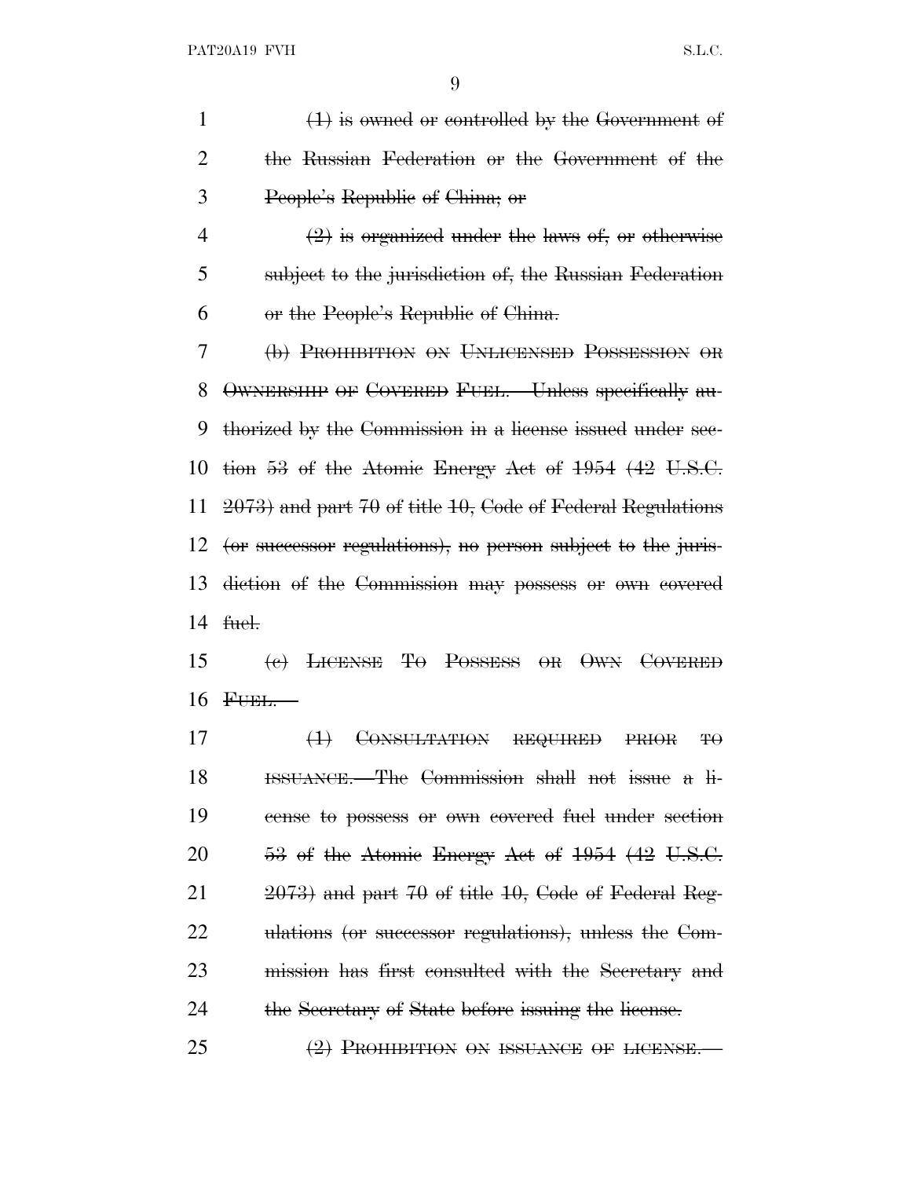~~(1) is owned or controlled by the Government of the Russian Federation or the Government of the People's Republic of China; or~~

~~(2) is organized under the laws of, or otherwise subject to the jurisdiction of, the Russian Federation or the People's Republic of China.~~

~~(b) PROHIBITION ON UNLICENSED POSSESSION OR OWNERSHIP OF COVERED FUEL.—Unless specifically authorized by the Commission in a license issued under section 53 of the Atomic Energy Act of 1954 (42 U.S.C. 2073) and part 70 of title 10, Code of Federal Regulations (or successor regulations), no person subject to the jurisdiction of the Commission may possess or own covered fuel.~~

~~(c) LICENSE TO POSSESS OR OWN COVERED FUEL.—~~

~~(1) CONSULTATION REQUIRED PRIOR TO ISSUANCE.—The Commission shall not issue a license to possess or own covered fuel under section 53 of the Atomic Energy Act of 1954 (42 U.S.C. 2073) and part 70 of title 10, Code of Federal Regulations (or successor regulations), unless the Commission has first consulted with the Secretary and the Secretary of State before issuing the license.~~

~~(2) PROHIBITION ON ISSUANCE OF LICENSE.—~~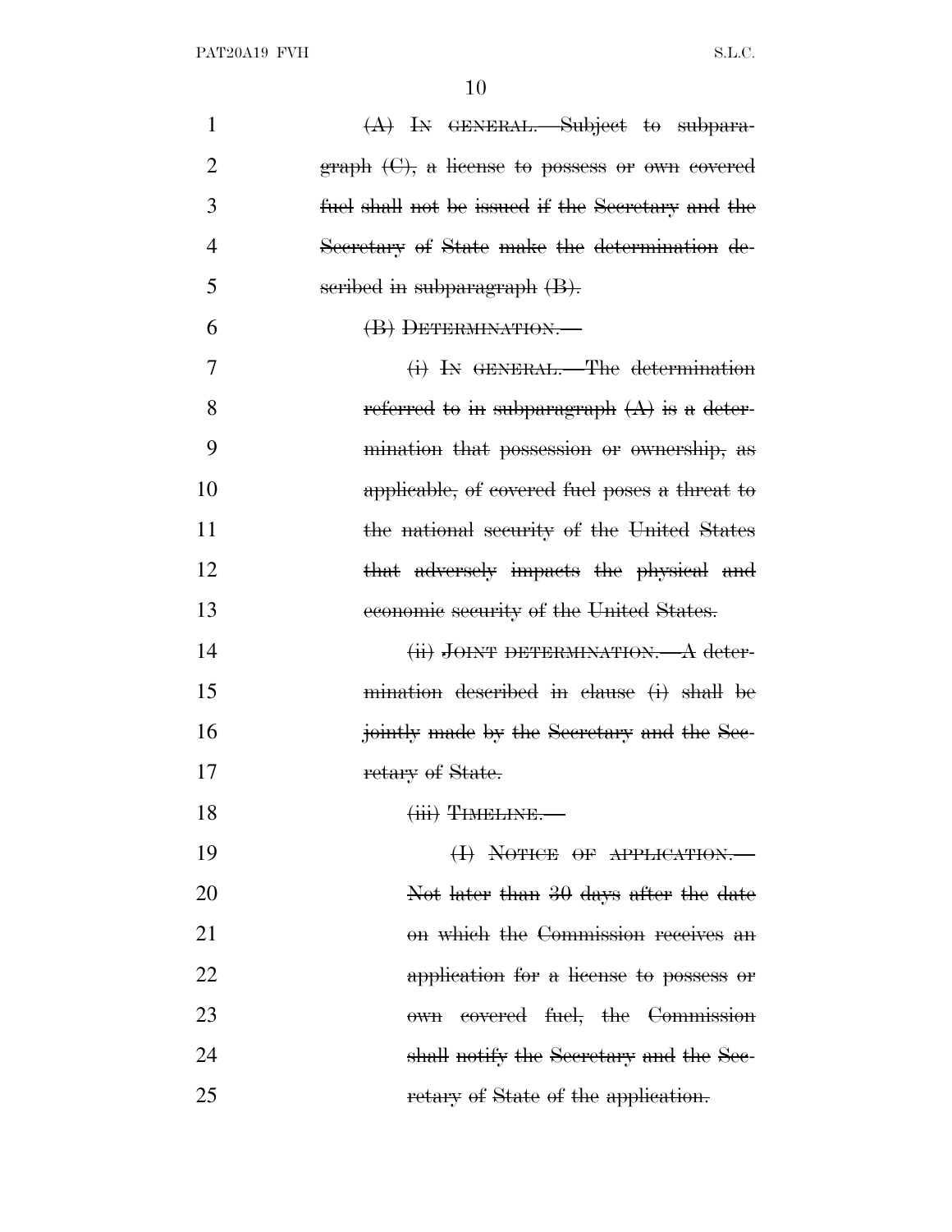~~(A) IN GENERAL.—Subject to subparagraph (C), a license to possess or own covered fuel shall not be issued if the Secretary and the Secretary of State make the determination described in subparagraph (B).~~

~~(B) DETERMINATION.—~~

~~(i) IN GENERAL.—The determination referred to in subparagraph (A) is a determination that possession or ownership, as applicable, of covered fuel poses a threat to the national security of the United States that adversely impacts the physical and economic security of the United States.~~

~~(ii) JOINT DETERMINATION.—A determination described in clause (i) shall be jointly made by the Secretary and the Secretary of State.~~

~~(iii) TIMELINE.—~~

~~(I) NOTICE OF APPLICATION.—Not later than 30 days after the date on which the Commission receives an application for a license to possess or own covered fuel, the Commission shall notify the Secretary and the Secretary of State of the application.~~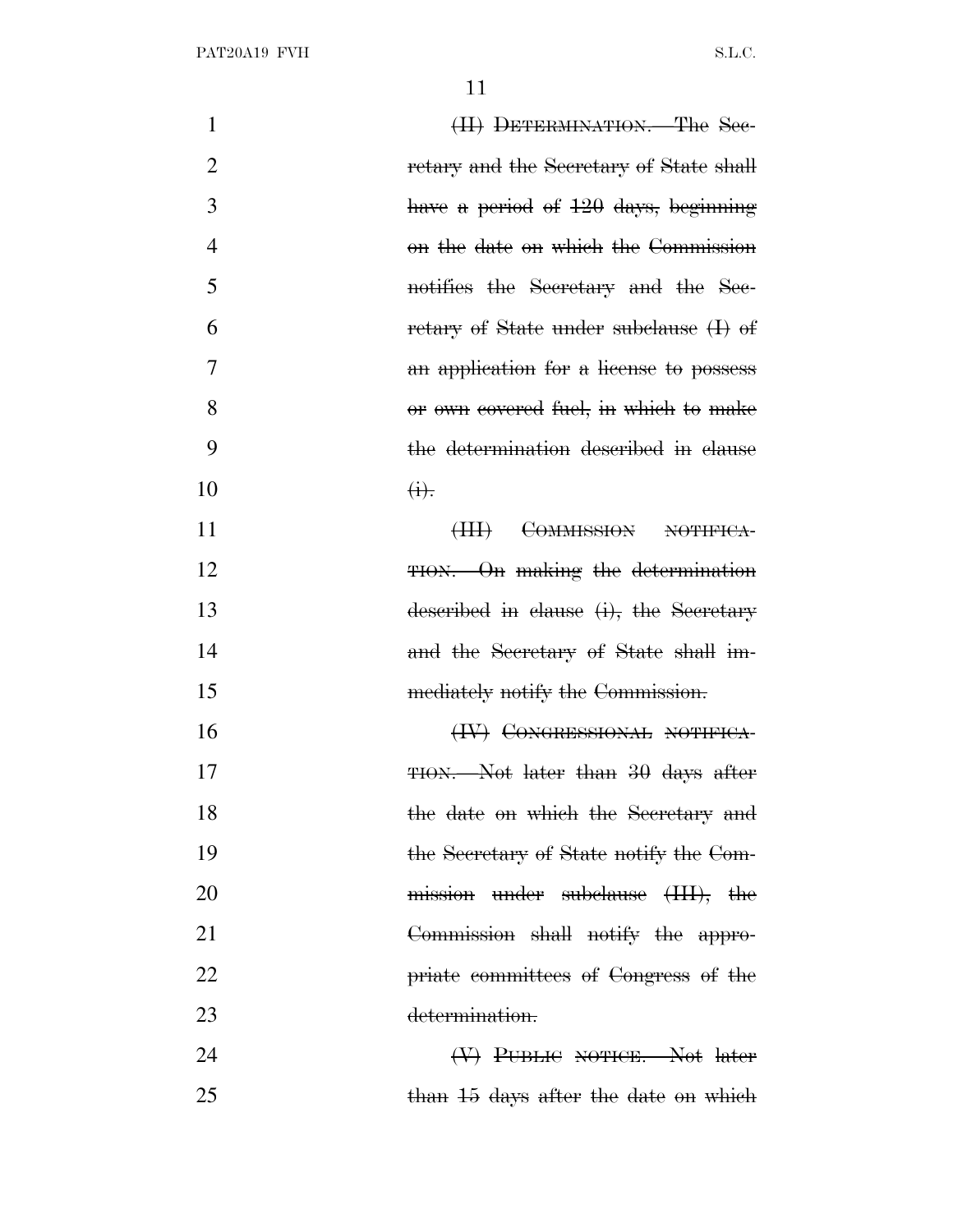~~(II) DETERMINATION.—The Secretary and the Secretary of State shall have a period of 120 days, beginning on the date on which the Commission notifies the Secretary and the Secretary of State under subclause (I) of an application for a license to possess or own covered fuel, in which to make the determination described in clause (i).~~

~~(III) COMMISSION NOTIFICATION.—On making the determination described in clause (i), the Secretary and the Secretary of State shall immediately notify the Commission.~~

~~(IV) CONGRESSIONAL NOTIFICATION.—Not later than 30 days after the date on which the Secretary and the Secretary of State notify the Commission under subclause (III), the Commission shall notify the appropriate committees of Congress of the determination.~~

~~(V) PUBLIC NOTICE.—Not later than 15 days after the date on which~~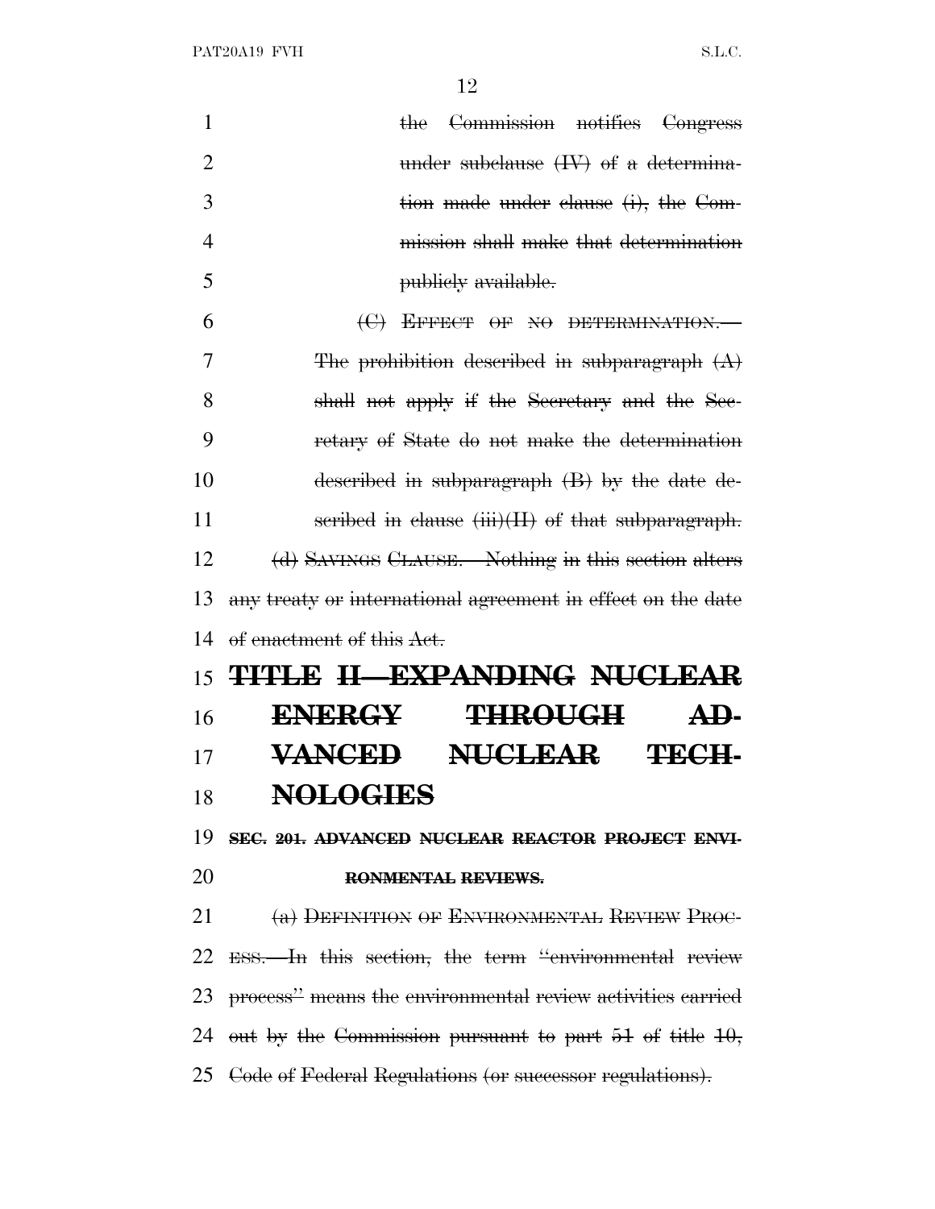the Commission notifies Congress under subclause (IV) of a determination made under clause (i), the Commission shall make that determination publicly available.

(C) EFFECT OF NO DETERMINATION.—The prohibition described in subparagraph (A) shall not apply if the Secretary and the Secretary of State do not make the determination described in subparagraph (B) by the date described in clause (iii)(II) of that subparagraph.

(d) SAVINGS CLAUSE.—Nothing in this section alters any treaty or international agreement in effect on the date of enactment of this Act.

# TITLE II—EXPANDING NUCLEAR ENERGY THROUGH ADVANCED NUCLEAR TECHNOLOGIES

## SEC. 201. ADVANCED NUCLEAR REACTOR PROJECT ENVIRONMENTAL REVIEWS.

(a) DEFINITION OF ENVIRONMENTAL REVIEW PROCESS.—In this section, the term "environmental review process" means the environmental review activities carried out by the Commission pursuant to part 51 of title 10, Code of Federal Regulations (or successor regulations).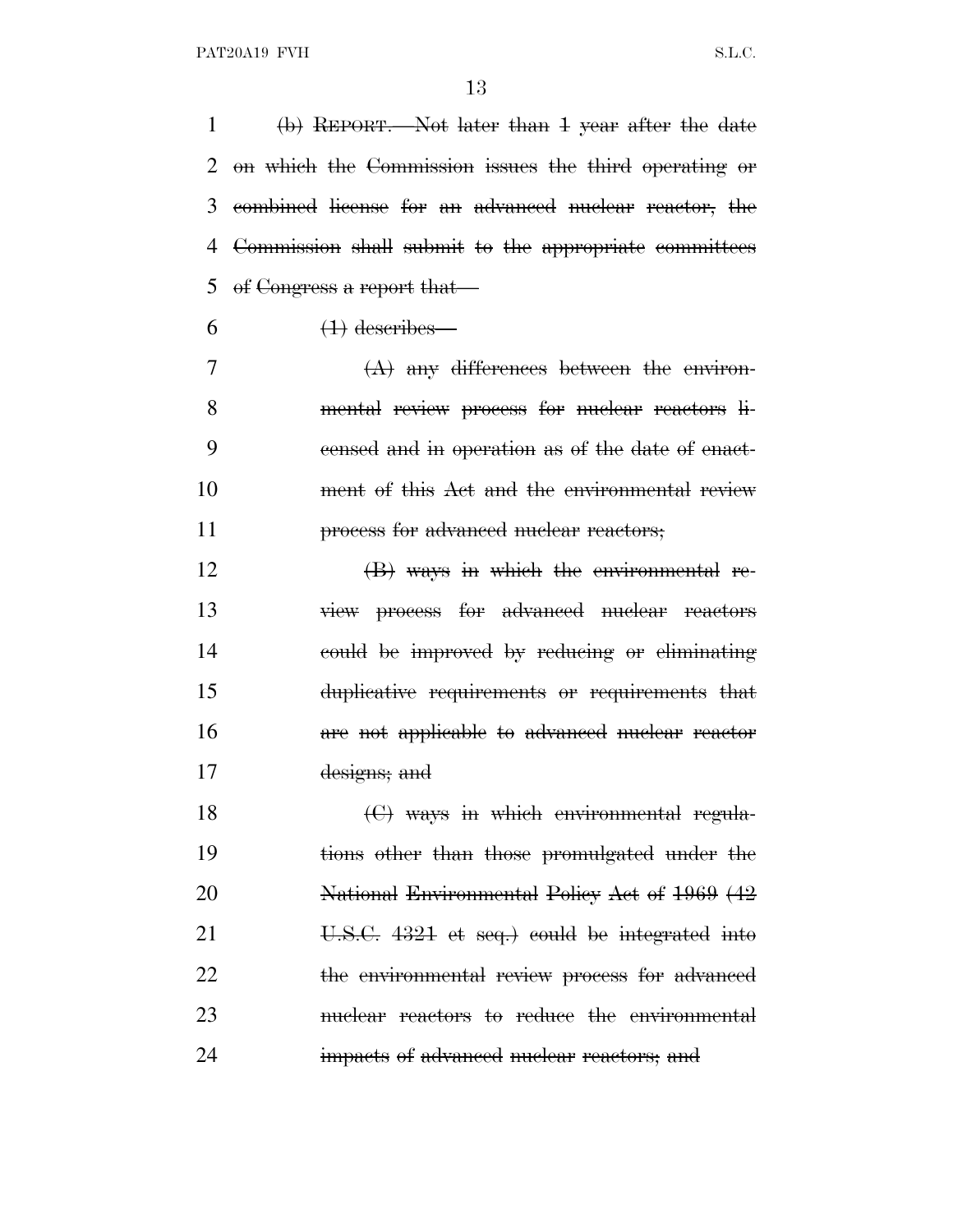~~(b) REPORT.—Not later than 1 year after the date on which the Commission issues the third operating or combined license for an advanced nuclear reactor, the Commission shall submit to the appropriate committees of Congress a report that—~~

~~(1) describes—~~

~~(A) any differences between the environmental review process for nuclear reactors licensed and in operation as of the date of enactment of this Act and the environmental review process for advanced nuclear reactors;~~

~~(B) ways in which the environmental review process for advanced nuclear reactors could be improved by reducing or eliminating duplicative requirements or requirements that are not applicable to advanced nuclear reactor designs; and~~

~~(C) ways in which environmental regulations other than those promulgated under the National Environmental Policy Act of 1969 (42 U.S.C. 4321 et seq.) could be integrated into the environmental review process for advanced nuclear reactors to reduce the environmental impacts of advanced nuclear reactors; and~~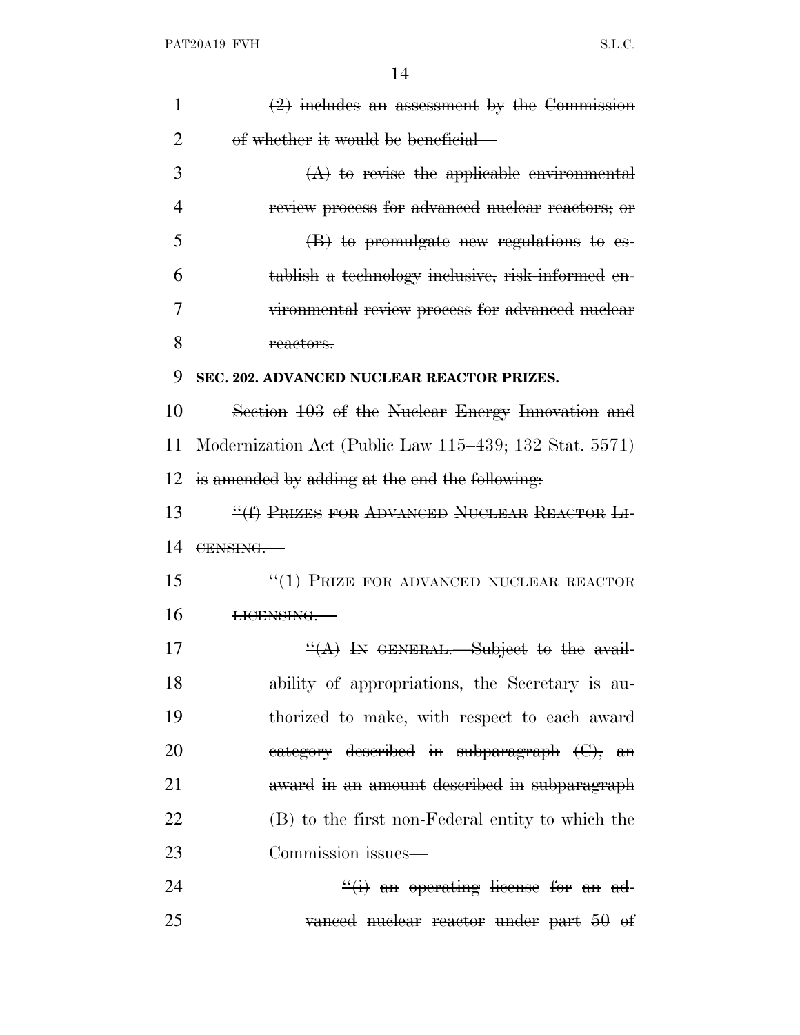~~(2) includes an assessment by the Commission of whether it would be beneficial—~~

~~(A) to revise the applicable environmental review process for advanced nuclear reactors; or~~

~~(B) to promulgate new regulations to establish a technology inclusive, risk-informed environmental review process for advanced nuclear reactors.~~

~~**SEC. 202. ADVANCED NUCLEAR REACTOR PRIZES.**~~

~~Section 103 of the Nuclear Energy Innovation and Modernization Act (Public Law 115–439; 132 Stat. 5571) is amended by adding at the end the following:~~

~~"(f) PRIZES FOR ADVANCED NUCLEAR REACTOR LICENSING.—~~

~~"(1) PRIZE FOR ADVANCED NUCLEAR REACTOR LICENSING.—~~

~~"(A) IN GENERAL.—Subject to the availability of appropriations, the Secretary is authorized to make, with respect to each award category described in subparagraph (C), an award in an amount described in subparagraph (B) to the first non-Federal entity to which the Commission issues—~~

~~"(i) an operating license for an advanced nuclear reactor under part 50 of~~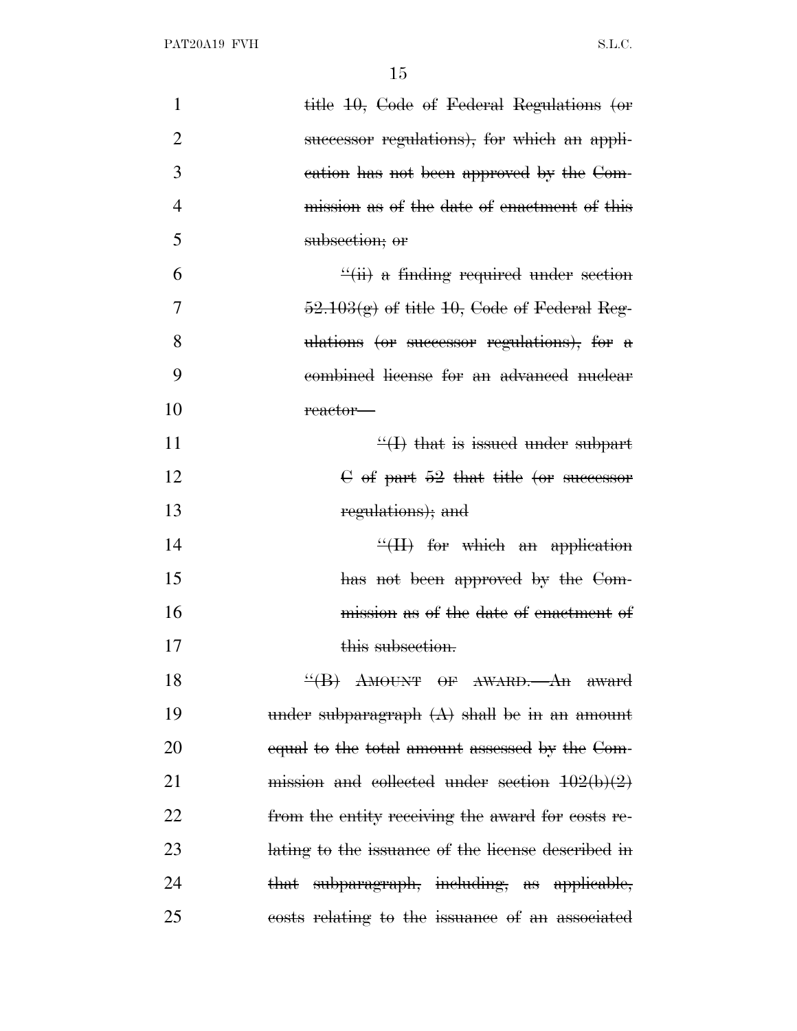~~title 10, Code of Federal Regulations (or successor regulations), for which an application has not been approved by the Commission as of the date of enactment of this subsection; or~~

~~"(ii) a finding required under section 52.103(g) of title 10, Code of Federal Regulations (or successor regulations), for a combined license for an advanced nuclear reactor—~~

~~"(I) that is issued under subpart C of part 52 that title (or successor regulations); and~~

~~"(II) for which an application has not been approved by the Commission as of the date of enactment of this subsection.~~

~~"(B) AMOUNT OF AWARD.—An award under subparagraph (A) shall be in an amount equal to the total amount assessed by the Commission and collected under section 102(b)(2) from the entity receiving the award for costs relating to the issuance of the license described in that subparagraph, including, as applicable, costs relating to the issuance of an associated~~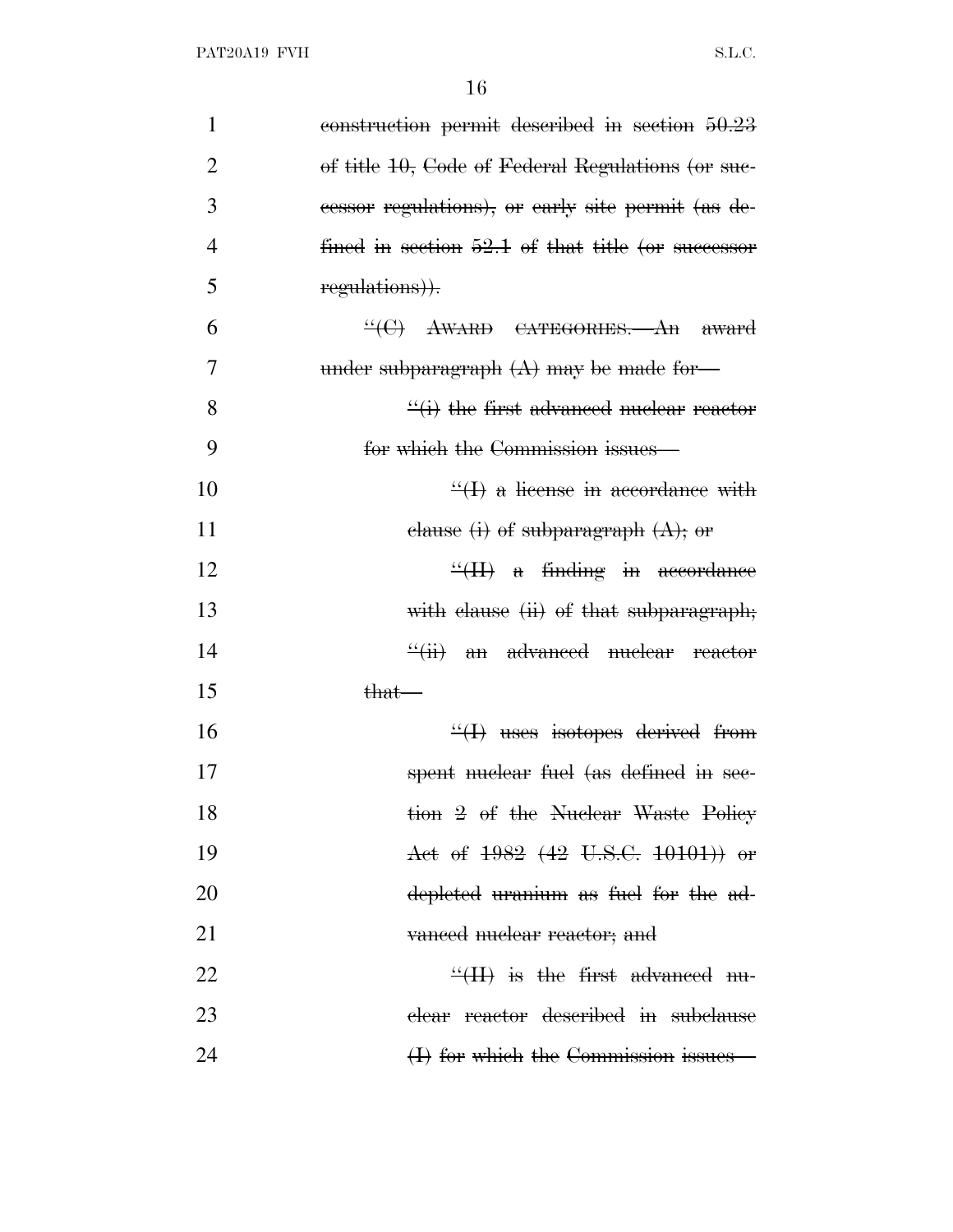construction permit described in section 50.23 of title 10, Code of Federal Regulations (or successor regulations), or early site permit (as defined in section 52.1 of that title (or successor regulations)).

"(C) AWARD CATEGORIES.—An award under subparagraph (A) may be made for—

"(i) the first advanced nuclear reactor for which the Commission issues—

"(I) a license in accordance with clause (i) of subparagraph (A); or

"(II) a finding in accordance with clause (ii) of that subparagraph;

"(ii) an advanced nuclear reactor that—

"(I) uses isotopes derived from spent nuclear fuel (as defined in section 2 of the Nuclear Waste Policy Act of 1982 (42 U.S.C. 10101)) or depleted uranium as fuel for the advanced nuclear reactor; and

"(II) is the first advanced nuclear reactor described in subclause (I) for which the Commission issues—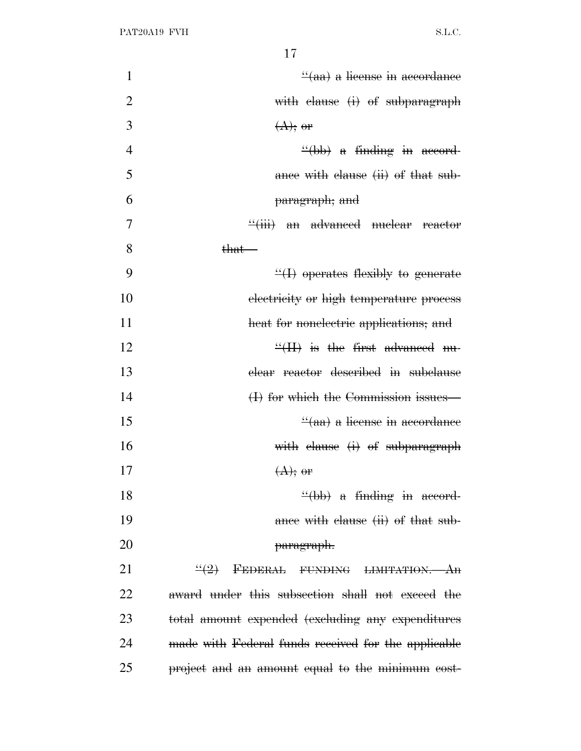~~"(aa) a license in accordance with clause (i) of subparagraph (A); or~~

~~"(bb) a finding in accordance with clause (ii) of that subparagraph; and~~

~~"(iii) an advanced nuclear reactor that—~~

~~"(I) operates flexibly to generate electricity or high temperature process heat for nonelectric applications; and~~

~~"(II) is the first advanced nuclear reactor described in subclause (I) for which the Commission issues—~~

~~"(aa) a license in accordance with clause (i) of subparagraph (A); or~~

~~"(bb) a finding in accordance with clause (ii) of that subparagraph.~~

~~"(2) FEDERAL FUNDING LIMITATION.—An award under this subsection shall not exceed the total amount expended (excluding any expenditures made with Federal funds received for the applicable project and an amount equal to the minimum cost-~~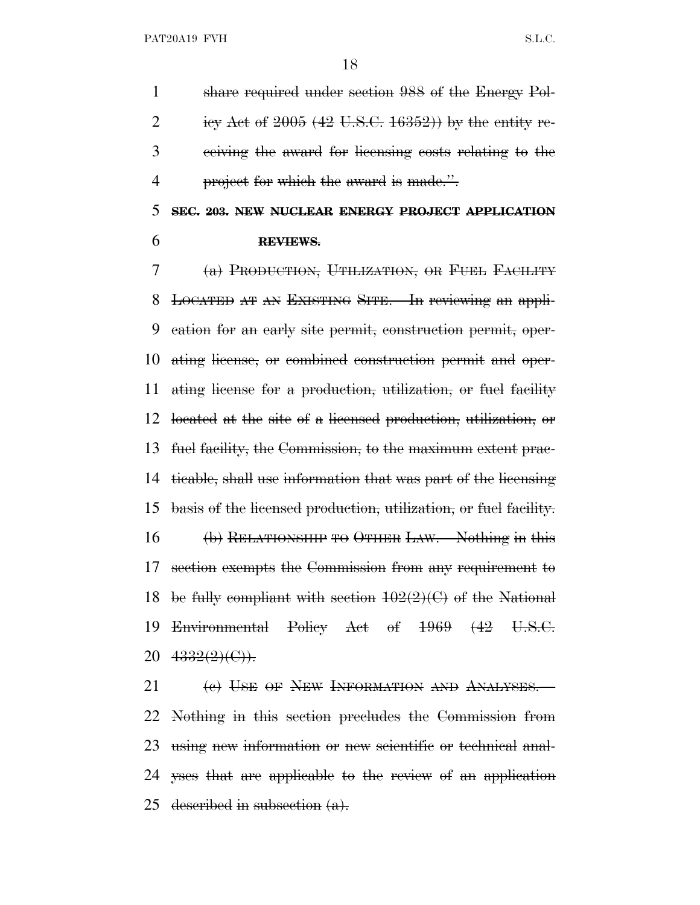share required under section 988 of the Energy Policy Act of 2005 (42 U.S.C. 16352)) by the entity receiving the award for licensing costs relating to the project for which the award is made.".

**SEC. 203. NEW NUCLEAR ENERGY PROJECT APPLICATION REVIEWS.**

(a) PRODUCTION, UTILIZATION, OR FUEL FACILITY LOCATED AT AN EXISTING SITE.—In reviewing an application for an early site permit, construction permit, operating license, or combined construction permit and operating license for a production, utilization, or fuel facility located at the site of a licensed production, utilization, or fuel facility, the Commission, to the maximum extent practicable, shall use information that was part of the licensing basis of the licensed production, utilization, or fuel facility.

(b) RELATIONSHIP TO OTHER LAW.—Nothing in this section exempts the Commission from any requirement to be fully compliant with section 102(2)(C) of the National Environmental Policy Act of 1969 (42 U.S.C. 4332(2)(C)).

(c) USE OF NEW INFORMATION AND ANALYSES.—Nothing in this section precludes the Commission from using new information or new scientific or technical analyses that are applicable to the review of an application described in subsection (a).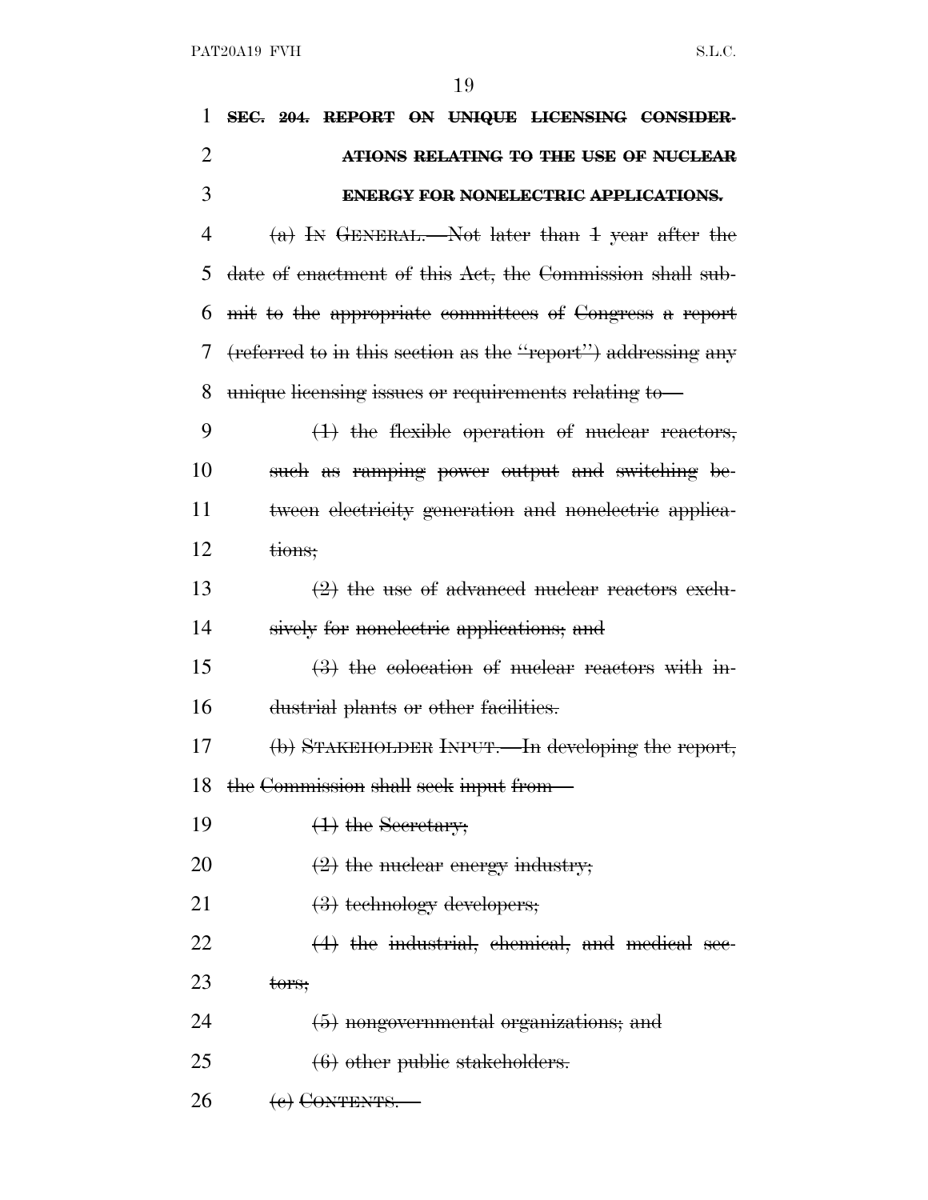~~**SEC. 204. REPORT ON UNIQUE LICENSING CONSIDERATIONS RELATING TO THE USE OF NUCLEAR ENERGY FOR NONELECTRIC APPLICATIONS.**~~

~~(a) IN GENERAL.—Not later than 1 year after the date of enactment of this Act, the Commission shall submit to the appropriate committees of Congress a report (referred to in this section as the "report") addressing any unique licensing issues or requirements relating to—~~

~~(1) the flexible operation of nuclear reactors, such as ramping power output and switching between electricity generation and nonelectric applications;~~

~~(2) the use of advanced nuclear reactors exclusively for nonelectric applications; and~~

~~(3) the colocation of nuclear reactors with industrial plants or other facilities.~~

~~(b) STAKEHOLDER INPUT.—In developing the report, the Commission shall seek input from—~~

~~(1) the Secretary;~~

~~(2) the nuclear energy industry;~~

~~(3) technology developers;~~

~~(4) the industrial, chemical, and medical sectors;~~

~~(5) nongovernmental organizations; and~~

~~(6) other public stakeholders.~~

~~(c) CONTENTS.—~~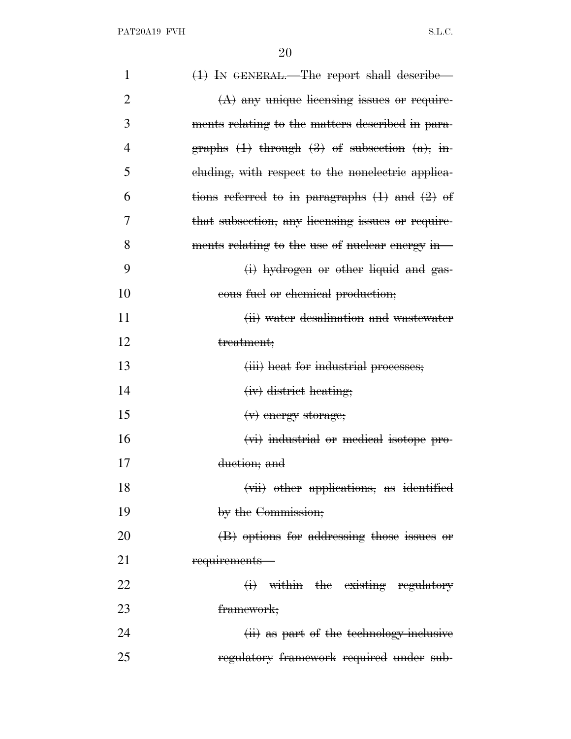~~(1) IN GENERAL.—The report shall describe—~~

~~(A) any unique licensing issues or requirements relating to the matters described in paragraphs (1) through (3) of subsection (a), including, with respect to the nonelectric applications referred to in paragraphs (1) and (2) of that subsection, any licensing issues or requirements relating to the use of nuclear energy in—~~

~~(i) hydrogen or other liquid and gaseous fuel or chemical production;~~

~~(ii) water desalination and wastewater treatment;~~

~~(iii) heat for industrial processes;~~

~~(iv) district heating;~~

~~(v) energy storage;~~

~~(vi) industrial or medical isotope production; and~~

~~(vii) other applications, as identified by the Commission;~~

~~(B) options for addressing those issues or requirements—~~

~~(i) within the existing regulatory framework;~~

~~(ii) as part of the technology-inclusive regulatory framework required under sub-~~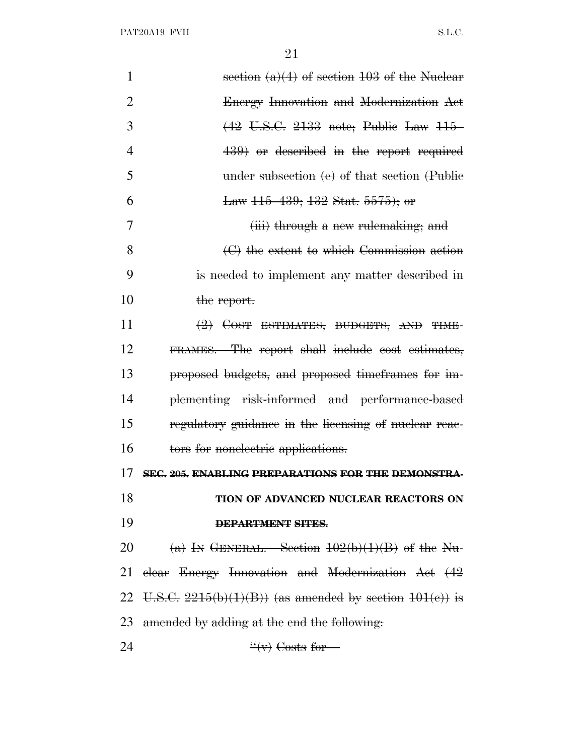~~section (a)(4) of section 103 of the Nuclear Energy Innovation and Modernization Act (42 U.S.C. 2133 note; Public Law 115–439) or described in the report required under subsection (e) of that section (Public Law 115–439; 132 Stat. 5575); or~~

~~(iii) through a new rulemaking; and~~

~~(C) the extent to which Commission action is needed to implement any matter described in the report.~~

~~(2) COST ESTIMATES, BUDGETS, AND TIMEFRAMES.—The report shall include cost estimates, proposed budgets, and proposed timeframes for implementing risk-informed and performance-based regulatory guidance in the licensing of nuclear reactors for nonelectric applications.~~

~~**SEC. 205. ENABLING PREPARATIONS FOR THE DEMONSTRATION OF ADVANCED NUCLEAR REACTORS ON DEPARTMENT SITES.**~~

~~(a) IN GENERAL.—Section 102(b)(1)(B) of the Nuclear Energy Innovation and Modernization Act (42 U.S.C. 2215(b)(1)(B)) (as amended by section 101(c)) is amended by adding at the end the following:~~

~~"(v) Costs for—~~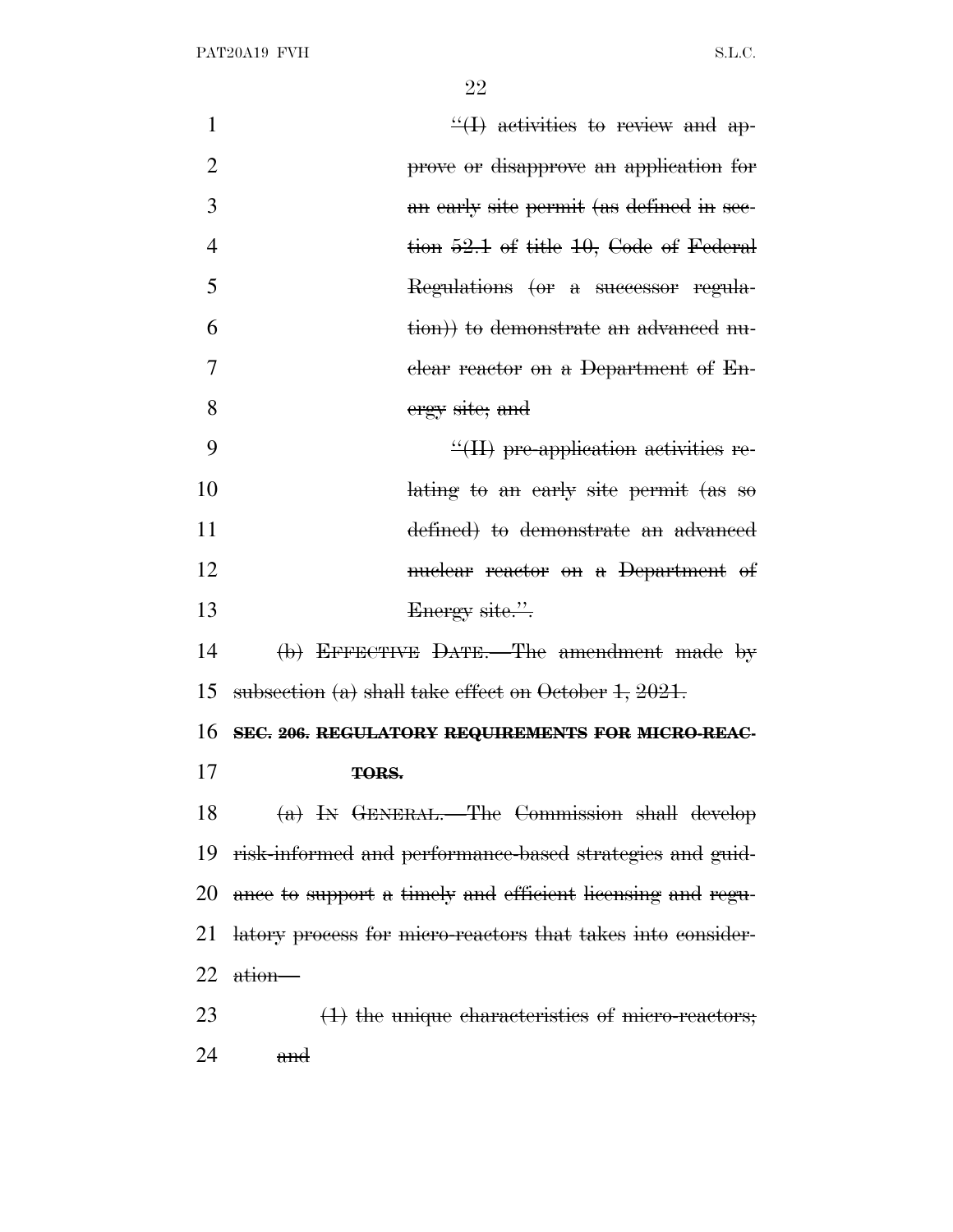"(I) activities to review and approve or disapprove an application for an early site permit (as defined in section 52.1 of title 10, Code of Federal Regulations (or a successor regulation)) to demonstrate an advanced nuclear reactor on a Department of Energy site; and

"(II) pre-application activities relating to an early site permit (as so defined) to demonstrate an advanced nuclear reactor on a Department of Energy site.".

(b) EFFECTIVE DATE.—The amendment made by subsection (a) shall take effect on October 1, 2021.

**SEC. 206. REGULATORY REQUIREMENTS FOR MICRO-REACTORS.**

(a) IN GENERAL.—The Commission shall develop risk-informed and performance-based strategies and guidance to support a timely and efficient licensing and regulatory process for micro-reactors that takes into consideration—

(1) the unique characteristics of micro-reactors; and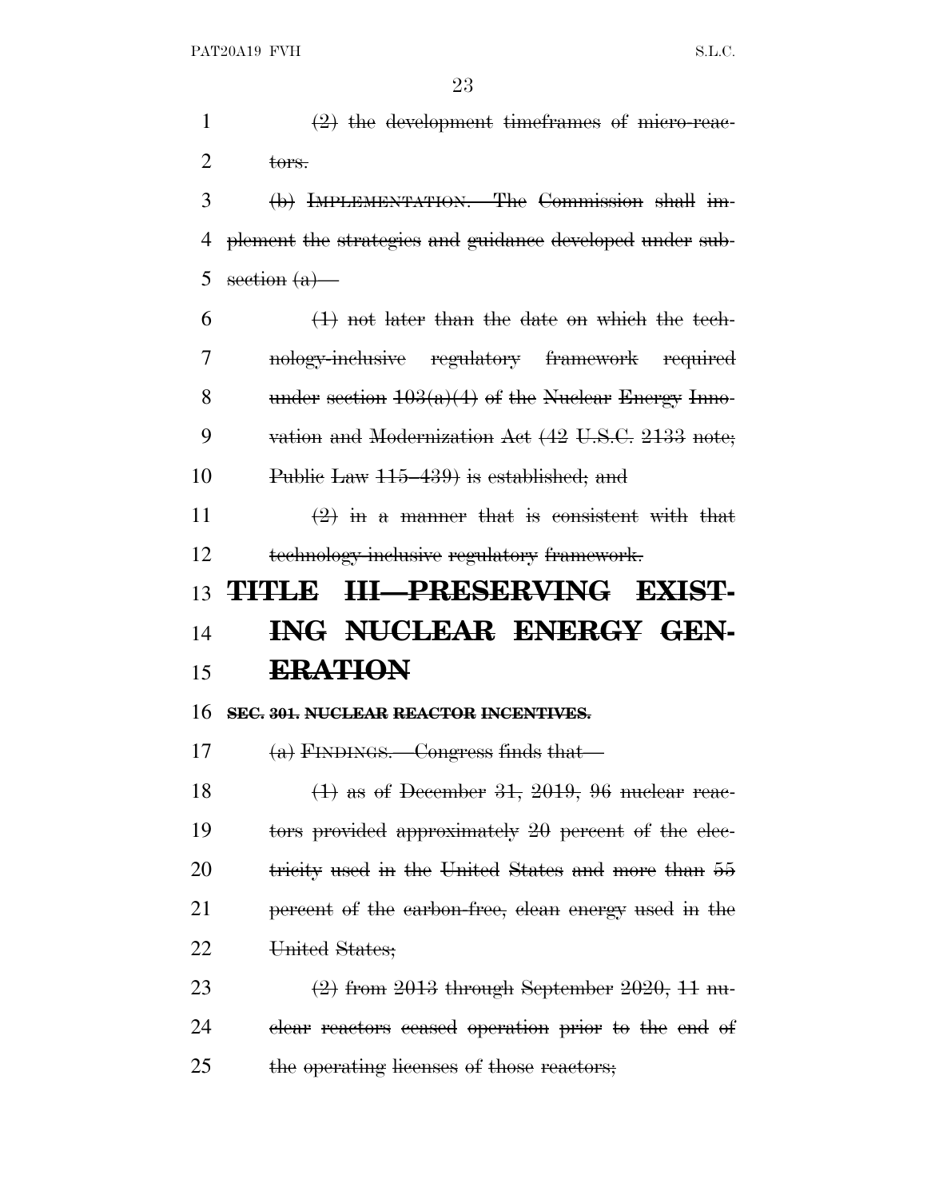(2) the development timeframes of micro-reactors.

(b) IMPLEMENTATION.—The Commission shall implement the strategies and guidance developed under subsection (a)—

(1) not later than the date on which the technology-inclusive regulatory framework required under section 103(a)(4) of the Nuclear Energy Innovation and Modernization Act (42 U.S.C. 2133 note; Public Law 115–439) is established; and

(2) in a manner that is consistent with that technology-inclusive regulatory framework.

# TITLE III—PRESERVING EXISTING NUCLEAR ENERGY GENERATION

### SEC. 301. NUCLEAR REACTOR INCENTIVES.

(a) FINDINGS.—Congress finds that—

(1) as of December 31, 2019, 96 nuclear reactors provided approximately 20 percent of the electricity used in the United States and more than 55 percent of the carbon-free, clean energy used in the United States;

(2) from 2013 through September 2020, 11 nuclear reactors ceased operation prior to the end of the operating licenses of those reactors;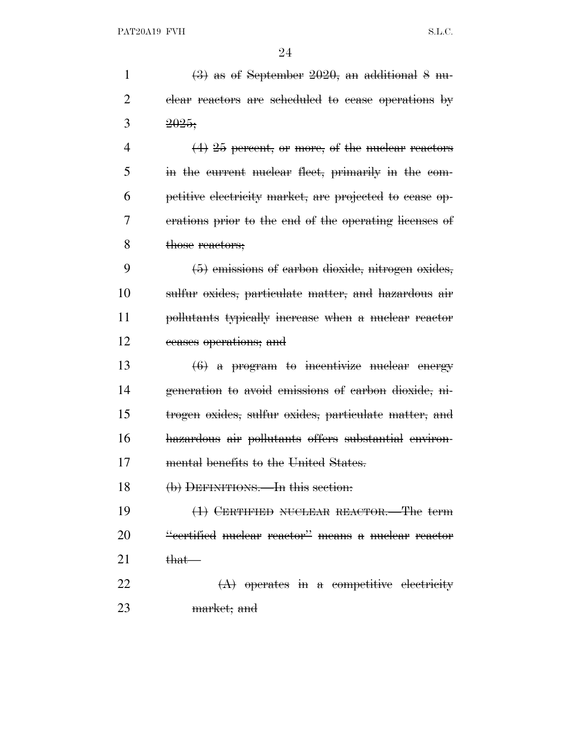~~(3) as of September 2020, an additional 8 nuclear reactors are scheduled to cease operations by 2025;~~

~~(4) 25 percent, or more, of the nuclear reactors in the current nuclear fleet, primarily in the competitive electricity market, are projected to cease operations prior to the end of the operating licenses of those reactors;~~

~~(5) emissions of carbon dioxide, nitrogen oxides, sulfur oxides, particulate matter, and hazardous air pollutants typically increase when a nuclear reactor ceases operations; and~~

~~(6) a program to incentivize nuclear energy generation to avoid emissions of carbon dioxide, nitrogen oxides, sulfur oxides, particulate matter, and hazardous air pollutants offers substantial environmental benefits to the United States.~~

~~(b) DEFINITIONS.—In this section:~~

~~(1) CERTIFIED NUCLEAR REACTOR.—The term "certified nuclear reactor" means a nuclear reactor that—~~

~~(A) operates in a competitive electricity market; and~~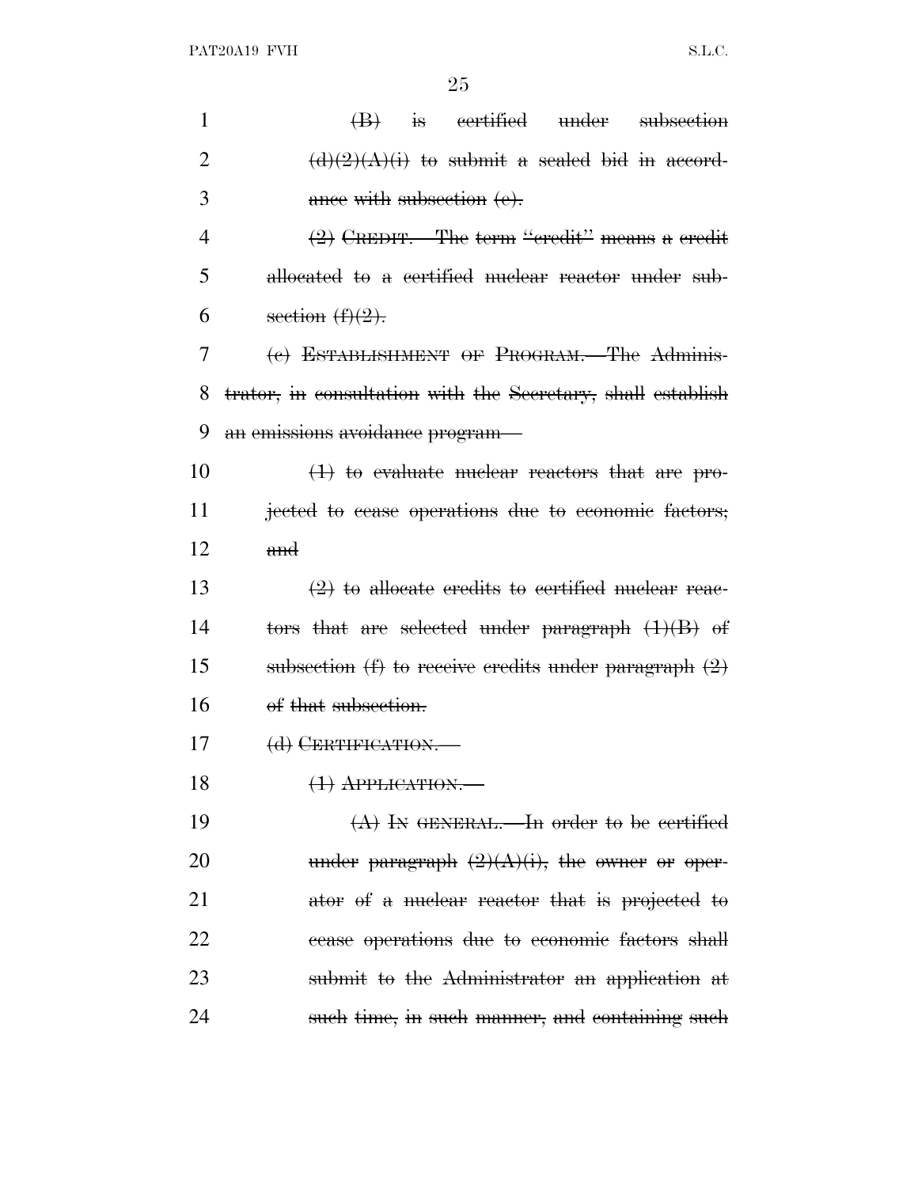~~(B) is certified under subsection (d)(2)(A)(i) to submit a sealed bid in accordance with subsection (e).~~

~~(2) CREDIT.—The term "credit" means a credit allocated to a certified nuclear reactor under subsection (f)(2).~~

~~(c) ESTABLISHMENT OF PROGRAM.—The Administrator, in consultation with the Secretary, shall establish an emissions avoidance program—~~

~~(1) to evaluate nuclear reactors that are projected to cease operations due to economic factors; and~~

~~(2) to allocate credits to certified nuclear reactors that are selected under paragraph (1)(B) of subsection (f) to receive credits under paragraph (2) of that subsection.~~

~~(d) CERTIFICATION.—~~

~~(1) APPLICATION.—~~

~~(A) IN GENERAL.—In order to be certified under paragraph (2)(A)(i), the owner or operator of a nuclear reactor that is projected to cease operations due to economic factors shall submit to the Administrator an application at such time, in such manner, and containing such~~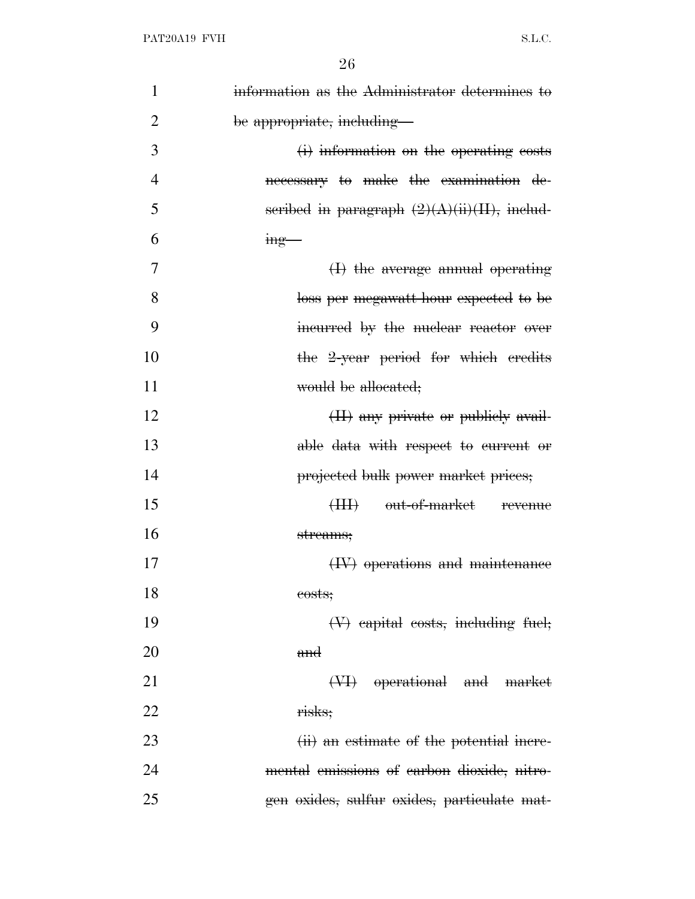~~information as the Administrator determines to be appropriate, including—~~

~~(i) information on the operating costs necessary to make the examination described in paragraph (2)(A)(ii)(II), including—~~

~~(I) the average annual operating loss per megawatt-hour expected to be incurred by the nuclear reactor over the 2-year period for which credits would be allocated;~~

~~(II) any private or publicly available data with respect to current or projected bulk power market prices;~~

~~(III) out-of-market revenue streams;~~

~~(IV) operations and maintenance costs;~~

~~(V) capital costs, including fuel; and~~

~~(VI) operational and market risks;~~

~~(ii) an estimate of the potential incremental emissions of carbon dioxide, nitrogen oxides, sulfur oxides, particulate mat-~~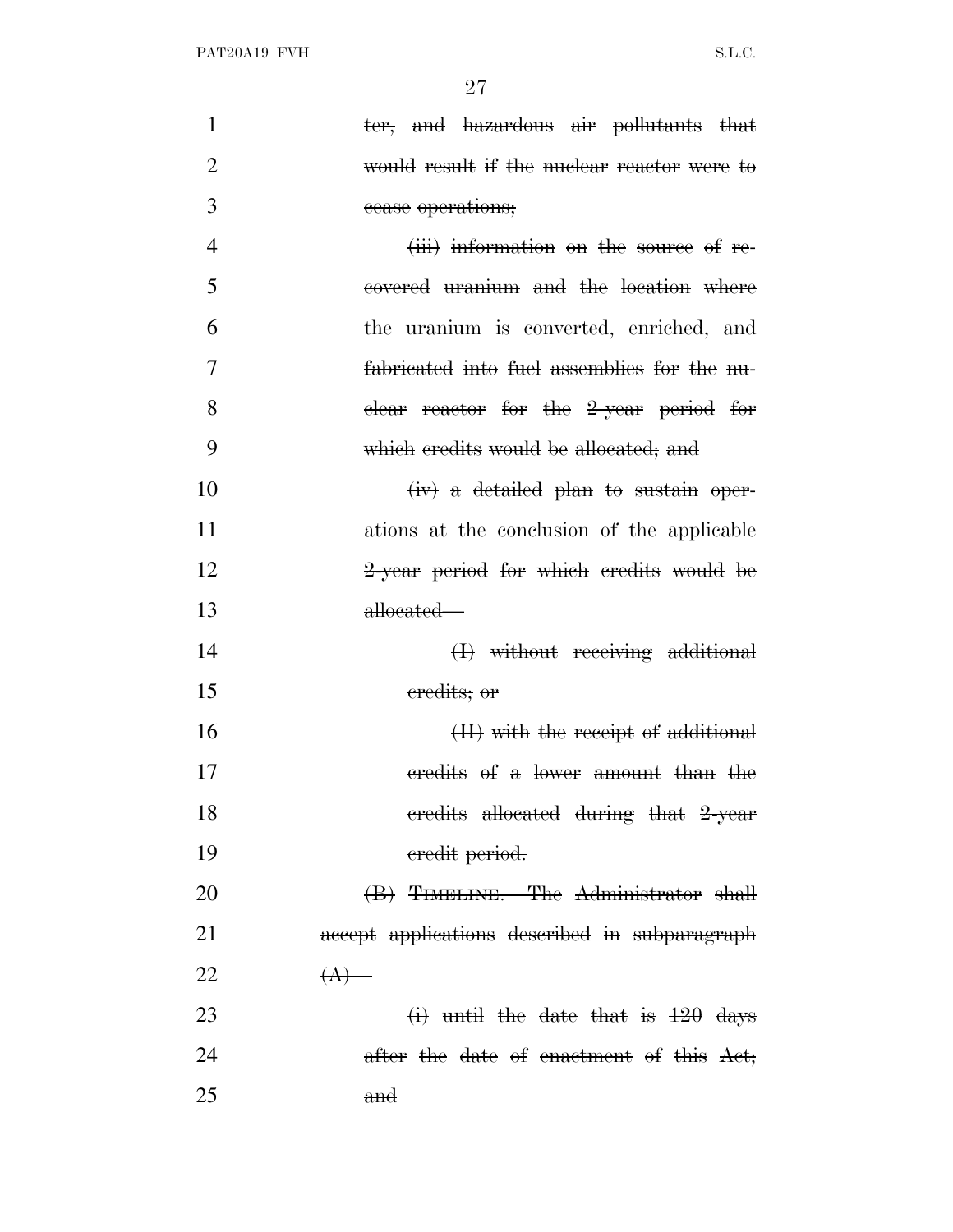~~ter, and hazardous air pollutants that would result if the nuclear reactor were to cease operations;~~

~~(iii) information on the source of recovered uranium and the location where the uranium is converted, enriched, and fabricated into fuel assemblies for the nuclear reactor for the 2-year period for which credits would be allocated; and~~

~~(iv) a detailed plan to sustain operations at the conclusion of the applicable 2-year period for which credits would be allocated—~~

~~(I) without receiving additional credits; or~~

~~(II) with the receipt of additional credits of a lower amount than the credits allocated during that 2-year credit period.~~

~~(B) TIMELINE.—The Administrator shall accept applications described in subparagraph (A)—~~

~~(i) until the date that is 120 days after the date of enactment of this Act; and~~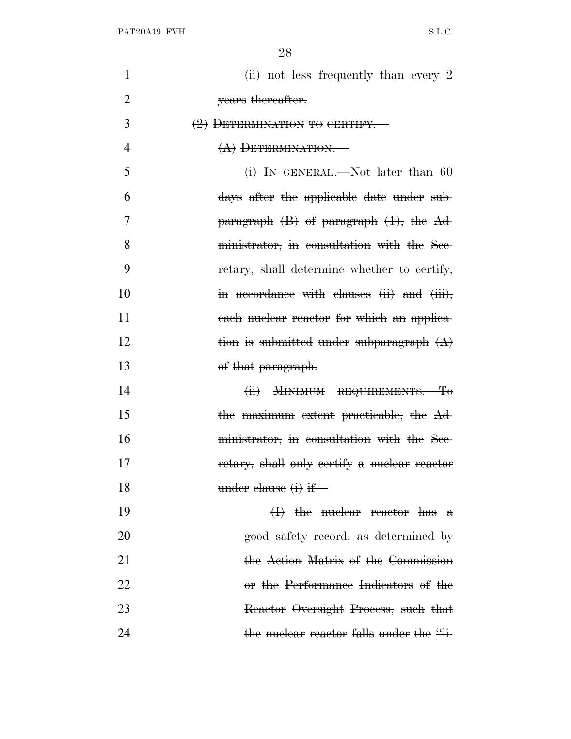~~(ii) not less frequently than every 2 years thereafter.~~

~~(2) DETERMINATION TO CERTIFY.—~~

~~(A) DETERMINATION.—~~

~~(i) IN GENERAL.—Not later than 60 days after the applicable date under subparagraph (B) of paragraph (1), the Administrator, in consultation with the Secretary, shall determine whether to certify, in accordance with clauses (ii) and (iii), each nuclear reactor for which an application is submitted under subparagraph (A) of that paragraph.~~

~~(ii) MINIMUM REQUIREMENTS.—To the maximum extent practicable, the Administrator, in consultation with the Secretary, shall only certify a nuclear reactor under clause (i) if—~~

~~(I) the nuclear reactor has a good safety record, as determined by the Action Matrix of the Commission or the Performance Indicators of the Reactor Oversight Process, such that the nuclear reactor falls under the "li-~~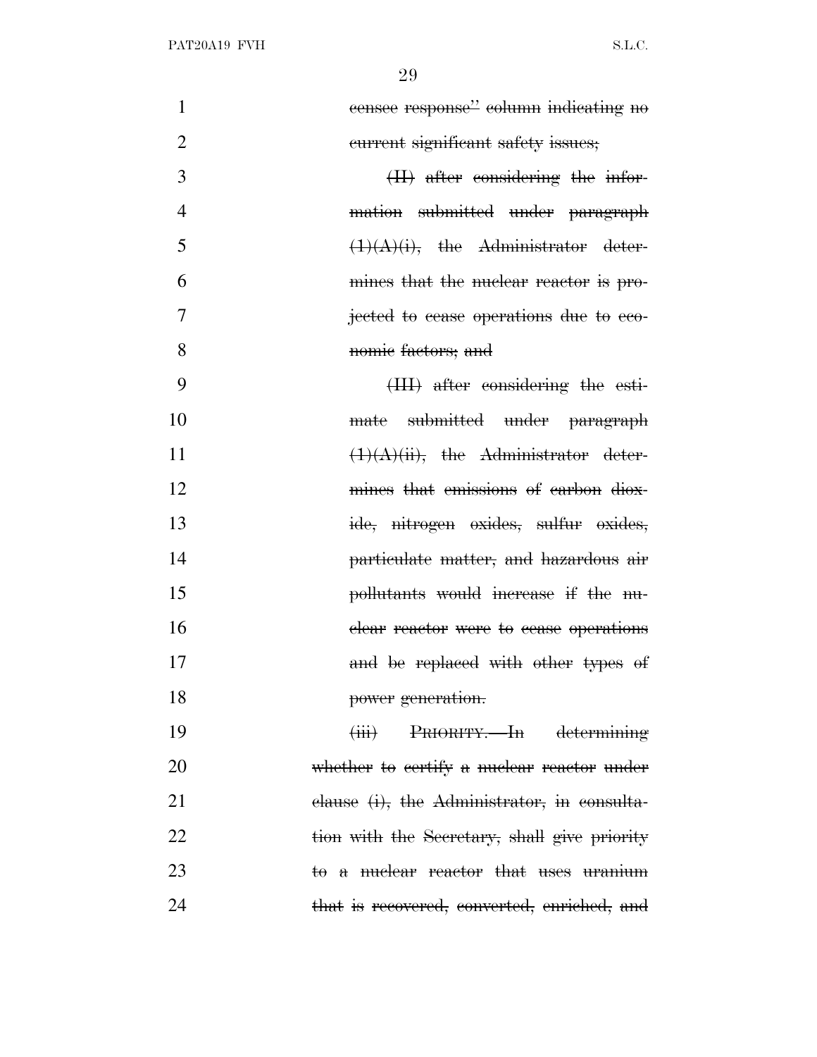censee response" column indicating no current significant safety issues;

(II) after considering the information submitted under paragraph (1)(A)(i), the Administrator determines that the nuclear reactor is projected to cease operations due to economic factors; and

(III) after considering the estimate submitted under paragraph (1)(A)(ii), the Administrator determines that emissions of carbon dioxide, nitrogen oxides, sulfur oxides, particulate matter, and hazardous air pollutants would increase if the nuclear reactor were to cease operations and be replaced with other types of power generation.

(iii) PRIORITY.—In determining whether to certify a nuclear reactor under clause (i), the Administrator, in consultation with the Secretary, shall give priority to a nuclear reactor that uses uranium that is recovered, converted, enriched, and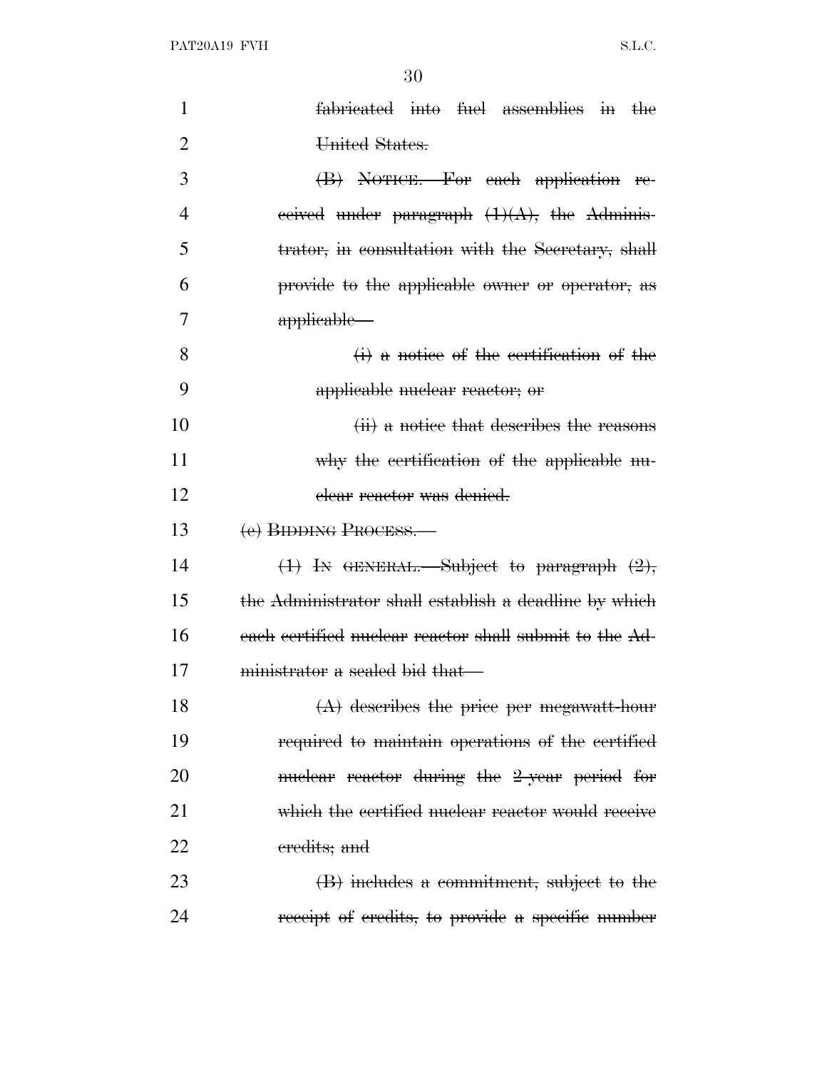fabricated into fuel assemblies in the United States.

(B) NOTICE.—For each application received under paragraph (1)(A), the Administrator, in consultation with the Secretary, shall provide to the applicable owner or operator, as applicable—

(i) a notice of the certification of the applicable nuclear reactor; or

(ii) a notice that describes the reasons why the certification of the applicable nuclear reactor was denied.

(e) BIDDING PROCESS.—

(1) IN GENERAL.—Subject to paragraph (2), the Administrator shall establish a deadline by which each certified nuclear reactor shall submit to the Administrator a sealed bid that—

(A) describes the price per megawatt-hour required to maintain operations of the certified nuclear reactor during the 2-year period for which the certified nuclear reactor would receive credits; and

(B) includes a commitment, subject to the receipt of credits, to provide a specific number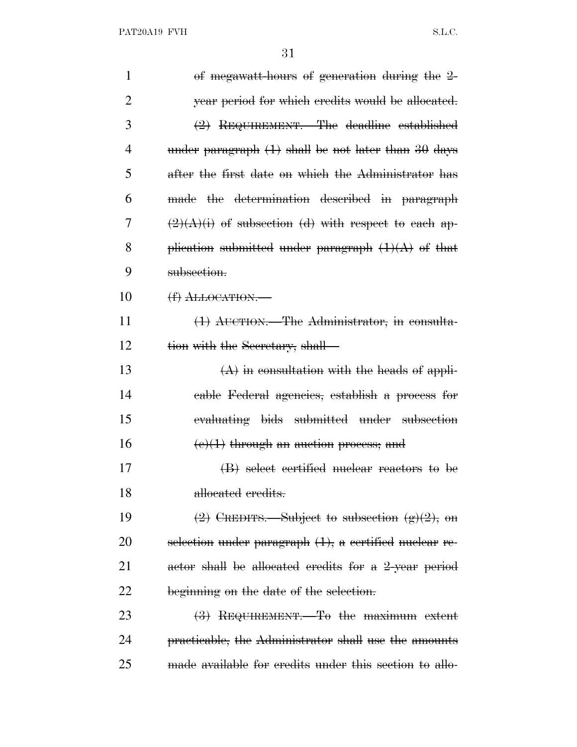of megawatt-hours of generation during the 2-year period for which credits would be allocated.

(2) REQUIREMENT.—The deadline established under paragraph (1) shall be not later than 30 days after the first date on which the Administrator has made the determination described in paragraph (2)(A)(i) of subsection (d) with respect to each application submitted under paragraph (1)(A) of that subsection.

(f) ALLOCATION.—

(1) AUCTION.—The Administrator, in consultation with the Secretary, shall—

(A) in consultation with the heads of applicable Federal agencies, establish a process for evaluating bids submitted under subsection (e)(1) through an auction process; and

(B) select certified nuclear reactors to be allocated credits.

(2) CREDITS.—Subject to subsection (g)(2), on selection under paragraph (1), a certified nuclear reactor shall be allocated credits for a 2-year period beginning on the date of the selection.

(3) REQUIREMENT.—To the maximum extent practicable, the Administrator shall use the amounts made available for credits under this section to allo-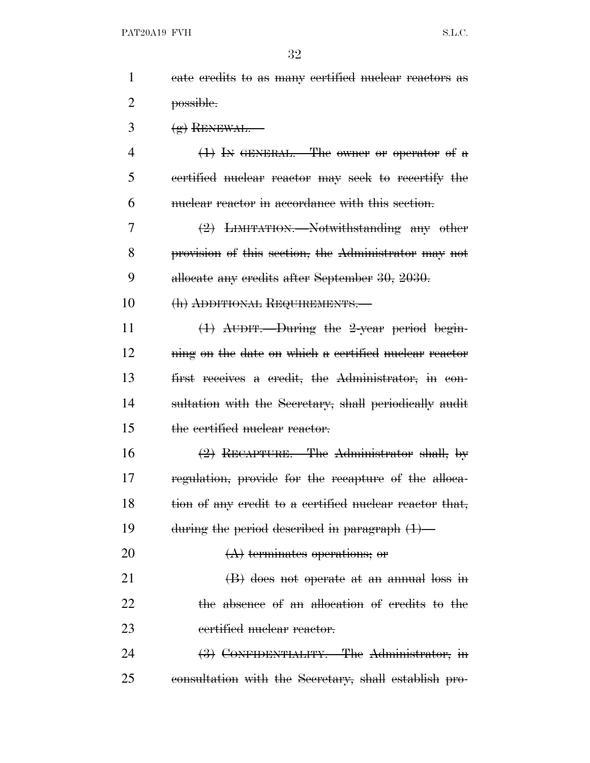~~cate credits to as many certified nuclear reactors as possible.~~

~~(g) RENEWAL.—~~

~~(1) IN GENERAL.—The owner or operator of a certified nuclear reactor may seek to recertify the nuclear reactor in accordance with this section.~~

~~(2) LIMITATION.—Notwithstanding any other provision of this section, the Administrator may not allocate any credits after September 30, 2030.~~

~~(h) ADDITIONAL REQUIREMENTS.—~~

~~(1) AUDIT.—During the 2-year period beginning on the date on which a certified nuclear reactor first receives a credit, the Administrator, in consultation with the Secretary, shall periodically audit the certified nuclear reactor.~~

~~(2) RECAPTURE.—The Administrator shall, by regulation, provide for the recapture of the allocation of any credit to a certified nuclear reactor that, during the period described in paragraph (1)—~~

~~(A) terminates operations; or~~

~~(B) does not operate at an annual loss in the absence of an allocation of credits to the certified nuclear reactor.~~

~~(3) CONFIDENTIALITY.—The Administrator, in consultation with the Secretary, shall establish pro-~~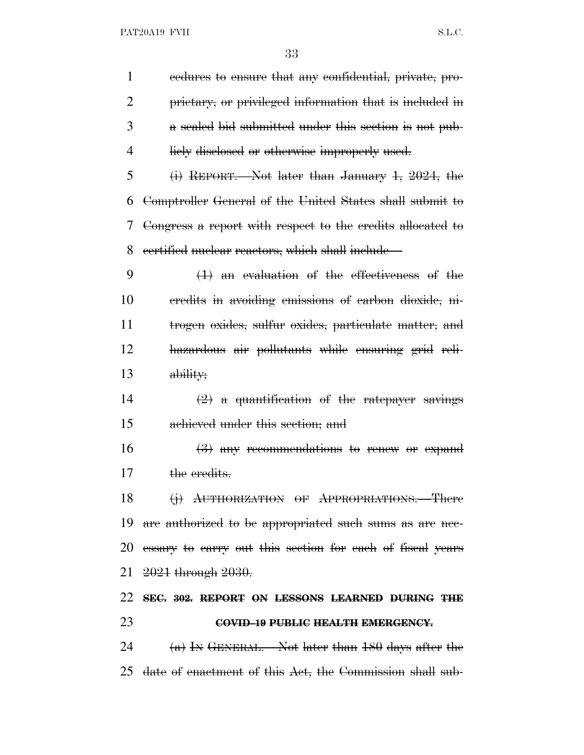cedures to ensure that any confidential, private, proprietary, or privileged information that is included in a sealed bid submitted under this section is not publicly disclosed or otherwise improperly used.

(i) REPORT.—Not later than January 1, 2024, the Comptroller General of the United States shall submit to Congress a report with respect to the credits allocated to certified nuclear reactors, which shall include—

(1) an evaluation of the effectiveness of the credits in avoiding emissions of carbon dioxide, nitrogen oxides, sulfur oxides, particulate matter, and hazardous air pollutants while ensuring grid reliability;

(2) a quantification of the ratepayer savings achieved under this section; and

(3) any recommendations to renew or expand the credits.

(j) AUTHORIZATION OF APPROPRIATIONS.—There are authorized to be appropriated such sums as are necessary to carry out this section for each of fiscal years 2021 through 2030.

**SEC. 302. REPORT ON LESSONS LEARNED DURING THE COVID–19 PUBLIC HEALTH EMERGENCY.**

(a) IN GENERAL.—Not later than 180 days after the date of enactment of this Act, the Commission shall sub-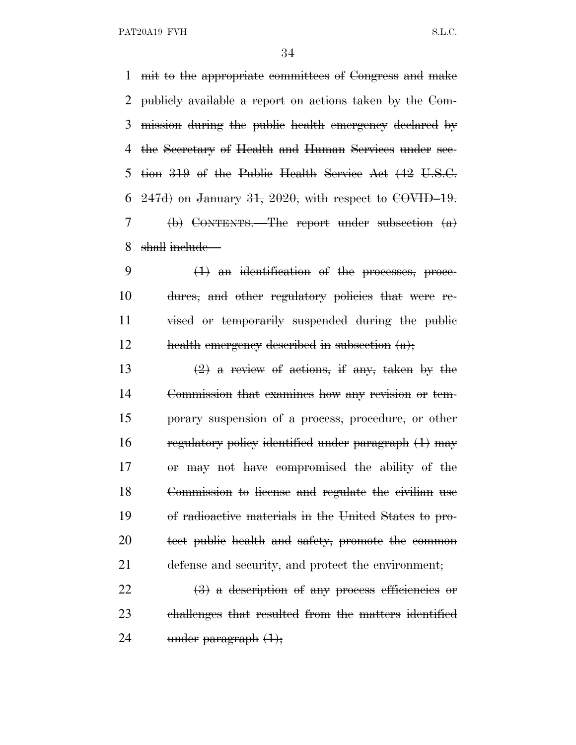mit to the appropriate committees of Congress and make publicly available a report on actions taken by the Commission during the public health emergency declared by the Secretary of Health and Human Services under section 319 of the Public Health Service Act (42 U.S.C. 247d) on January 31, 2020, with respect to COVID–19.

(b) CONTENTS.—The report under subsection (a) shall include—

(1) an identification of the processes, procedures, and other regulatory policies that were revised or temporarily suspended during the public health emergency described in subsection (a);

(2) a review of actions, if any, taken by the Commission that examines how any revision or temporary suspension of a process, procedure, or other regulatory policy identified under paragraph (1) may or may not have compromised the ability of the Commission to license and regulate the civilian use of radioactive materials in the United States to protect public health and safety, promote the common defense and security, and protect the environment;

(3) a description of any process efficiencies or challenges that resulted from the matters identified under paragraph (1);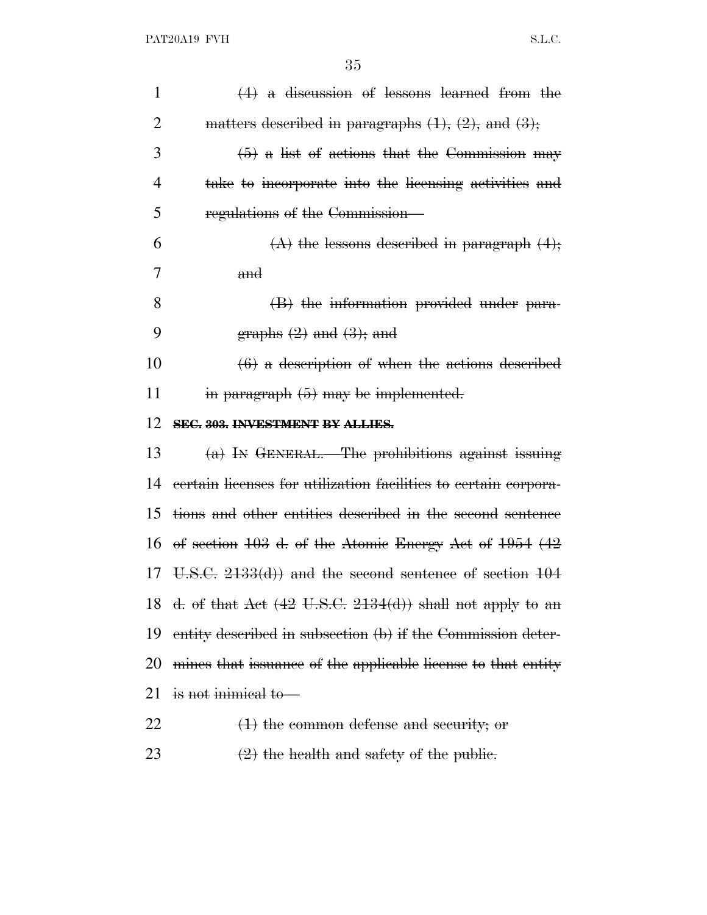~~(4) a discussion of lessons learned from the matters described in paragraphs (1), (2), and (3);~~

~~(5) a list of actions that the Commission may take to incorporate into the licensing activities and regulations of the Commission—~~

~~(A) the lessons described in paragraph (4); and~~

~~(B) the information provided under paragraphs (2) and (3); and~~

~~(6) a description of when the actions described in paragraph (5) may be implemented.~~

**~~SEC. 303. INVESTMENT BY ALLIES.~~**

~~(a) IN GENERAL.—The prohibitions against issuing certain licenses for utilization facilities to certain corporations and other entities described in the second sentence of section 103 d. of the Atomic Energy Act of 1954 (42 U.S.C. 2133(d)) and the second sentence of section 104 d. of that Act (42 U.S.C. 2134(d)) shall not apply to an entity described in subsection (b) if the Commission determines that issuance of the applicable license to that entity is not inimical to—~~

~~(1) the common defense and security; or~~

~~(2) the health and safety of the public.~~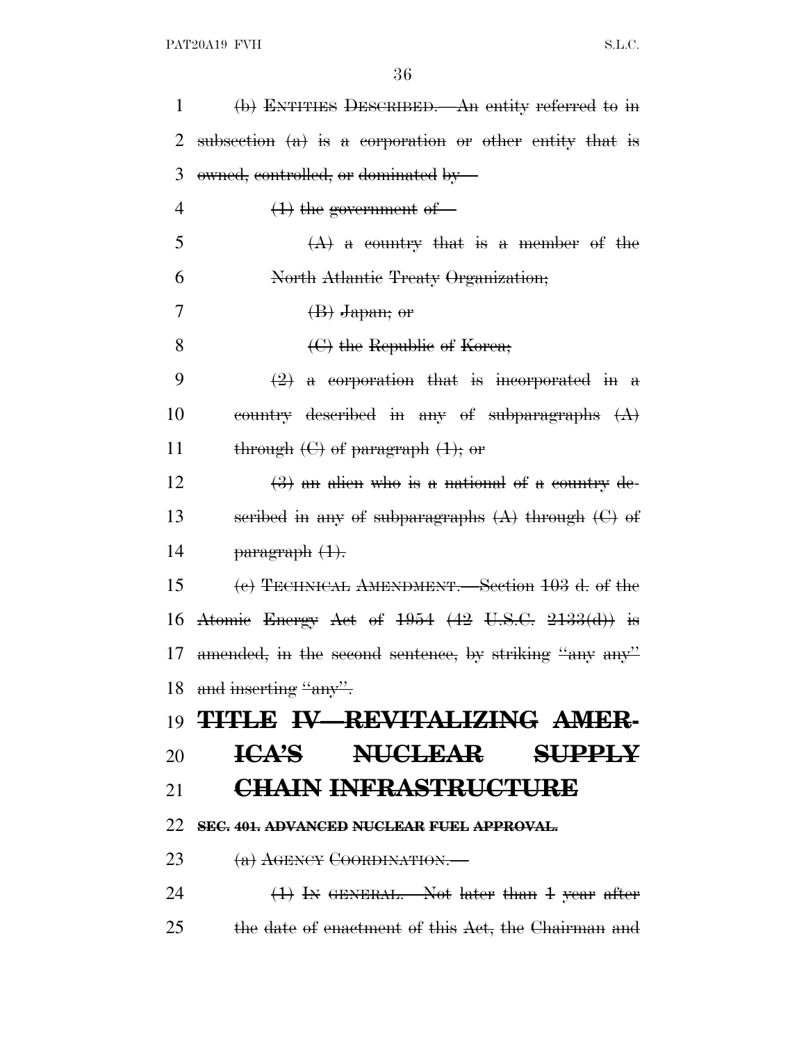~~(b) ENTITIES DESCRIBED.—An entity referred to in subsection (a) is a corporation or other entity that is owned, controlled, or dominated by—~~

~~(1) the government of—~~

~~(A) a country that is a member of the North Atlantic Treaty Organization;~~

~~(B) Japan; or~~

~~(C) the Republic of Korea;~~

~~(2) a corporation that is incorporated in a country described in any of subparagraphs (A) through (C) of paragraph (1); or~~

~~(3) an alien who is a national of a country described in any of subparagraphs (A) through (C) of paragraph (1).~~

~~(c) TECHNICAL AMENDMENT.—Section 103 d. of the Atomic Energy Act of 1954 (42 U.S.C. 2133(d)) is amended, in the second sentence, by striking "any any" and inserting "any".~~

# ~~TITLE IV—REVITALIZING AMERICA'S NUCLEAR SUPPLY CHAIN INFRASTRUCTURE~~

### ~~SEC. 401. ADVANCED NUCLEAR FUEL APPROVAL.~~

~~(a) AGENCY COORDINATION.—~~

~~(1) IN GENERAL.—Not later than 1 year after the date of enactment of this Act, the Chairman and~~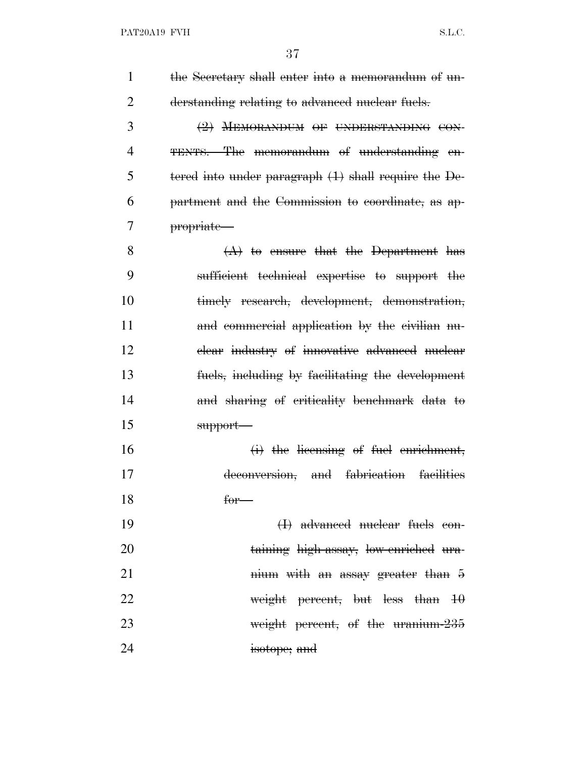~~the Secretary shall enter into a memorandum of understanding relating to advanced nuclear fuels.~~

~~(2) MEMORANDUM OF UNDERSTANDING CONTENTS.—The memorandum of understanding entered into under paragraph (1) shall require the Department and the Commission to coordinate, as appropriate—~~

~~(A) to ensure that the Department has sufficient technical expertise to support the timely research, development, demonstration, and commercial application by the civilian nuclear industry of innovative advanced nuclear fuels, including by facilitating the development and sharing of criticality benchmark data to support—~~

~~(i) the licensing of fuel enrichment, deconversion, and fabrication facilities for—~~

~~(I) advanced nuclear fuels containing high-assay, low-enriched uranium with an assay greater than 5 weight percent, but less than 10 weight percent, of the uranium-235 isotope; and~~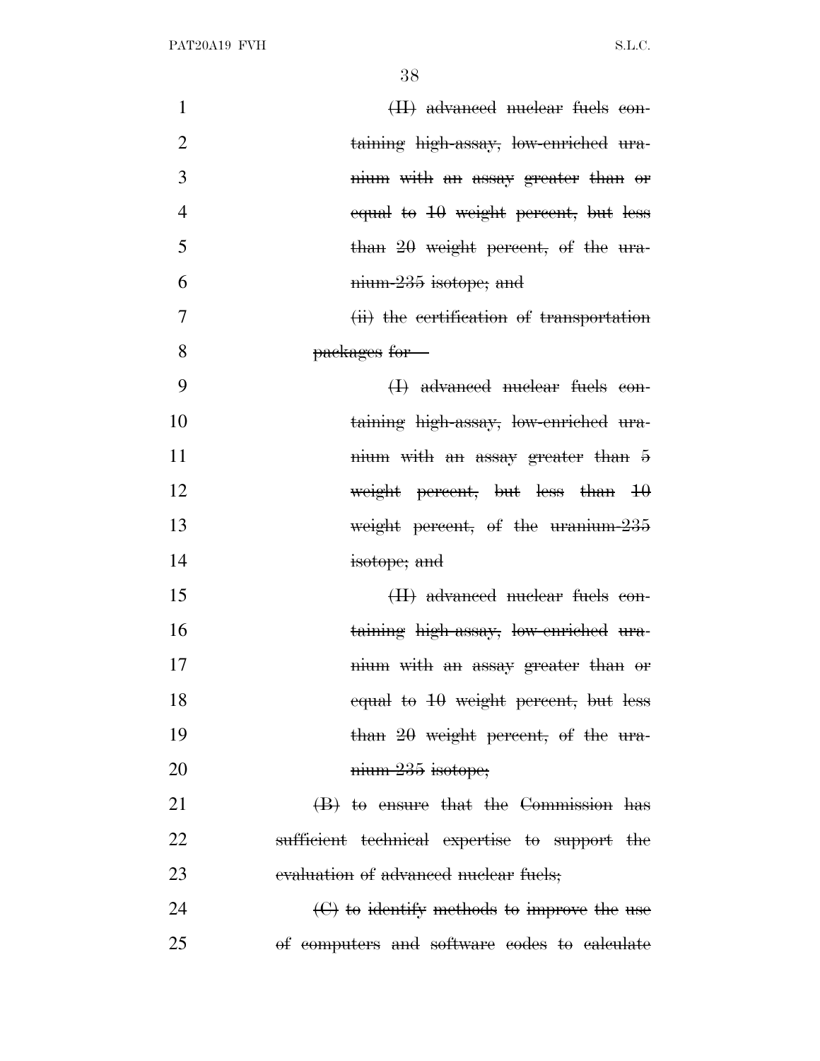~~(II) advanced nuclear fuels containing high-assay, low-enriched uranium with an assay greater than or equal to 10 weight percent, but less than 20 weight percent, of the uranium-235 isotope; and~~

~~(ii) the certification of transportation packages for—~~

~~(I) advanced nuclear fuels containing high-assay, low-enriched uranium with an assay greater than 5 weight percent, but less than 10 weight percent, of the uranium-235 isotope; and~~

~~(II) advanced nuclear fuels containing high-assay, low-enriched uranium with an assay greater than or equal to 10 weight percent, but less than 20 weight percent, of the uranium-235 isotope;~~

~~(B) to ensure that the Commission has sufficient technical expertise to support the evaluation of advanced nuclear fuels;~~

~~(C) to identify methods to improve the use of computers and software codes to calculate~~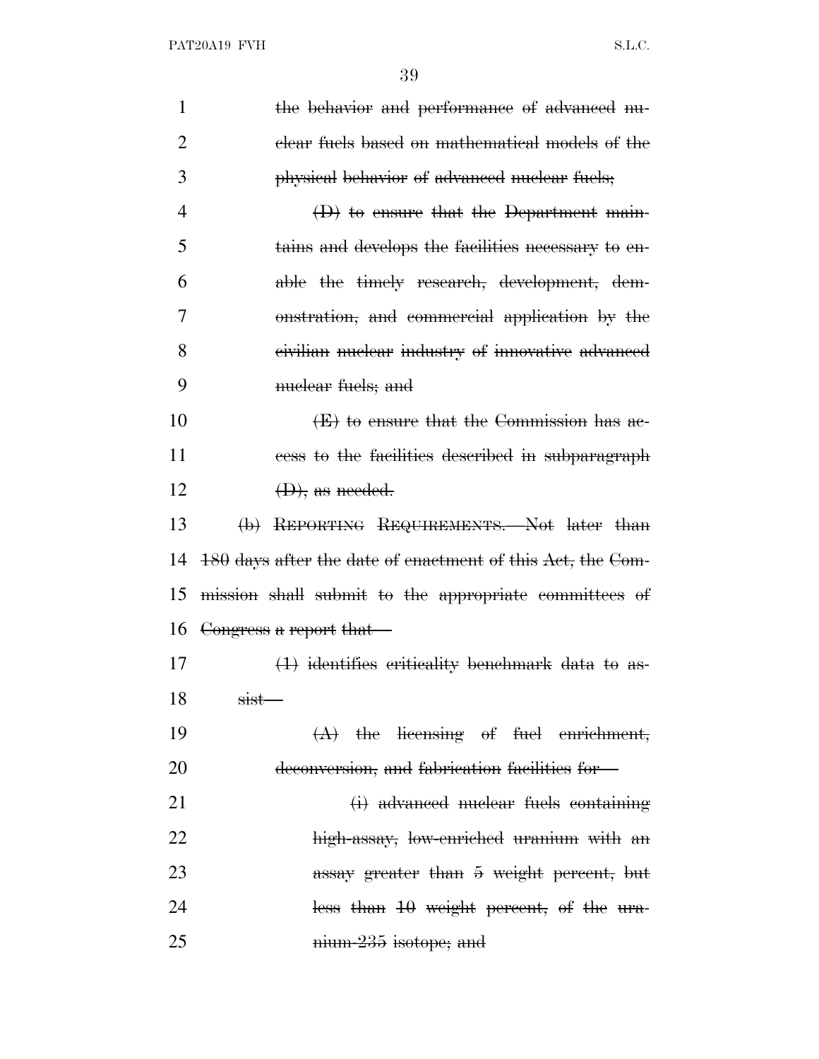the behavior and performance of advanced nuclear fuels based on mathematical models of the physical behavior of advanced nuclear fuels;

(D) to ensure that the Department maintains and develops the facilities necessary to enable the timely research, development, demonstration, and commercial application by the civilian nuclear industry of innovative advanced nuclear fuels; and

(E) to ensure that the Commission has access to the facilities described in subparagraph (D), as needed.

(b) REPORTING REQUIREMENTS.—Not later than 180 days after the date of enactment of this Act, the Commission shall submit to the appropriate committees of Congress a report that—

(1) identifies criticality benchmark data to assist—

(A) the licensing of fuel enrichment, deconversion, and fabrication facilities for—

(i) advanced nuclear fuels containing high-assay, low-enriched uranium with an assay greater than 5 weight percent, but less than 10 weight percent, of the uranium-235 isotope; and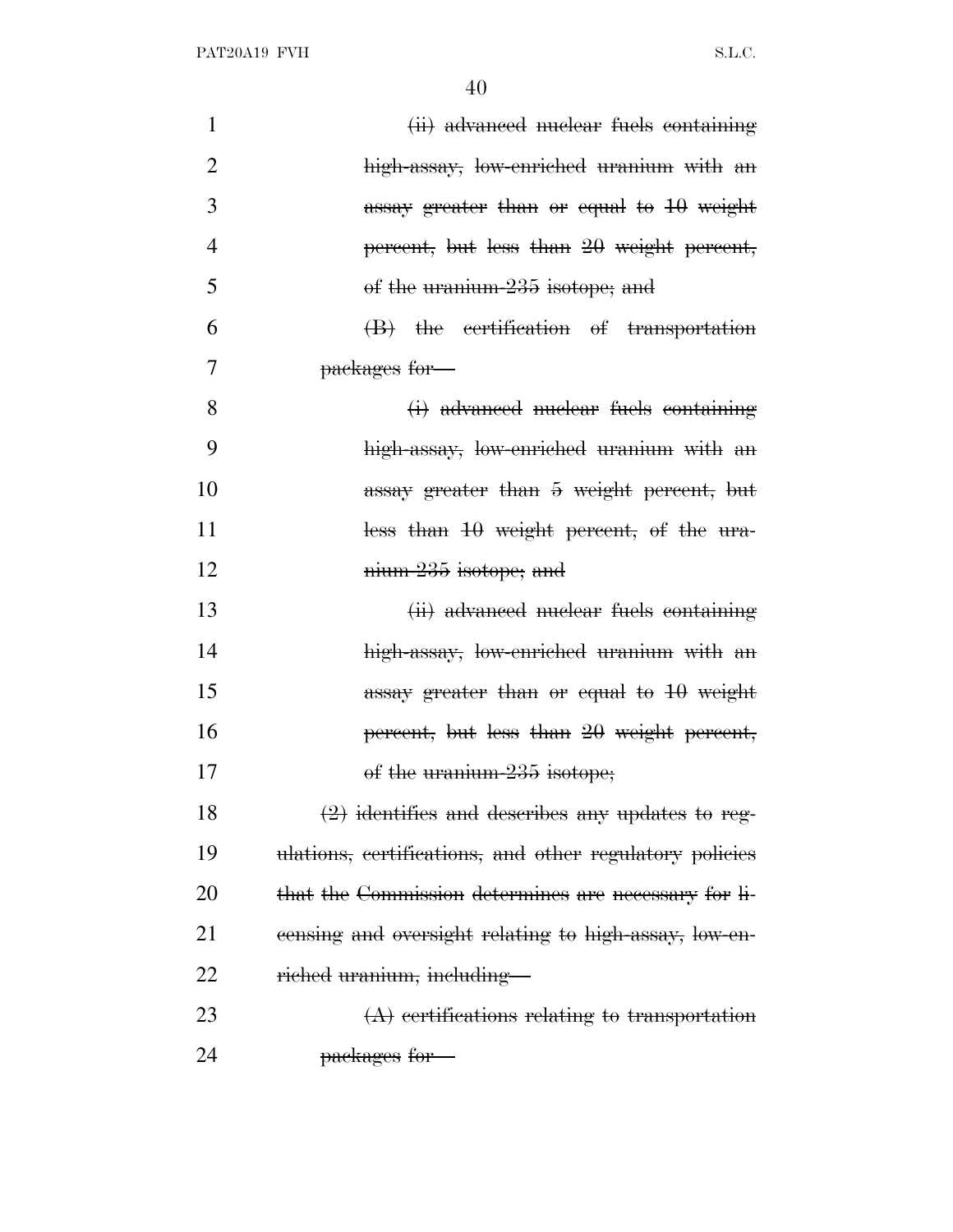~~(ii) advanced nuclear fuels containing high-assay, low-enriched uranium with an assay greater than or equal to 10 weight percent, but less than 20 weight percent, of the uranium-235 isotope; and~~

~~(B) the certification of transportation packages for—~~

~~(i) advanced nuclear fuels containing high-assay, low-enriched uranium with an assay greater than 5 weight percent, but less than 10 weight percent, of the uranium-235 isotope; and~~

~~(ii) advanced nuclear fuels containing high-assay, low-enriched uranium with an assay greater than or equal to 10 weight percent, but less than 20 weight percent, of the uranium-235 isotope;~~

~~(2) identifies and describes any updates to regulations, certifications, and other regulatory policies that the Commission determines are necessary for licensing and oversight relating to high-assay, low-enriched uranium, including—~~

~~(A) certifications relating to transportation packages for—~~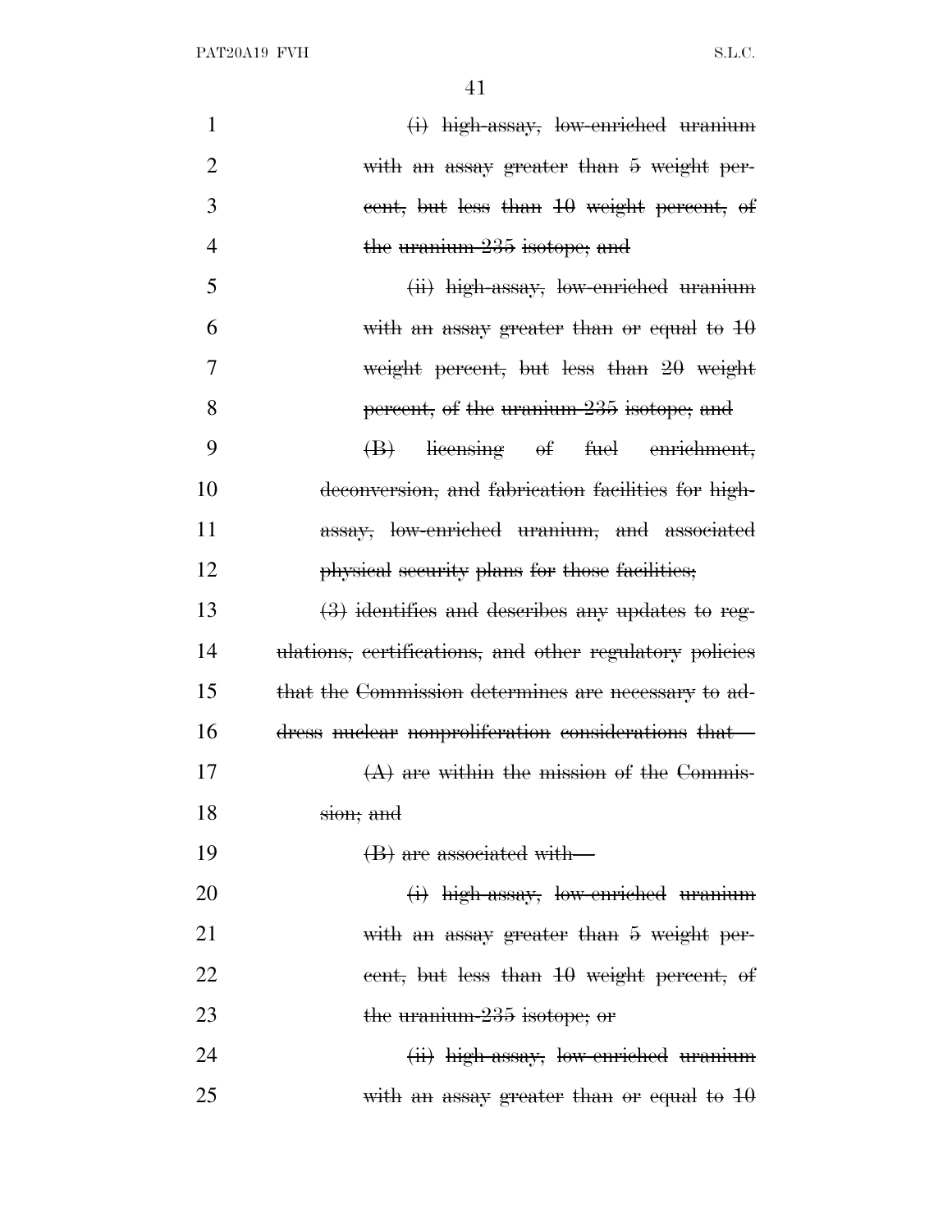~~(i) high-assay, low-enriched uranium with an assay greater than 5 weight percent, but less than 10 weight percent, of the uranium-235 isotope; and~~

~~(ii) high-assay, low-enriched uranium with an assay greater than or equal to 10 weight percent, but less than 20 weight percent, of the uranium-235 isotope; and~~

~~(B) licensing of fuel enrichment, deconversion, and fabrication facilities for high-assay, low-enriched uranium, and associated physical security plans for those facilities;~~

~~(3) identifies and describes any updates to regulations, certifications, and other regulatory policies that the Commission determines are necessary to address nuclear nonproliferation considerations that—~~

~~(A) are within the mission of the Commission; and~~

~~(B) are associated with—~~

~~(i) high-assay, low-enriched uranium with an assay greater than 5 weight percent, but less than 10 weight percent, of the uranium-235 isotope; or~~

~~(ii) high-assay, low-enriched uranium with an assay greater than or equal to 10~~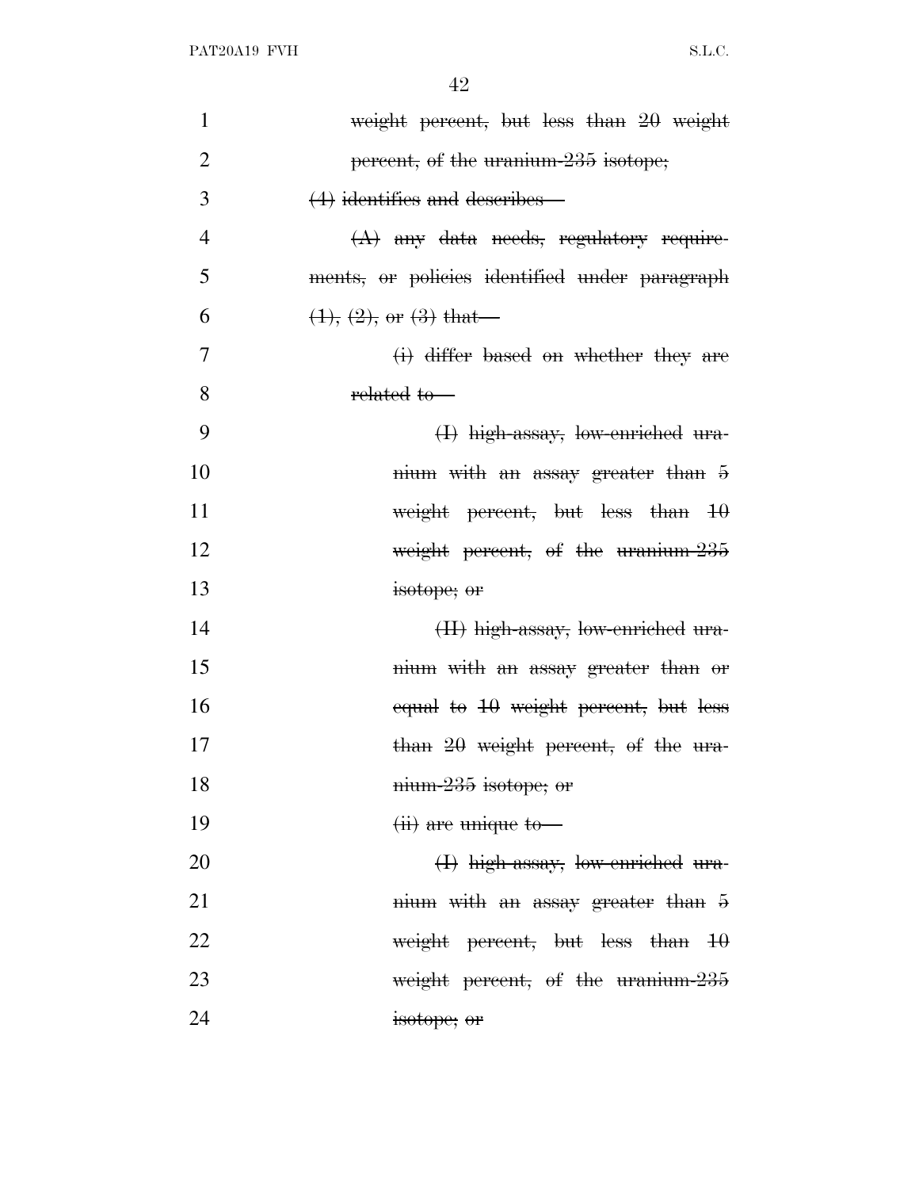~~weight percent, but less than 20 weight percent, of the uranium-235 isotope;~~

~~(4) identifies and describes—~~

~~(A) any data needs, regulatory requirements, or policies identified under paragraph (1), (2), or (3) that—~~

~~(i) differ based on whether they are related to—~~

~~(I) high-assay, low-enriched uranium with an assay greater than 5 weight percent, but less than 10 weight percent, of the uranium-235 isotope; or~~

~~(II) high-assay, low-enriched uranium with an assay greater than or equal to 10 weight percent, but less than 20 weight percent, of the uranium-235 isotope; or~~

~~(ii) are unique to—~~

~~(I) high-assay, low-enriched uranium with an assay greater than 5 weight percent, but less than 10 weight percent, of the uranium-235 isotope; or~~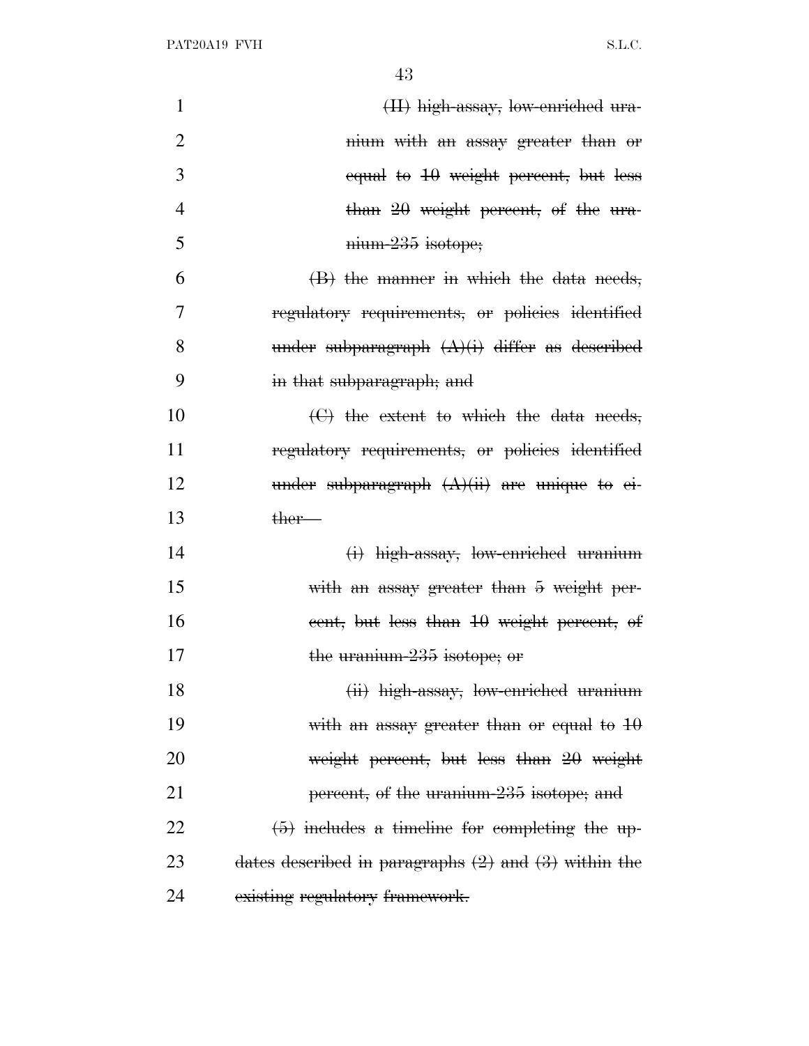~~(II) high-assay, low-enriched uranium with an assay greater than or equal to 10 weight percent, but less than 20 weight percent, of the uranium-235 isotope;~~

~~(B) the manner in which the data needs, regulatory requirements, or policies identified under subparagraph (A)(i) differ as described in that subparagraph; and~~

~~(C) the extent to which the data needs, regulatory requirements, or policies identified under subparagraph (A)(ii) are unique to either—~~

~~(i) high-assay, low-enriched uranium with an assay greater than 5 weight percent, but less than 10 weight percent, of the uranium-235 isotope; or~~

~~(ii) high-assay, low-enriched uranium with an assay greater than or equal to 10 weight percent, but less than 20 weight percent, of the uranium-235 isotope; and~~

~~(5) includes a timeline for completing the updates described in paragraphs (2) and (3) within the existing regulatory framework.~~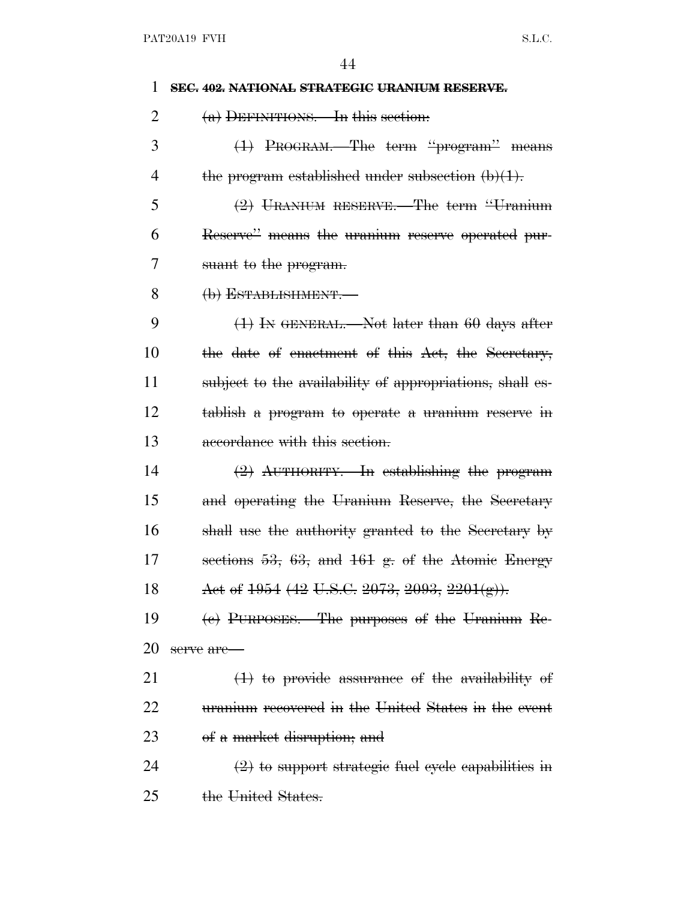~~**SEC. 402. NATIONAL STRATEGIC URANIUM RESERVE.**~~

~~(a) DEFINITIONS.—In this section:~~

~~(1) PROGRAM.—The term "program" means the program established under subsection (b)(1).~~

~~(2) URANIUM RESERVE.—The term "Uranium Reserve" means the uranium reserve operated pursuant to the program.~~

~~(b) ESTABLISHMENT.—~~

~~(1) IN GENERAL.—Not later than 60 days after the date of enactment of this Act, the Secretary, subject to the availability of appropriations, shall establish a program to operate a uranium reserve in accordance with this section.~~

~~(2) AUTHORITY.—In establishing the program and operating the Uranium Reserve, the Secretary shall use the authority granted to the Secretary by sections 53, 63, and 161 g. of the Atomic Energy Act of 1954 (42 U.S.C. 2073, 2093, 2201(g)).~~

~~(c) PURPOSES.—The purposes of the Uranium Reserve are—~~

~~(1) to provide assurance of the availability of uranium recovered in the United States in the event of a market disruption; and~~

~~(2) to support strategic fuel cycle capabilities in the United States.~~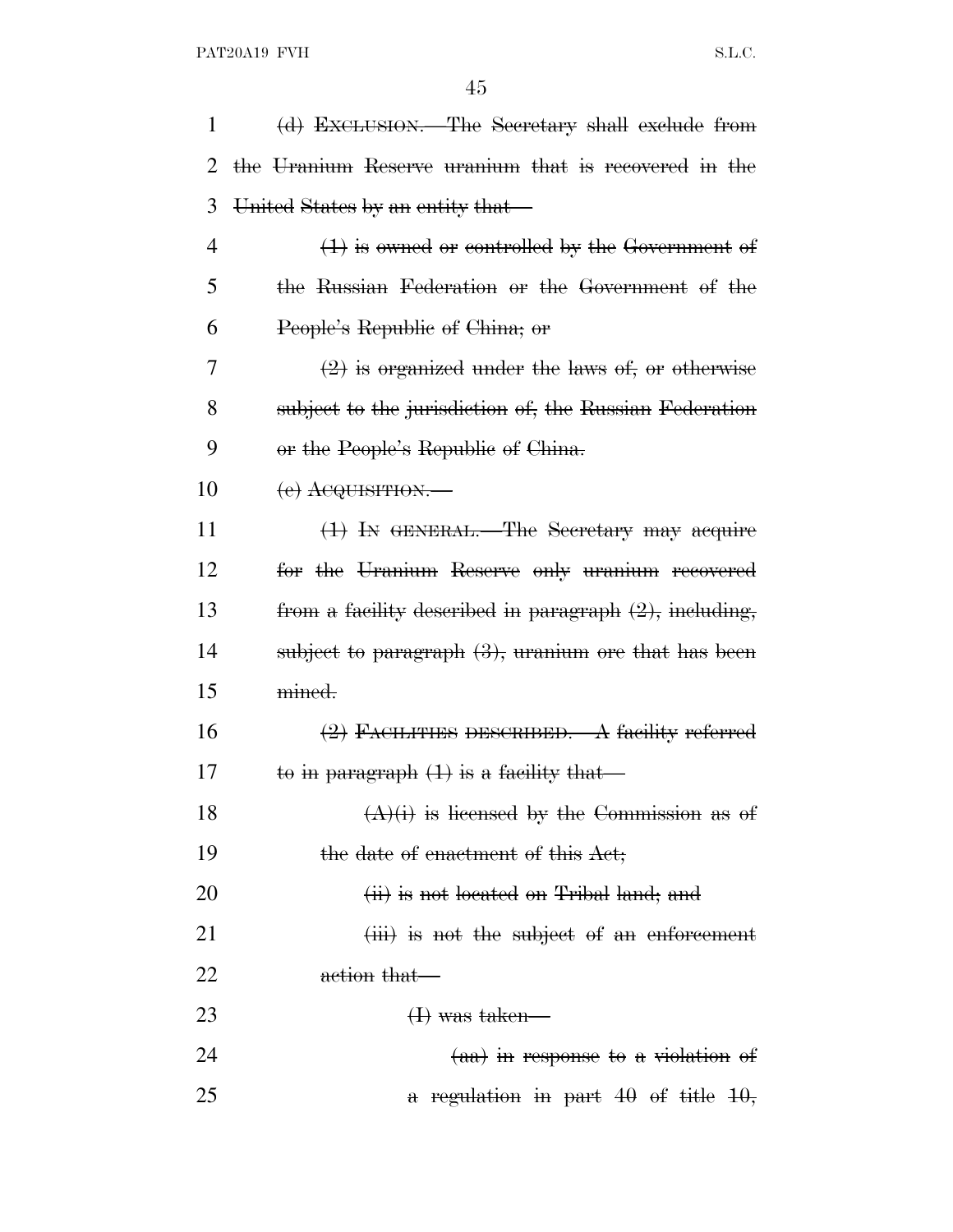~~(d) EXCLUSION.—The Secretary shall exclude from the Uranium Reserve uranium that is recovered in the United States by an entity that—~~

~~(1) is owned or controlled by the Government of the Russian Federation or the Government of the People's Republic of China; or~~

~~(2) is organized under the laws of, or otherwise subject to the jurisdiction of, the Russian Federation or the People's Republic of China.~~

~~(e) ACQUISITION.—~~

~~(1) IN GENERAL.—The Secretary may acquire for the Uranium Reserve only uranium recovered from a facility described in paragraph (2), including, subject to paragraph (3), uranium ore that has been mined.~~

~~(2) FACILITIES DESCRIBED.—A facility referred to in paragraph (1) is a facility that—~~

~~(A)(i) is licensed by the Commission as of the date of enactment of this Act;~~

~~(ii) is not located on Tribal land; and~~

~~(iii) is not the subject of an enforcement action that—~~

~~(I) was taken—~~

~~(aa) in response to a violation of a regulation in part 40 of title 10,~~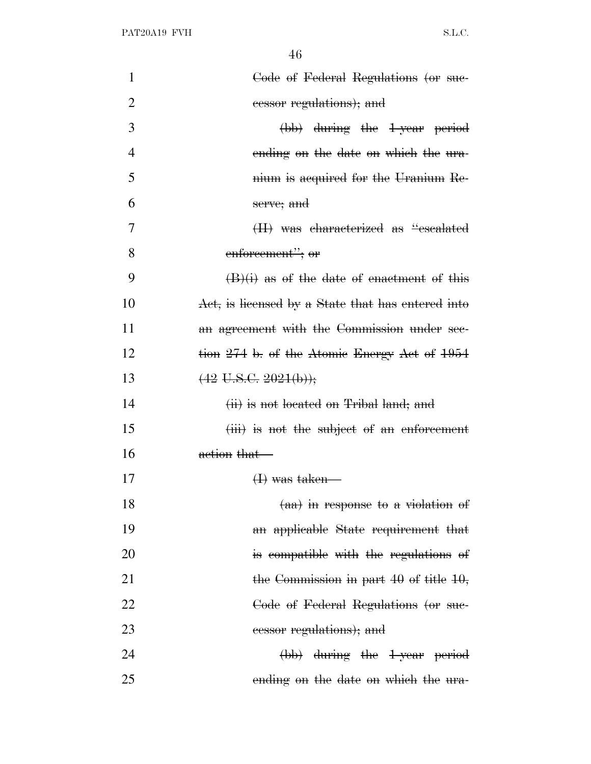~~Code of Federal Regulations (or successor regulations); and~~

~~(bb) during the 1-year period ending on the date on which the uranium is acquired for the Uranium Reserve; and~~

~~(II) was characterized as "escalated enforcement"; or~~

~~(B)(i) as of the date of enactment of this Act, is licensed by a State that has entered into an agreement with the Commission under section 274 b. of the Atomic Energy Act of 1954 (42 U.S.C. 2021(b));~~

~~(ii) is not located on Tribal land; and~~

~~(iii) is not the subject of an enforcement action that—~~

~~(I) was taken—~~

~~(aa) in response to a violation of an applicable State requirement that is compatible with the regulations of the Commission in part 40 of title 10, Code of Federal Regulations (or successor regulations); and~~

~~(bb) during the 1-year period ending on the date on which the ura-~~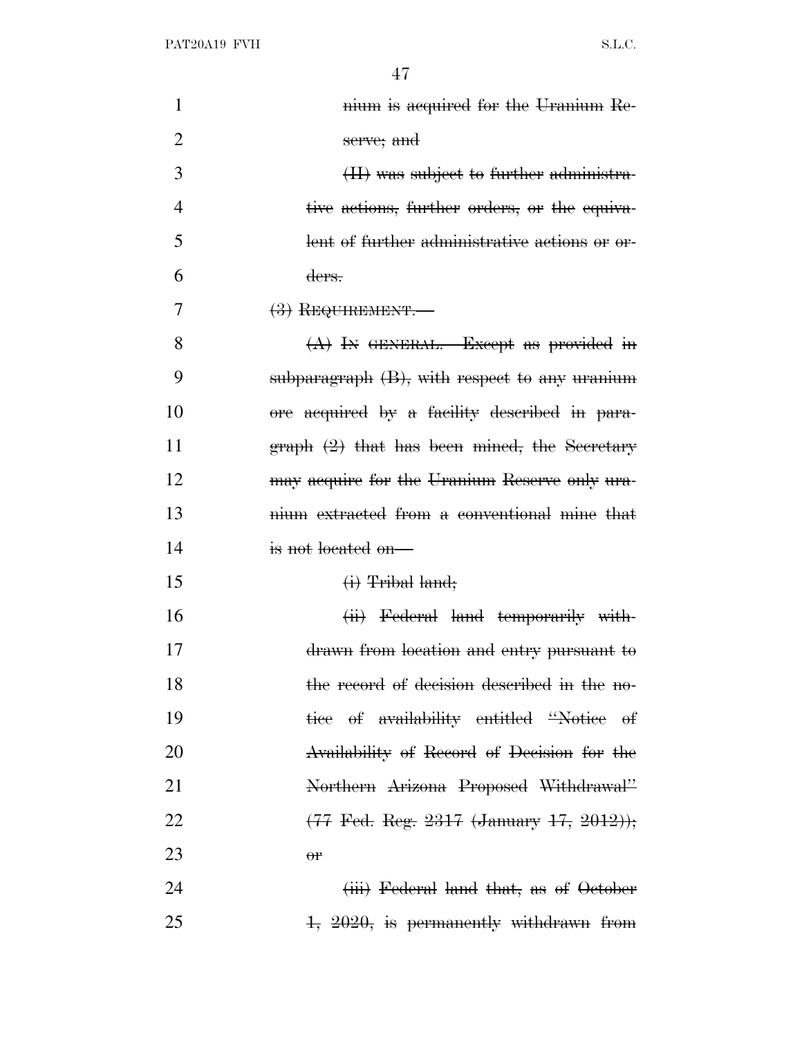~~nium is acquired for the Uranium Reserve; and~~

~~(II) was subject to further administrative actions, further orders, or the equivalent of further administrative actions or orders.~~

~~(3) REQUIREMENT.—~~

~~(A) IN GENERAL.—Except as provided in subparagraph (B), with respect to any uranium ore acquired by a facility described in paragraph (2) that has been mined, the Secretary may acquire for the Uranium Reserve only uranium extracted from a conventional mine that is not located on—~~

~~(i) Tribal land;~~

~~(ii) Federal land temporarily withdrawn from location and entry pursuant to the record of decision described in the notice of availability entitled "Notice of Availability of Record of Decision for the Northern Arizona Proposed Withdrawal" (77 Fed. Reg. 2317 (January 17, 2012)); or~~

~~(iii) Federal land that, as of October 1, 2020, is permanently withdrawn from~~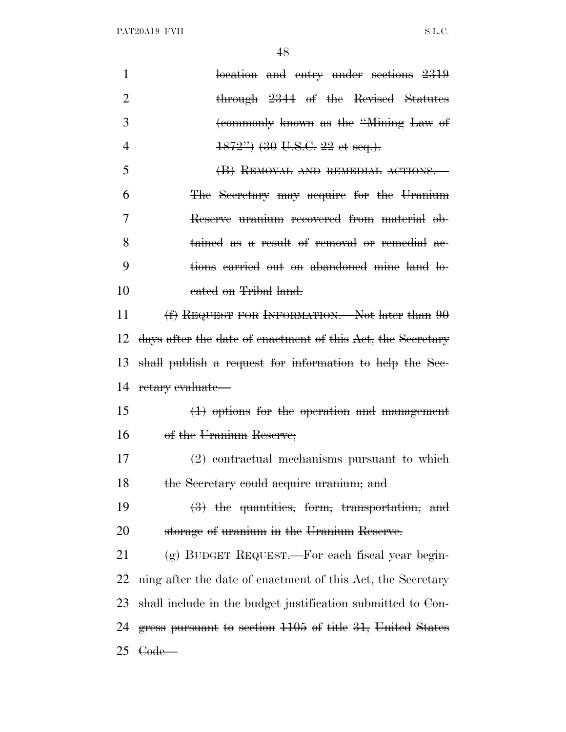location and entry under sections 2319 through 2344 of the Revised Statutes (commonly known as the "Mining Law of 1872") (30 U.S.C. 22 et seq.).

(B) REMOVAL AND REMEDIAL ACTIONS.—The Secretary may acquire for the Uranium Reserve uranium recovered from material obtained as a result of removal or remedial actions carried out on abandoned mine land located on Tribal land.

(f) REQUEST FOR INFORMATION.—Not later than 90 days after the date of enactment of this Act, the Secretary shall publish a request for information to help the Secretary evaluate—

(1) options for the operation and management of the Uranium Reserve;

(2) contractual mechanisms pursuant to which the Secretary could acquire uranium; and

(3) the quantities, form, transportation, and storage of uranium in the Uranium Reserve.

(g) BUDGET REQUEST.—For each fiscal year beginning after the date of enactment of this Act, the Secretary shall include in the budget justification submitted to Congress pursuant to section 1105 of title 31, United States Code—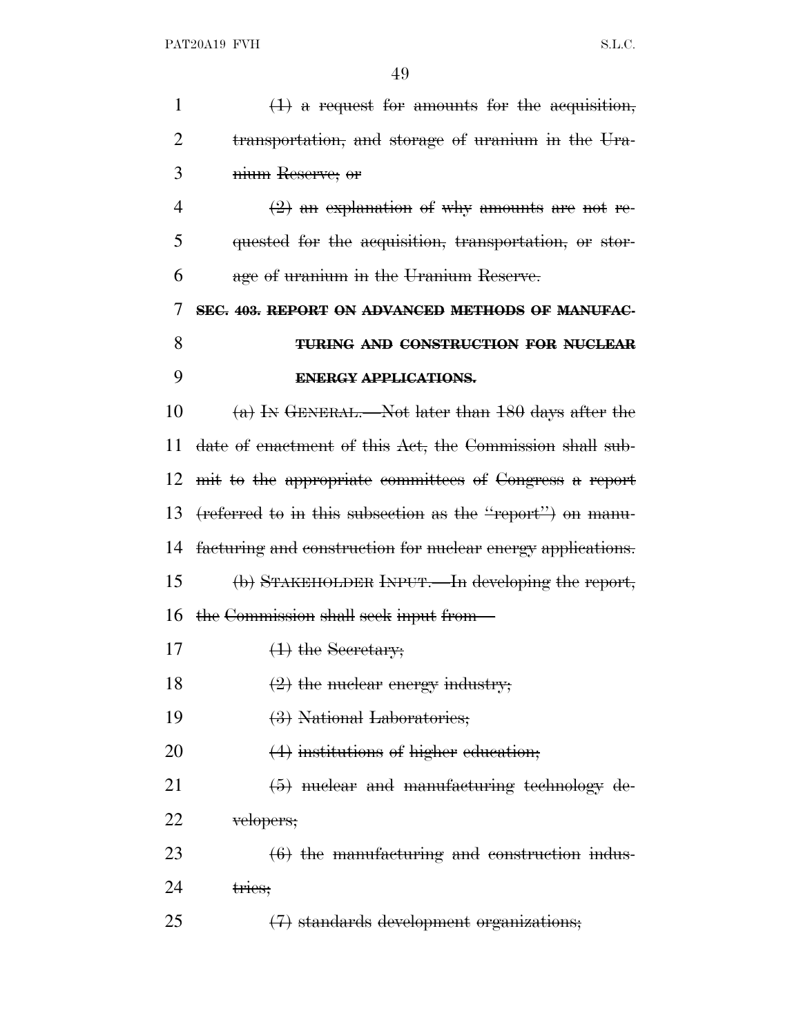~~(1) a request for amounts for the acquisition, transportation, and storage of uranium in the Uranium Reserve; or~~

~~(2) an explanation of why amounts are not requested for the acquisition, transportation, or storage of uranium in the Uranium Reserve.~~

~~**SEC. 403. REPORT ON ADVANCED METHODS OF MANUFACTURING AND CONSTRUCTION FOR NUCLEAR ENERGY APPLICATIONS.**~~

~~(a) IN GENERAL.—Not later than 180 days after the date of enactment of this Act, the Commission shall submit to the appropriate committees of Congress a report (referred to in this subsection as the "report") on manufacturing and construction for nuclear energy applications.~~

~~(b) STAKEHOLDER INPUT.—In developing the report, the Commission shall seek input from—~~

~~(1) the Secretary;~~

~~(2) the nuclear energy industry;~~

~~(3) National Laboratories;~~

~~(4) institutions of higher education;~~

~~(5) nuclear and manufacturing technology developers;~~

~~(6) the manufacturing and construction industries;~~

~~(7) standards development organizations;~~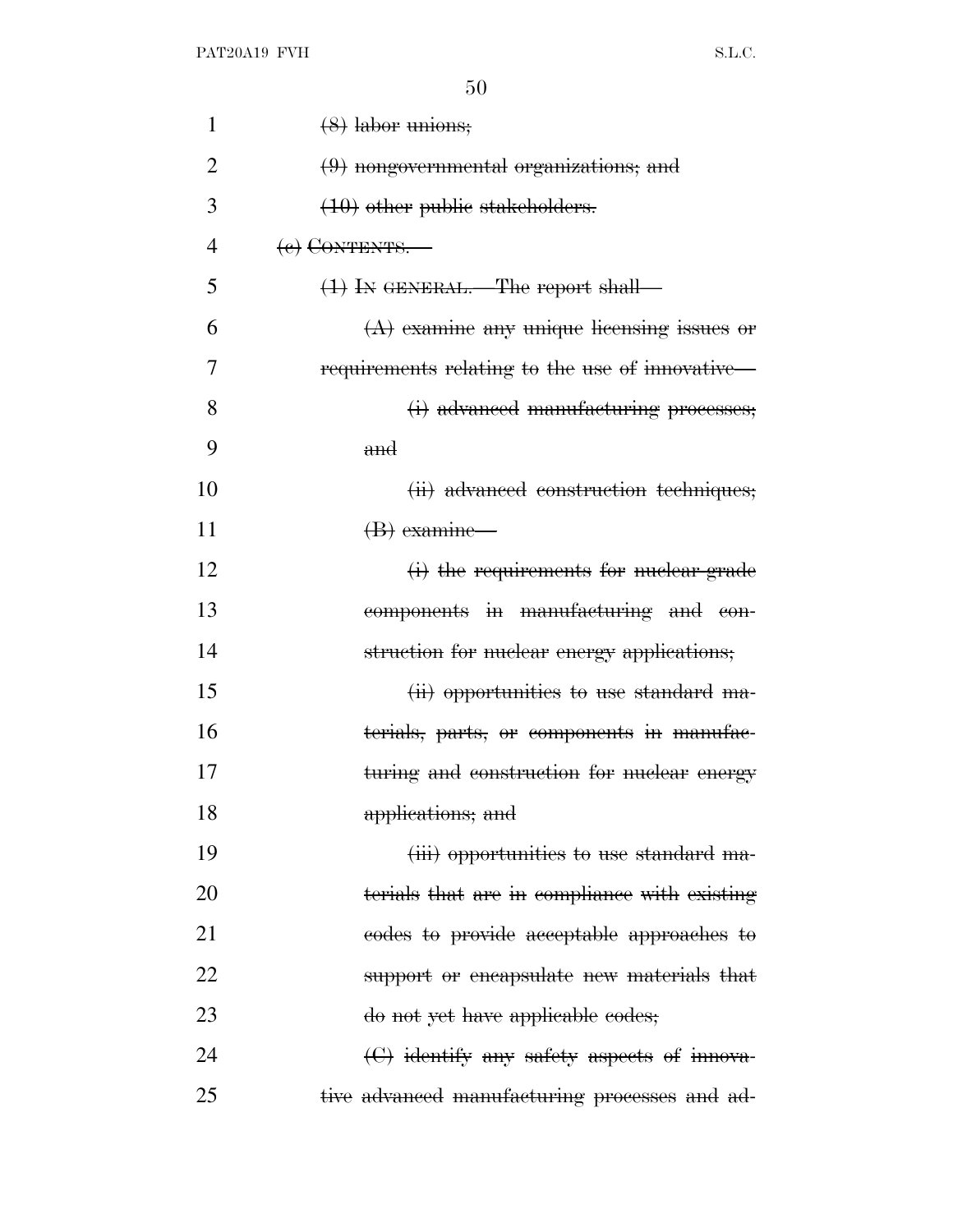(8) labor unions;

(9) nongovernmental organizations; and

(10) other public stakeholders.

(c) CONTENTS.—

(1) IN GENERAL.—The report shall—

(A) examine any unique licensing issues or requirements relating to the use of innovative—

(i) advanced manufacturing processes; and

(ii) advanced construction techniques;

(B) examine—

(i) the requirements for nuclear-grade components in manufacturing and construction for nuclear energy applications;

(ii) opportunities to use standard materials, parts, or components in manufacturing and construction for nuclear energy applications; and

(iii) opportunities to use standard materials that are in compliance with existing codes to provide acceptable approaches to support or encapsulate new materials that do not yet have applicable codes;

(C) identify any safety aspects of innovative advanced manufacturing processes and ad-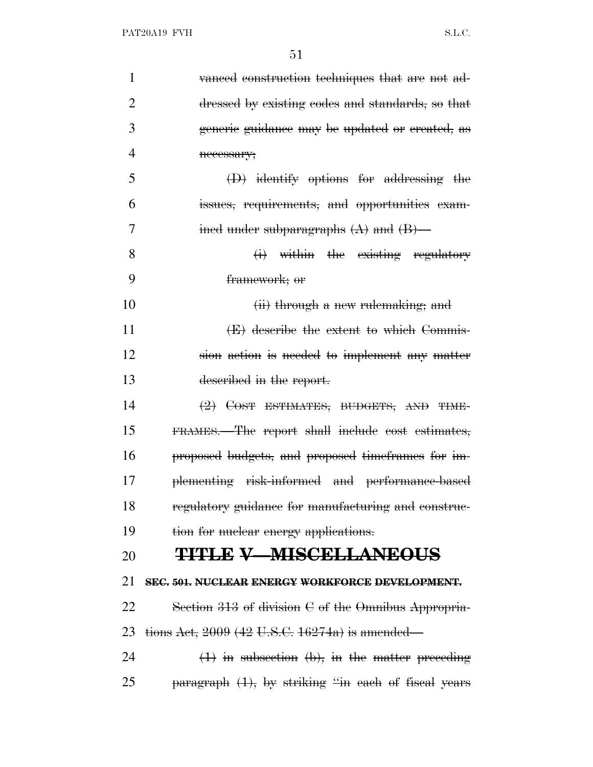vanced construction techniques that are not addressed by existing codes and standards, so that generic guidance may be updated or created, as necessary;

(D) identify options for addressing the issues, requirements, and opportunities examined under subparagraphs (A) and (B)—

(i) within the existing regulatory framework; or

(ii) through a new rulemaking; and

(E) describe the extent to which Commission action is needed to implement any matter described in the report.

(2) COST ESTIMATES, BUDGETS, AND TIMEFRAMES.—The report shall include cost estimates, proposed budgets, and proposed timeframes for implementing risk-informed and performance-based regulatory guidance for manufacturing and construction for nuclear energy applications.

# TITLE V—MISCELLANEOUS

**SEC. 501. NUCLEAR ENERGY WORKFORCE DEVELOPMENT.**

Section 313 of division C of the Omnibus Appropriations Act, 2009 (42 U.S.C. 16274a) is amended—

(1) in subsection (b), in the matter preceding paragraph (1), by striking "in each of fiscal years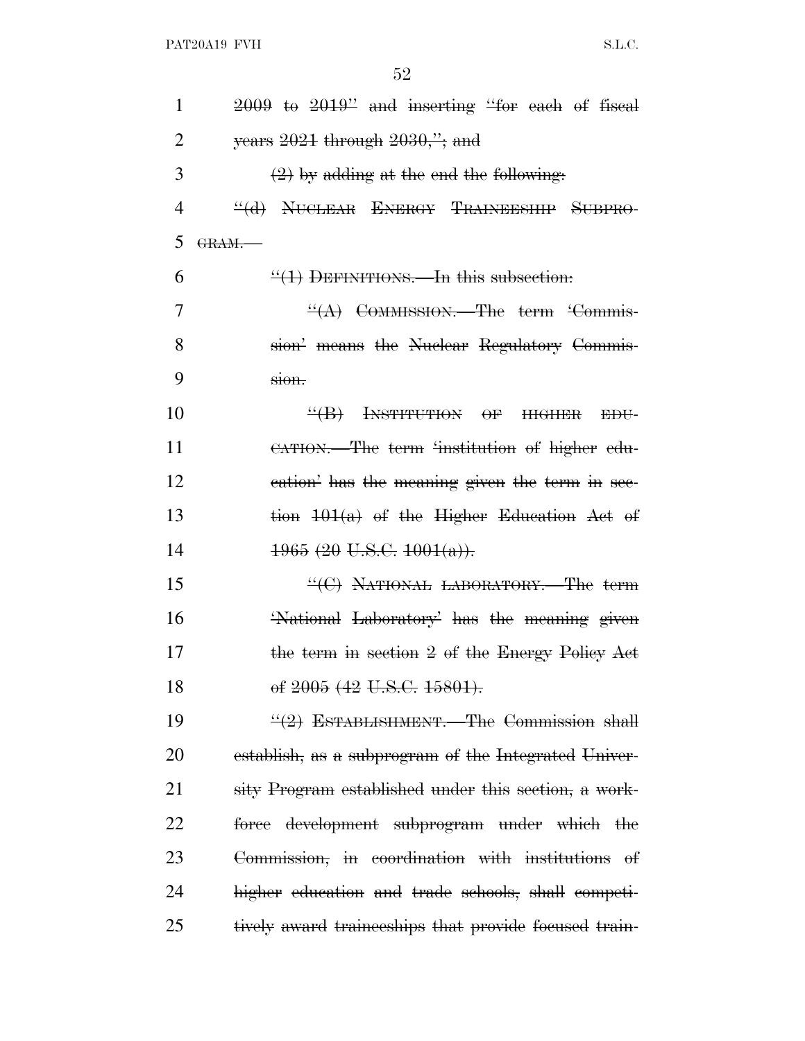~~2009 to 2019" and inserting "for each of fiscal years 2021 through 2030,"; and~~

~~(2) by adding at the end the following:~~

~~"(d) NUCLEAR ENERGY TRAINEESHIP SUBPROGRAM.—~~

~~"(1) DEFINITIONS.—In this subsection:~~

~~"(A) COMMISSION.—The term 'Commission' means the Nuclear Regulatory Commission.~~

~~"(B) INSTITUTION OF HIGHER EDUCATION.—The term 'institution of higher education' has the meaning given the term in section 101(a) of the Higher Education Act of 1965 (20 U.S.C. 1001(a)).~~

~~"(C) NATIONAL LABORATORY.—The term 'National Laboratory' has the meaning given the term in section 2 of the Energy Policy Act of 2005 (42 U.S.C. 15801).~~

~~"(2) ESTABLISHMENT.—The Commission shall establish, as a subprogram of the Integrated University Program established under this section, a workforce development subprogram under which the Commission, in coordination with institutions of higher education and trade schools, shall competitively award traineeships that provide focused train-~~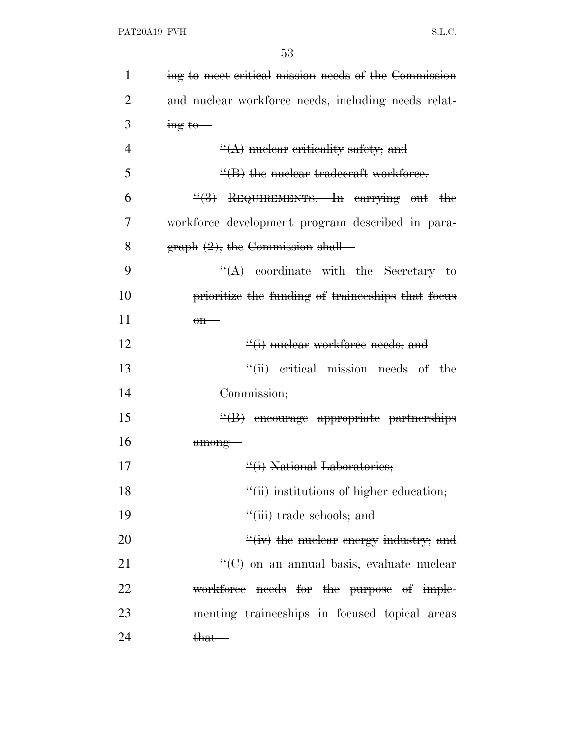~~ing to meet critical mission needs of the Commission and nuclear workforce needs, including needs relating to—~~

~~"(A) nuclear criticality safety; and~~

~~"(B) the nuclear tradecraft workforce.~~

~~"(3) REQUIREMENTS.—In carrying out the workforce development program described in paragraph (2), the Commission shall—~~

~~"(A) coordinate with the Secretary to prioritize the funding of traineeships that focus on—~~

~~"(i) nuclear workforce needs; and~~

~~"(ii) critical mission needs of the Commission;~~

~~"(B) encourage appropriate partnerships among—~~

~~"(i) National Laboratories;~~

~~"(ii) institutions of higher education;~~

~~"(iii) trade schools; and~~

~~"(iv) the nuclear energy industry; and~~

~~"(C) on an annual basis, evaluate nuclear workforce needs for the purpose of implementing traineeships in focused topical areas that—~~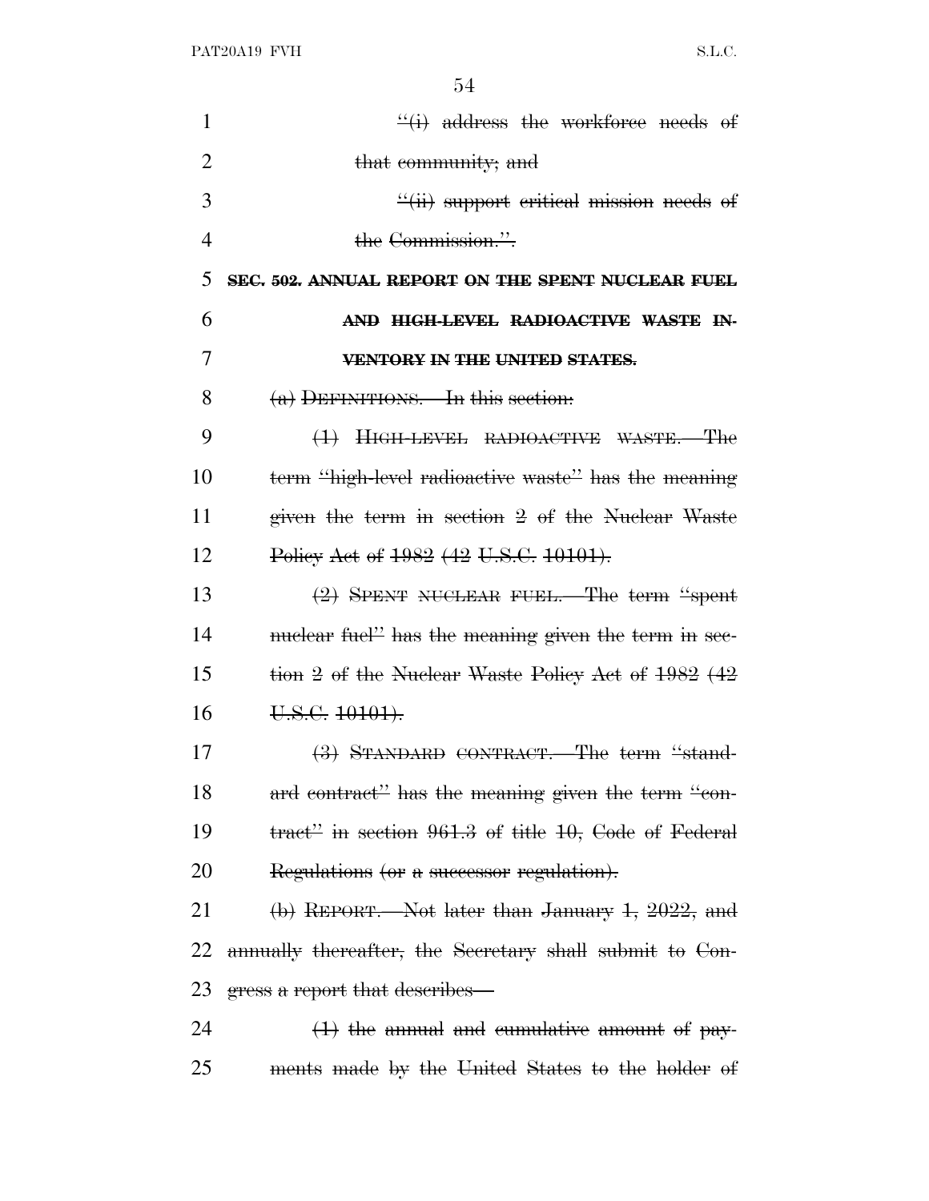~~"(i) address the workforce needs of that community; and~~

~~"(ii) support critical mission needs of the Commission.".~~

~~**SEC. 502. ANNUAL REPORT ON THE SPENT NUCLEAR FUEL AND HIGH-LEVEL RADIOACTIVE WASTE INVENTORY IN THE UNITED STATES.**~~

~~(a) DEFINITIONS.—In this section:~~

~~(1) HIGH-LEVEL RADIOACTIVE WASTE.—The term "high-level radioactive waste" has the meaning given the term in section 2 of the Nuclear Waste Policy Act of 1982 (42 U.S.C. 10101).~~

~~(2) SPENT NUCLEAR FUEL.—The term "spent nuclear fuel" has the meaning given the term in section 2 of the Nuclear Waste Policy Act of 1982 (42 U.S.C. 10101).~~

~~(3) STANDARD CONTRACT.—The term "standard contract" has the meaning given the term "contract" in section 961.3 of title 10, Code of Federal Regulations (or a successor regulation).~~

~~(b) REPORT.—Not later than January 1, 2022, and annually thereafter, the Secretary shall submit to Congress a report that describes—~~

~~(1) the annual and cumulative amount of payments made by the United States to the holder of~~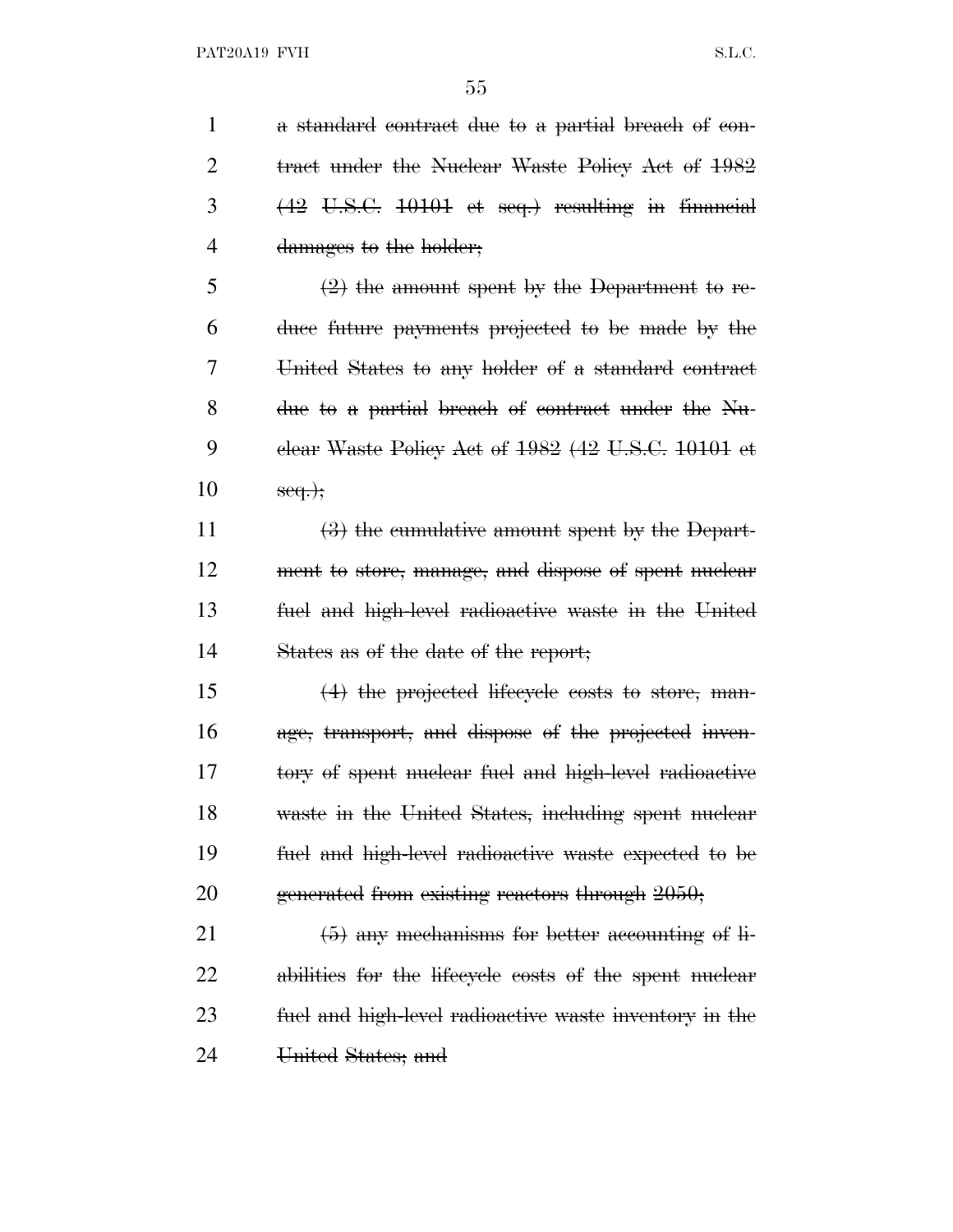~~a standard contract due to a partial breach of contract under the Nuclear Waste Policy Act of 1982 (42 U.S.C. 10101 et seq.) resulting in financial damages to the holder;~~

~~(2) the amount spent by the Department to reduce future payments projected to be made by the United States to any holder of a standard contract due to a partial breach of contract under the Nuclear Waste Policy Act of 1982 (42 U.S.C. 10101 et seq.);~~

~~(3) the cumulative amount spent by the Department to store, manage, and dispose of spent nuclear fuel and high-level radioactive waste in the United States as of the date of the report;~~

~~(4) the projected lifecycle costs to store, manage, transport, and dispose of the projected inventory of spent nuclear fuel and high-level radioactive waste in the United States, including spent nuclear fuel and high-level radioactive waste expected to be generated from existing reactors through 2050;~~

~~(5) any mechanisms for better accounting of liabilities for the lifecycle costs of the spent nuclear fuel and high-level radioactive waste inventory in the United States; and~~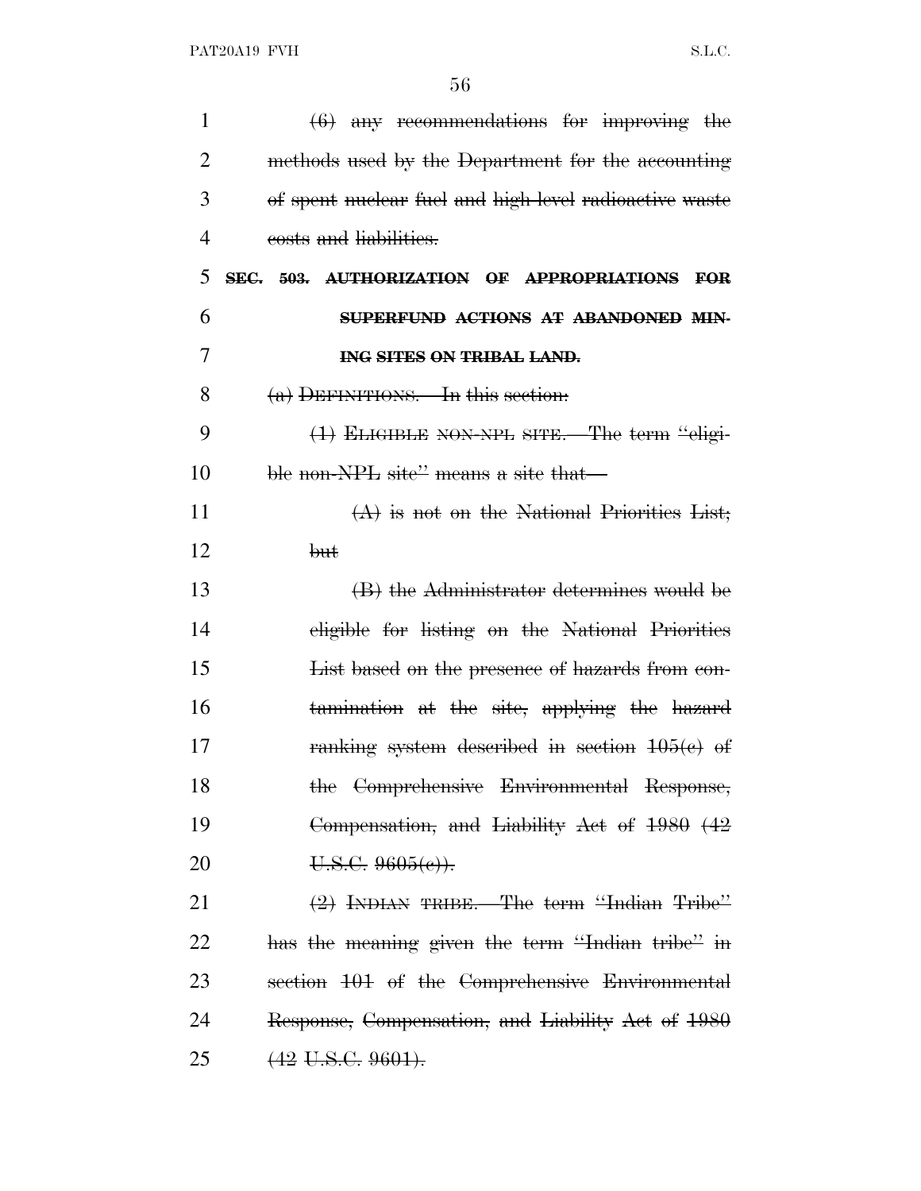~~(6) any recommendations for improving the methods used by the Department for the accounting of spent nuclear fuel and high-level radioactive waste costs and liabilities.~~

**~~SEC. 503. AUTHORIZATION OF APPROPRIATIONS FOR SUPERFUND ACTIONS AT ABANDONED MINING SITES ON TRIBAL LAND.~~**

~~(a) DEFINITIONS.—In this section:~~

~~(1) ELIGIBLE NON-NPL SITE.—The term "eligible non-NPL site" means a site that—~~

~~(A) is not on the National Priorities List; but~~

~~(B) the Administrator determines would be eligible for listing on the National Priorities List based on the presence of hazards from contamination at the site, applying the hazard ranking system described in section 105(c) of the Comprehensive Environmental Response, Compensation, and Liability Act of 1980 (42 U.S.C. 9605(c)).~~

~~(2) INDIAN TRIBE.—The term "Indian Tribe" has the meaning given the term "Indian tribe" in section 101 of the Comprehensive Environmental Response, Compensation, and Liability Act of 1980 (42 U.S.C. 9601).~~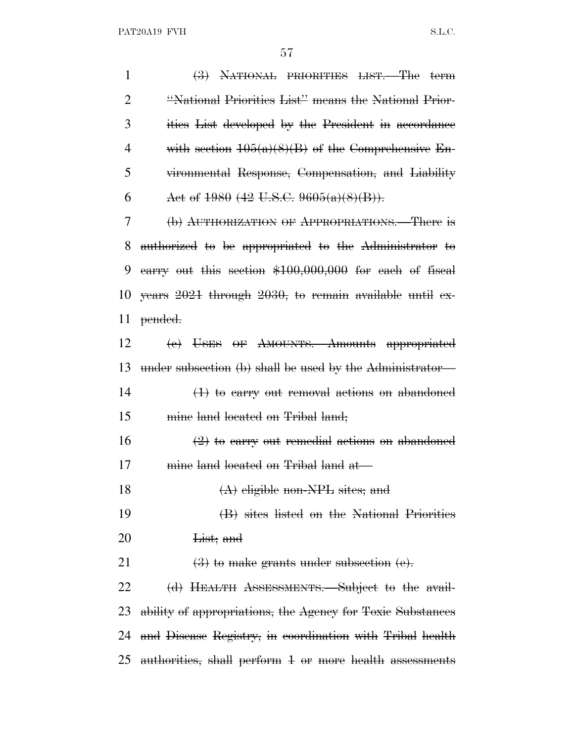(3) NATIONAL PRIORITIES LIST.—The term "National Priorities List" means the National Priorities List developed by the President in accordance with section 105(a)(8)(B) of the Comprehensive Environmental Response, Compensation, and Liability Act of 1980 (42 U.S.C. 9605(a)(8)(B)).

(b) AUTHORIZATION OF APPROPRIATIONS.—There is authorized to be appropriated to the Administrator to carry out this section $100,000,000 for each of fiscal years 2021 through 2030, to remain available until expended.

(c) USES OF AMOUNTS.—Amounts appropriated under subsection (b) shall be used by the Administrator—

(1) to carry out removal actions on abandoned mine land located on Tribal land;

(2) to carry out remedial actions on abandoned mine land located on Tribal land at—

(A) eligible non-NPL sites; and

(B) sites listed on the National Priorities List; and

(3) to make grants under subsection (e).

(d) HEALTH ASSESSMENTS.—Subject to the availability of appropriations, the Agency for Toxic Substances and Disease Registry, in coordination with Tribal health authorities, shall perform 1 or more health assessments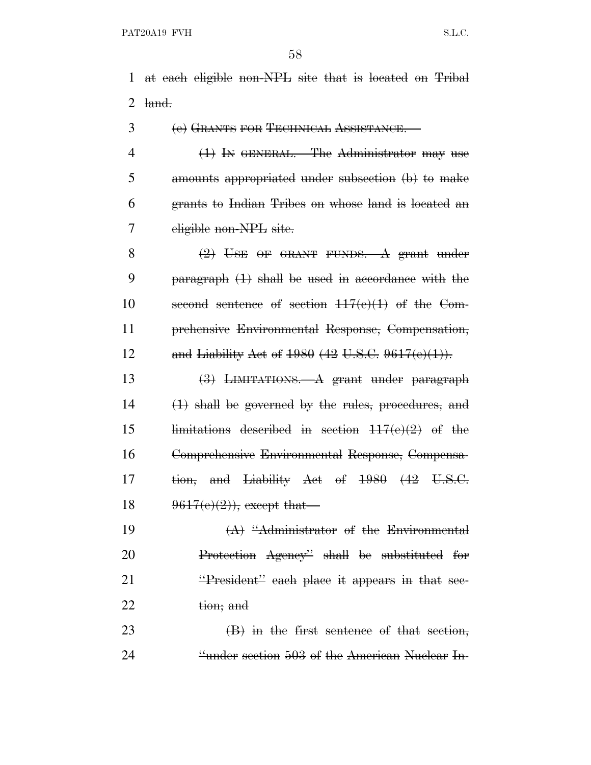~~at each eligible non-NPL site that is located on Tribal land.~~

~~(c) GRANTS FOR TECHNICAL ASSISTANCE.—~~

~~(1) IN GENERAL.—The Administrator may use amounts appropriated under subsection (b) to make grants to Indian Tribes on whose land is located an eligible non-NPL site.~~

~~(2) USE OF GRANT FUNDS.—A grant under paragraph (1) shall be used in accordance with the second sentence of section 117(e)(1) of the Comprehensive Environmental Response, Compensation, and Liability Act of 1980 (42 U.S.C. 9617(e)(1)).~~

~~(3) LIMITATIONS.—A grant under paragraph (1) shall be governed by the rules, procedures, and limitations described in section 117(e)(2) of the Comprehensive Environmental Response, Compensation, and Liability Act of 1980 (42 U.S.C. 9617(e)(2)), except that—~~

~~(A) "Administrator of the Environmental Protection Agency" shall be substituted for "President" each place it appears in that section; and~~

~~(B) in the first sentence of that section, "under section 503 of the American Nuclear In-~~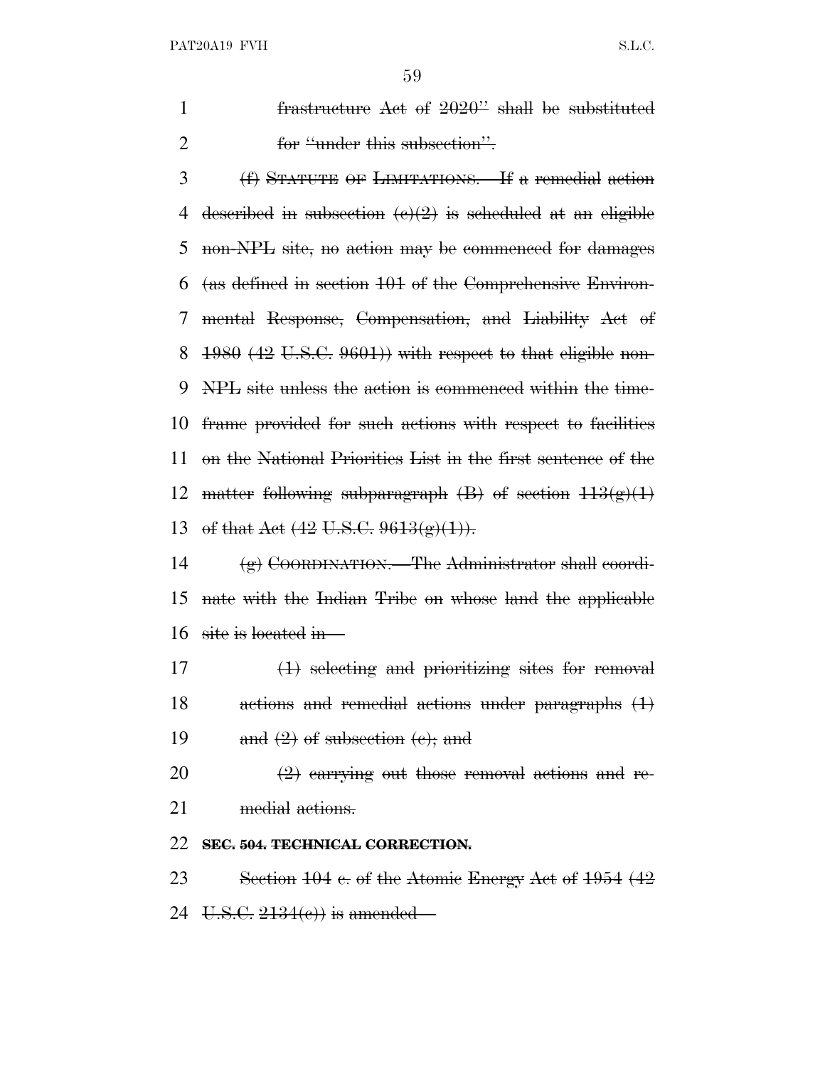frastructure Act of 2020'' shall be substituted for ''under this subsection''.

(f) STATUTE OF LIMITATIONS.—If a remedial action described in subsection (c)(2) is scheduled at an eligible non-NPL site, no action may be commenced for damages (as defined in section 101 of the Comprehensive Environmental Response, Compensation, and Liability Act of 1980 (42 U.S.C. 9601)) with respect to that eligible non-NPL site unless the action is commenced within the timeframe provided for such actions with respect to facilities on the National Priorities List in the first sentence of the matter following subparagraph (B) of section 113(g)(1) of that Act (42 U.S.C. 9613(g)(1)).

(g) COORDINATION.—The Administrator shall coordinate with the Indian Tribe on whose land the applicable site is located in—

(1) selecting and prioritizing sites for removal actions and remedial actions under paragraphs (1) and (2) of subsection (c); and

(2) carrying out those removal actions and remedial actions.

**SEC. 504. TECHNICAL CORRECTION.**

Section 104 c. of the Atomic Energy Act of 1954 (42 U.S.C. 2134(c)) is amended—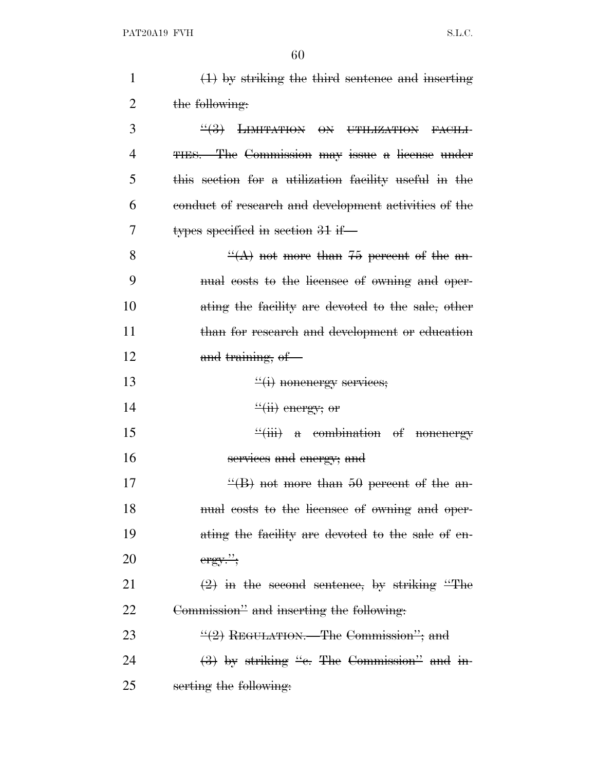~~(1) by striking the third sentence and inserting the following:~~

~~"(3) LIMITATION ON UTILIZATION FACILITIES.—The Commission may issue a license under this section for a utilization facility useful in the conduct of research and development activities of the types specified in section 31 if—~~

~~"(A) not more than 75 percent of the annual costs to the licensee of owning and operating the facility are devoted to the sale, other than for research and development or education and training, of—~~

~~"(i) nonenergy services;~~

~~"(ii) energy; or~~

~~"(iii) a combination of nonenergy services and energy; and~~

~~"(B) not more than 50 percent of the annual costs to the licensee of owning and operating the facility are devoted to the sale of energy.";~~

~~(2) in the second sentence, by striking "The Commission" and inserting the following:~~

~~"(2) REGULATION.—The Commission"; and~~

~~(3) by striking "c. The Commission" and inserting the following:~~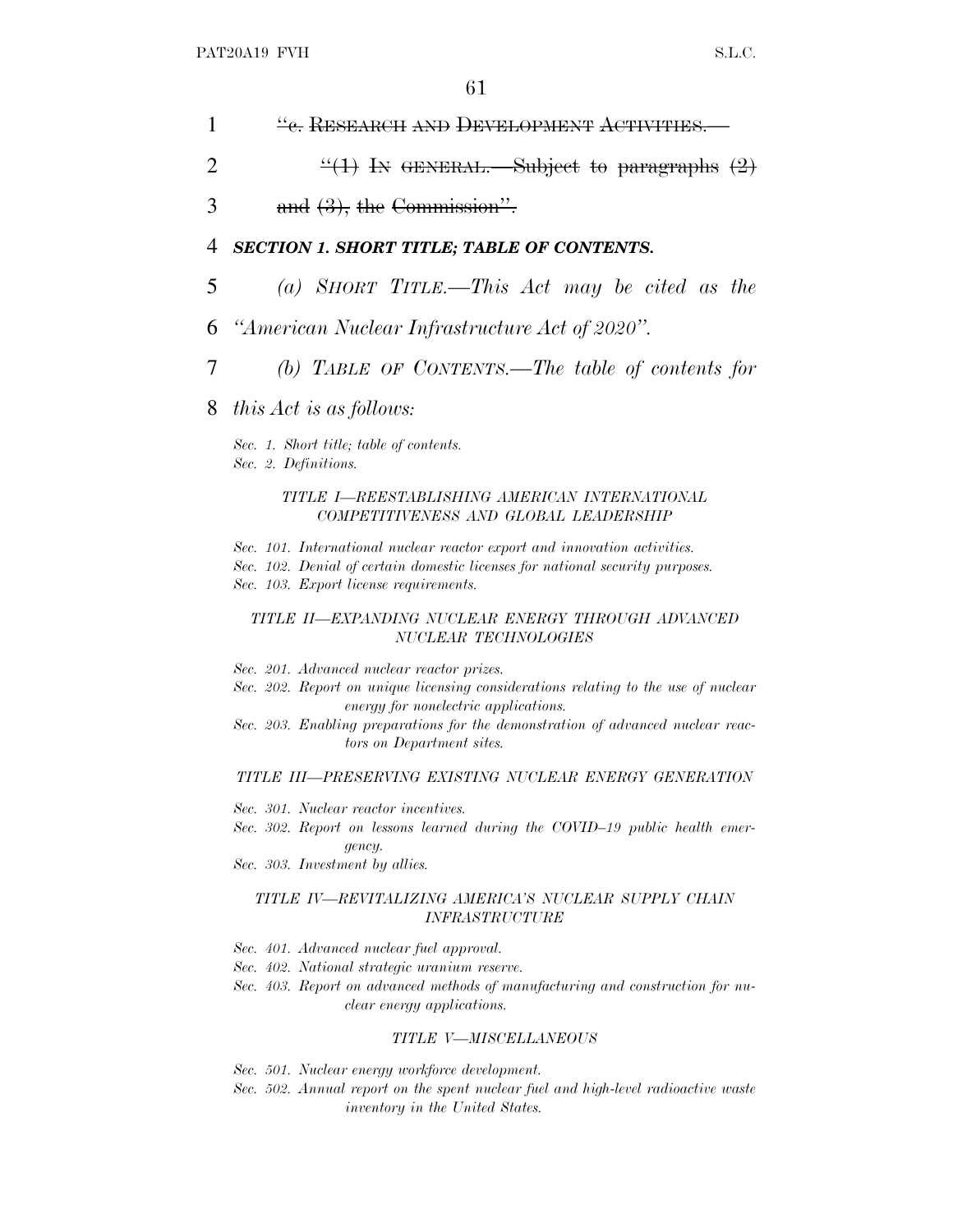~~"c. RESEARCH AND DEVELOPMENT ACTIVITIES.—~~

~~"(1) IN GENERAL.—Subject to paragraphs (2) and (3), the Commission".~~

***SECTION 1. SHORT TITLE; TABLE OF CONTENTS.***

*(a) SHORT TITLE.—This Act may be cited as the "American Nuclear Infrastructure Act of 2020".*

*(b) TABLE OF CONTENTS.—The table of contents for this Act is as follows:*

*Sec. 1. Short title; table of contents.*
*Sec. 2. Definitions.*

*TITLE I—REESTABLISHING AMERICAN INTERNATIONAL COMPETITIVENESS AND GLOBAL LEADERSHIP*

*Sec. 101. International nuclear reactor export and innovation activities.*
*Sec. 102. Denial of certain domestic licenses for national security purposes.*
*Sec. 103. Export license requirements.*

*TITLE II—EXPANDING NUCLEAR ENERGY THROUGH ADVANCED NUCLEAR TECHNOLOGIES*

*Sec. 201. Advanced nuclear reactor prizes.*
*Sec. 202. Report on unique licensing considerations relating to the use of nuclear energy for nonelectric applications.*
*Sec. 203. Enabling preparations for the demonstration of advanced nuclear reactors on Department sites.*

*TITLE III—PRESERVING EXISTING NUCLEAR ENERGY GENERATION*

*Sec. 301. Nuclear reactor incentives.*
*Sec. 302. Report on lessons learned during the COVID–19 public health emergency.*
*Sec. 303. Investment by allies.*

*TITLE IV—REVITALIZING AMERICA'S NUCLEAR SUPPLY CHAIN INFRASTRUCTURE*

*Sec. 401. Advanced nuclear fuel approval.*
*Sec. 402. National strategic uranium reserve.*
*Sec. 403. Report on advanced methods of manufacturing and construction for nuclear energy applications.*

*TITLE V—MISCELLANEOUS*

*Sec. 501. Nuclear energy workforce development.*
*Sec. 502. Annual report on the spent nuclear fuel and high-level radioactive waste inventory in the United States.*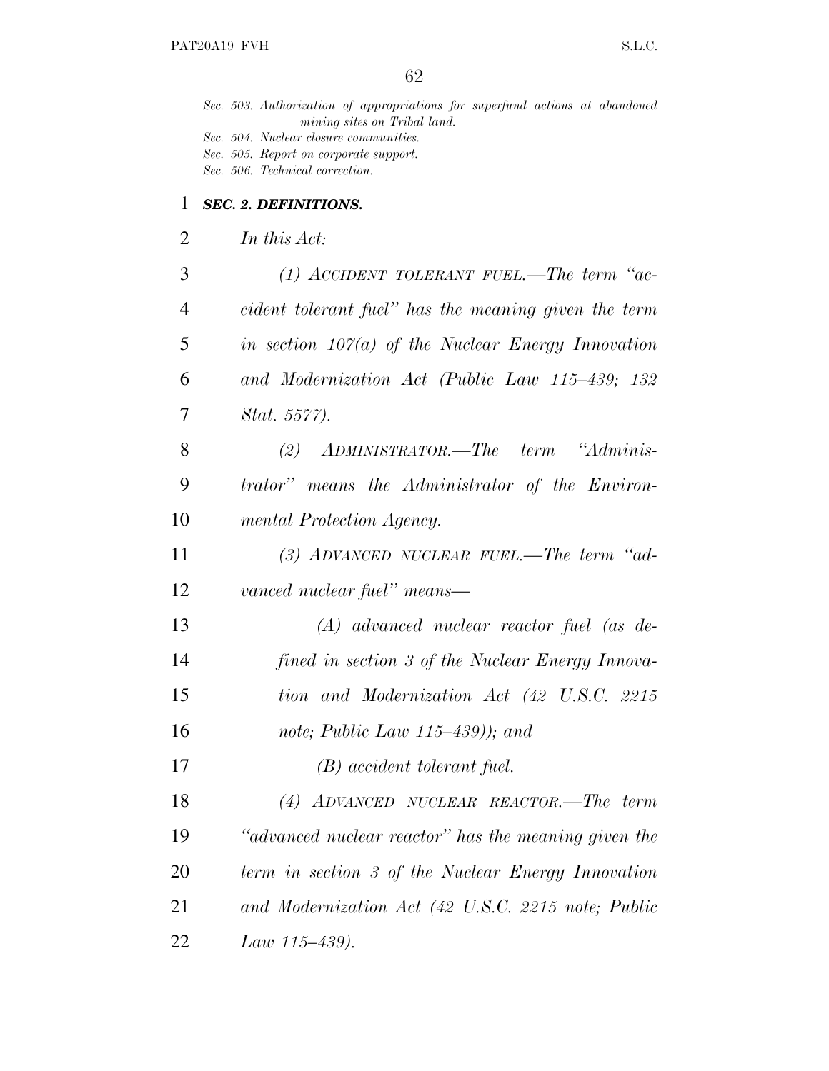*Sec. 503. Authorization of appropriations for superfund actions at abandoned mining sites on Tribal land.*
*Sec. 504. Nuclear closure communities.*
*Sec. 505. Report on corporate support.*
*Sec. 506. Technical correction.*

## ***SEC. 2. DEFINITIONS.***

*In this Act:*

*(1) ACCIDENT TOLERANT FUEL.—The term "accident tolerant fuel" has the meaning given the term in section 107(a) of the Nuclear Energy Innovation and Modernization Act (Public Law 115–439; 132 Stat. 5577).*

*(2) ADMINISTRATOR.—The term "Administrator" means the Administrator of the Environmental Protection Agency.*

*(3) ADVANCED NUCLEAR FUEL.—The term "advanced nuclear fuel" means—*

*(A) advanced nuclear reactor fuel (as defined in section 3 of the Nuclear Energy Innovation and Modernization Act (42 U.S.C. 2215 note; Public Law 115–439)); and*

*(B) accident tolerant fuel.*

*(4) ADVANCED NUCLEAR REACTOR.—The term "advanced nuclear reactor" has the meaning given the term in section 3 of the Nuclear Energy Innovation and Modernization Act (42 U.S.C. 2215 note; Public Law 115–439).*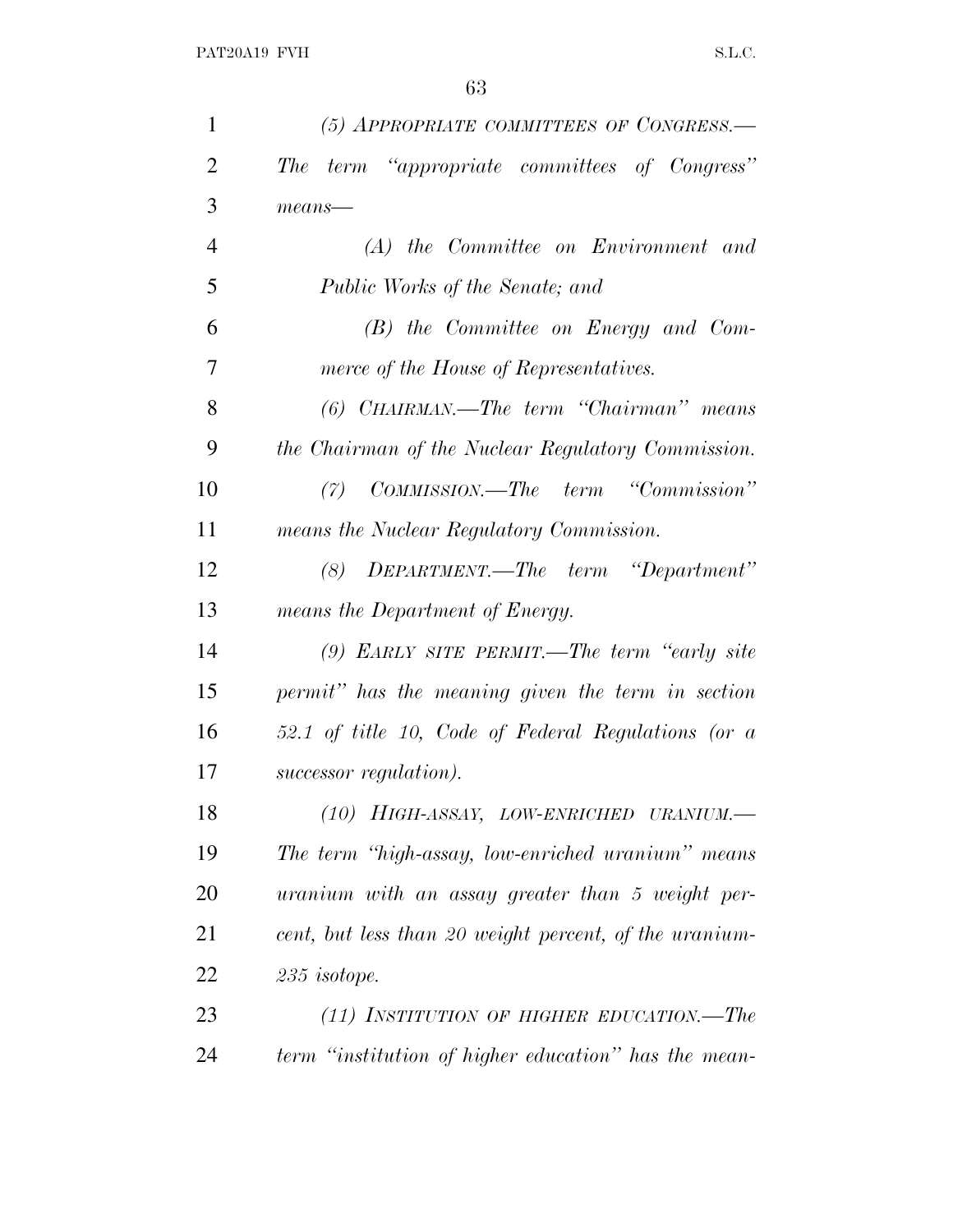*(5) APPROPRIATE COMMITTEES OF CONGRESS.—The term ''appropriate committees of Congress'' means—*

*(A) the Committee on Environment and Public Works of the Senate; and*

*(B) the Committee on Energy and Commerce of the House of Representatives.*

*(6) CHAIRMAN.—The term ''Chairman'' means the Chairman of the Nuclear Regulatory Commission.*

*(7) COMMISSION.—The term ''Commission'' means the Nuclear Regulatory Commission.*

*(8) DEPARTMENT.—The term ''Department'' means the Department of Energy.*

*(9) EARLY SITE PERMIT.—The term ''early site permit'' has the meaning given the term in section 52.1 of title 10, Code of Federal Regulations (or a successor regulation).*

*(10) HIGH-ASSAY, LOW-ENRICHED URANIUM.—The term ''high-assay, low-enriched uranium'' means uranium with an assay greater than 5 weight percent, but less than 20 weight percent, of the uranium-235 isotope.*

*(11) INSTITUTION OF HIGHER EDUCATION.—The term ''institution of higher education'' has the mean-*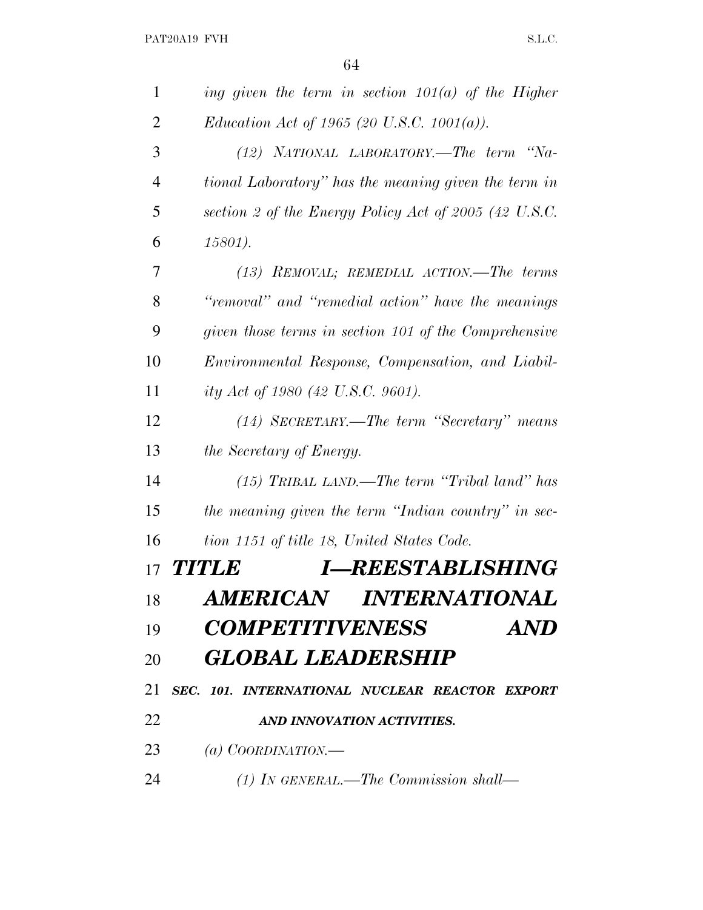*ing given the term in section 101(a) of the Higher Education Act of 1965 (20 U.S.C. 1001(a)).*

*(12) NATIONAL LABORATORY.—The term "National Laboratory" has the meaning given the term in section 2 of the Energy Policy Act of 2005 (42 U.S.C. 15801).*

*(13) REMOVAL; REMEDIAL ACTION.—The terms "removal" and "remedial action" have the meanings given those terms in section 101 of the Comprehensive Environmental Response, Compensation, and Liability Act of 1980 (42 U.S.C. 9601).*

*(14) SECRETARY.—The term "Secretary" means the Secretary of Energy.*

*(15) TRIBAL LAND.—The term "Tribal land" has the meaning given the term "Indian country" in section 1151 of title 18, United States Code.*

# *TITLE I—REESTABLISHING AMERICAN INTERNATIONAL COMPETITIVENESS AND GLOBAL LEADERSHIP*

### *SEC. 101. INTERNATIONAL NUCLEAR REACTOR EXPORT AND INNOVATION ACTIVITIES.*

*(a) COORDINATION.—*

*(1) IN GENERAL.—The Commission shall—*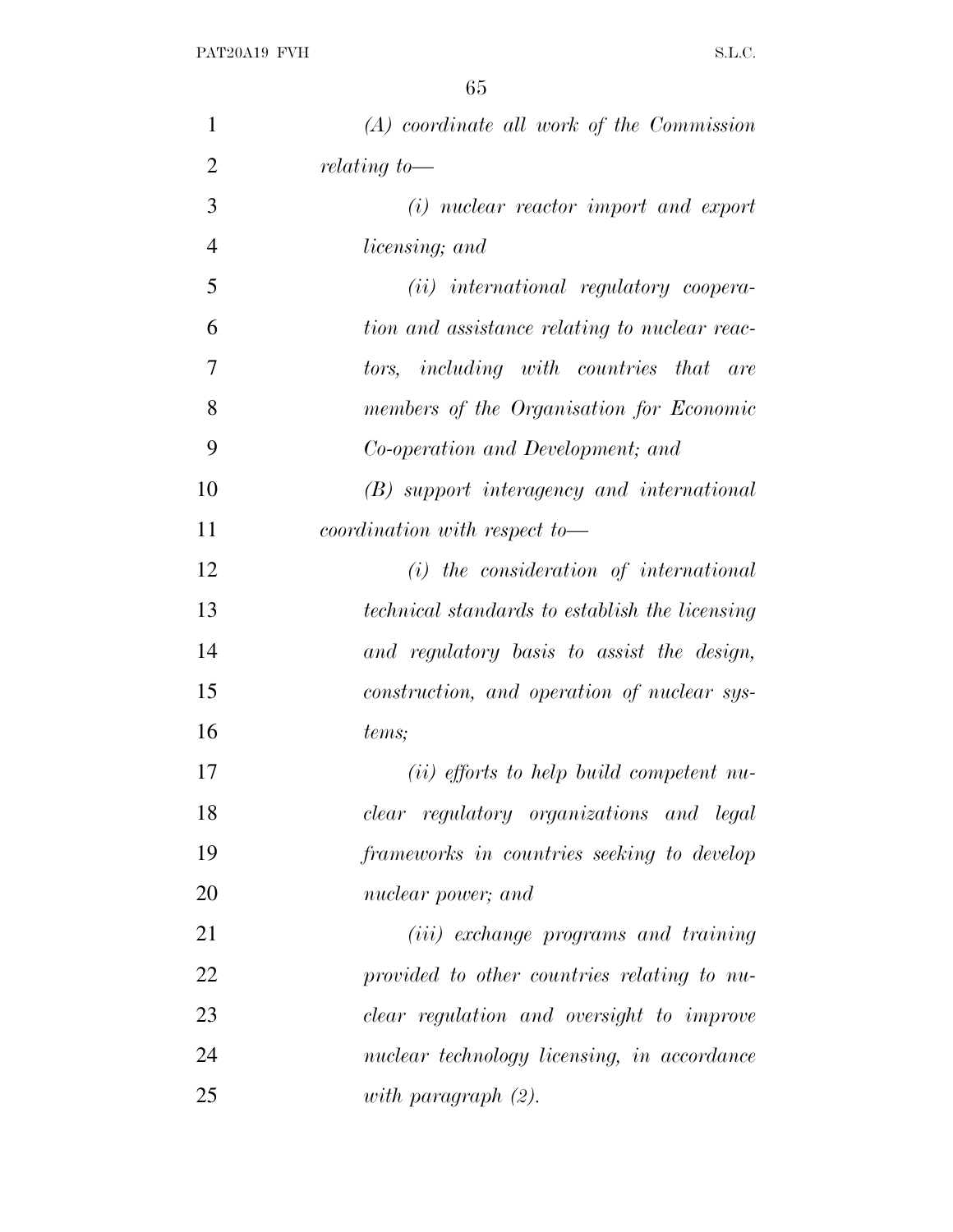*(A) coordinate all work of the Commission relating to—*

*(i) nuclear reactor import and export licensing; and*

*(ii) international regulatory cooperation and assistance relating to nuclear reactors, including with countries that are members of the Organisation for Economic Co-operation and Development; and*

*(B) support interagency and international coordination with respect to—*

*(i) the consideration of international technical standards to establish the licensing and regulatory basis to assist the design, construction, and operation of nuclear systems;*

*(ii) efforts to help build competent nuclear regulatory organizations and legal frameworks in countries seeking to develop nuclear power; and*

*(iii) exchange programs and training provided to other countries relating to nuclear regulation and oversight to improve nuclear technology licensing, in accordance with paragraph (2).*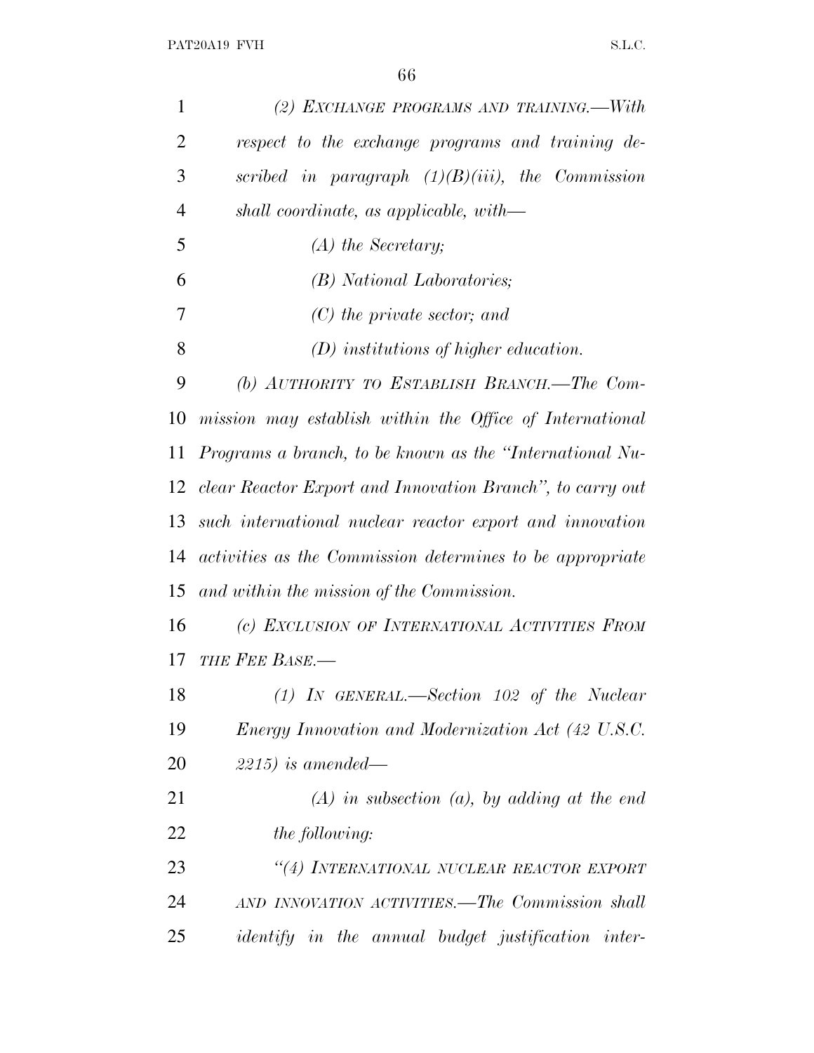*(2) EXCHANGE PROGRAMS AND TRAINING.—With respect to the exchange programs and training described in paragraph (1)(B)(iii), the Commission shall coordinate, as applicable, with—*

*(A) the Secretary;*

*(B) National Laboratories;*

*(C) the private sector; and*

*(D) institutions of higher education.*

*(b) AUTHORITY TO ESTABLISH BRANCH.—The Commission may establish within the Office of International Programs a branch, to be known as the "International Nuclear Reactor Export and Innovation Branch", to carry out such international nuclear reactor export and innovation activities as the Commission determines to be appropriate and within the mission of the Commission.*

*(c) EXCLUSION OF INTERNATIONAL ACTIVITIES FROM THE FEE BASE.—*

*(1) IN GENERAL.—Section 102 of the Nuclear Energy Innovation and Modernization Act (42 U.S.C. 2215) is amended—*

*(A) in subsection (a), by adding at the end the following:*

*"(4) INTERNATIONAL NUCLEAR REACTOR EXPORT AND INNOVATION ACTIVITIES.—The Commission shall identify in the annual budget justification inter-*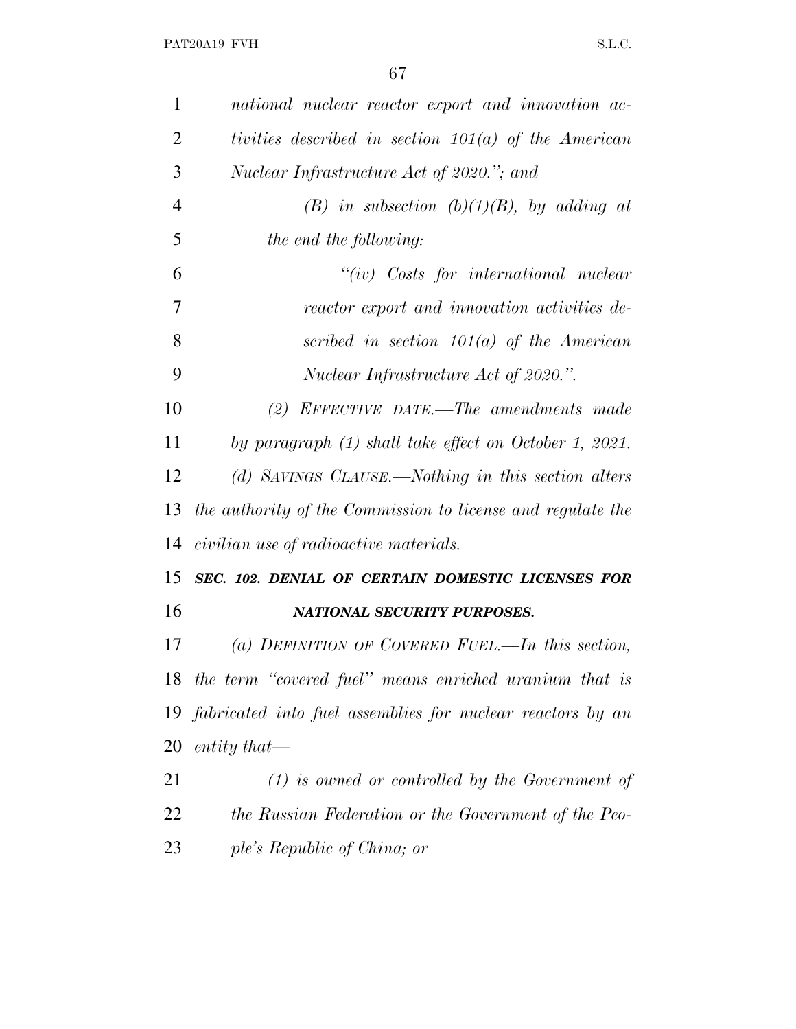*national nuclear reactor export and innovation activities described in section 101(a) of the American Nuclear Infrastructure Act of 2020."; and*

*(B) in subsection (b)(1)(B), by adding at the end the following:*

*"(iv) Costs for international nuclear reactor export and innovation activities described in section 101(a) of the American Nuclear Infrastructure Act of 2020.".*

*(2) EFFECTIVE DATE.—The amendments made by paragraph (1) shall take effect on October 1, 2021.*

*(d) SAVINGS CLAUSE.—Nothing in this section alters the authority of the Commission to license and regulate the civilian use of radioactive materials.*

***SEC. 102. DENIAL OF CERTAIN DOMESTIC LICENSES FOR NATIONAL SECURITY PURPOSES.***

*(a) DEFINITION OF COVERED FUEL.—In this section, the term "covered fuel" means enriched uranium that is fabricated into fuel assemblies for nuclear reactors by an entity that—*

*(1) is owned or controlled by the Government of the Russian Federation or the Government of the People's Republic of China; or*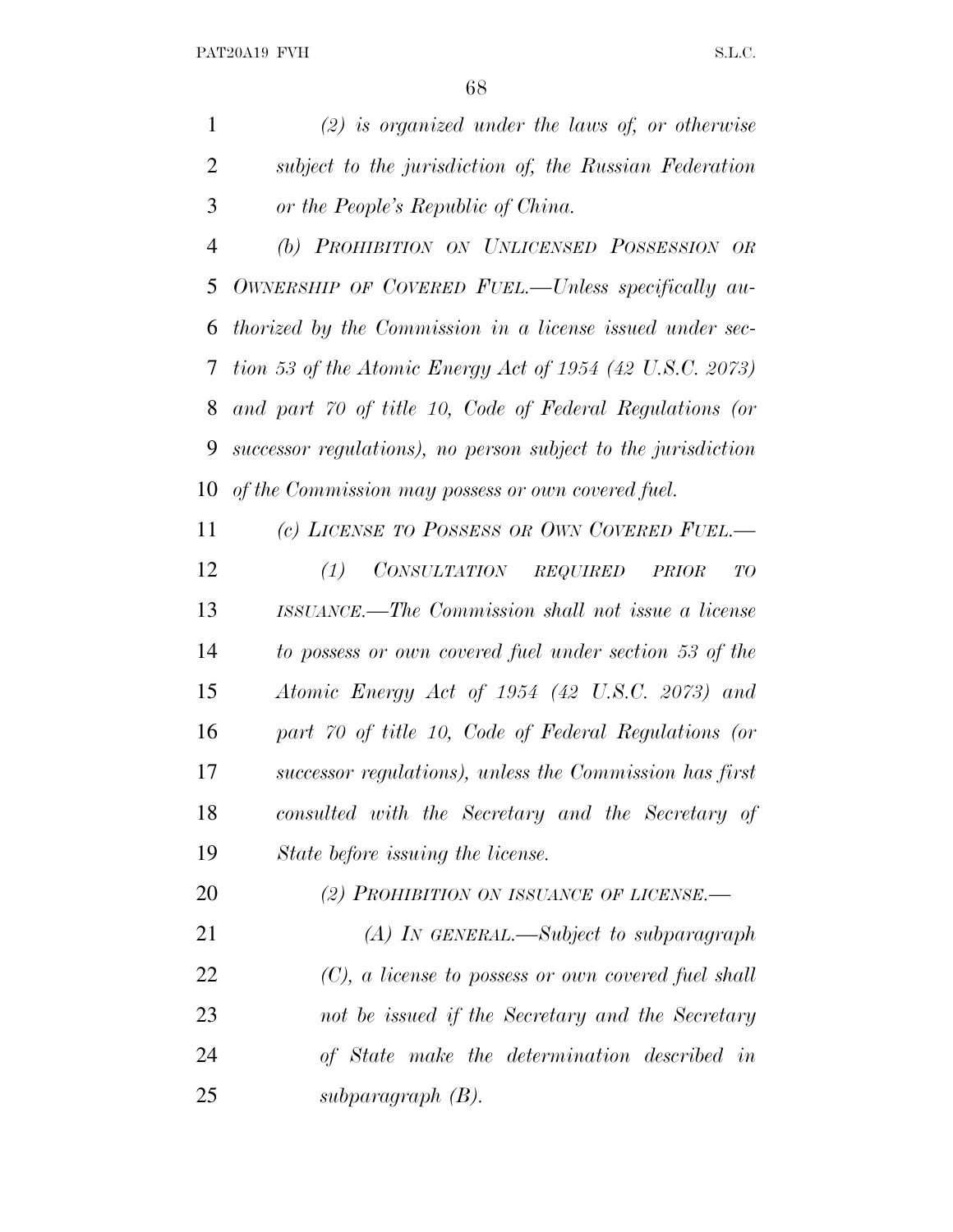*(2) is organized under the laws of, or otherwise subject to the jurisdiction of, the Russian Federation or the People's Republic of China.*

*(b) PROHIBITION ON UNLICENSED POSSESSION OR OWNERSHIP OF COVERED FUEL.—Unless specifically authorized by the Commission in a license issued under section 53 of the Atomic Energy Act of 1954 (42 U.S.C. 2073) and part 70 of title 10, Code of Federal Regulations (or successor regulations), no person subject to the jurisdiction of the Commission may possess or own covered fuel.*

*(c) LICENSE TO POSSESS OR OWN COVERED FUEL.—*

*(1) CONSULTATION REQUIRED PRIOR TO ISSUANCE.—The Commission shall not issue a license to possess or own covered fuel under section 53 of the Atomic Energy Act of 1954 (42 U.S.C. 2073) and part 70 of title 10, Code of Federal Regulations (or successor regulations), unless the Commission has first consulted with the Secretary and the Secretary of State before issuing the license.*

*(2) PROHIBITION ON ISSUANCE OF LICENSE.—*

*(A) IN GENERAL.—Subject to subparagraph (C), a license to possess or own covered fuel shall not be issued if the Secretary and the Secretary of State make the determination described in subparagraph (B).*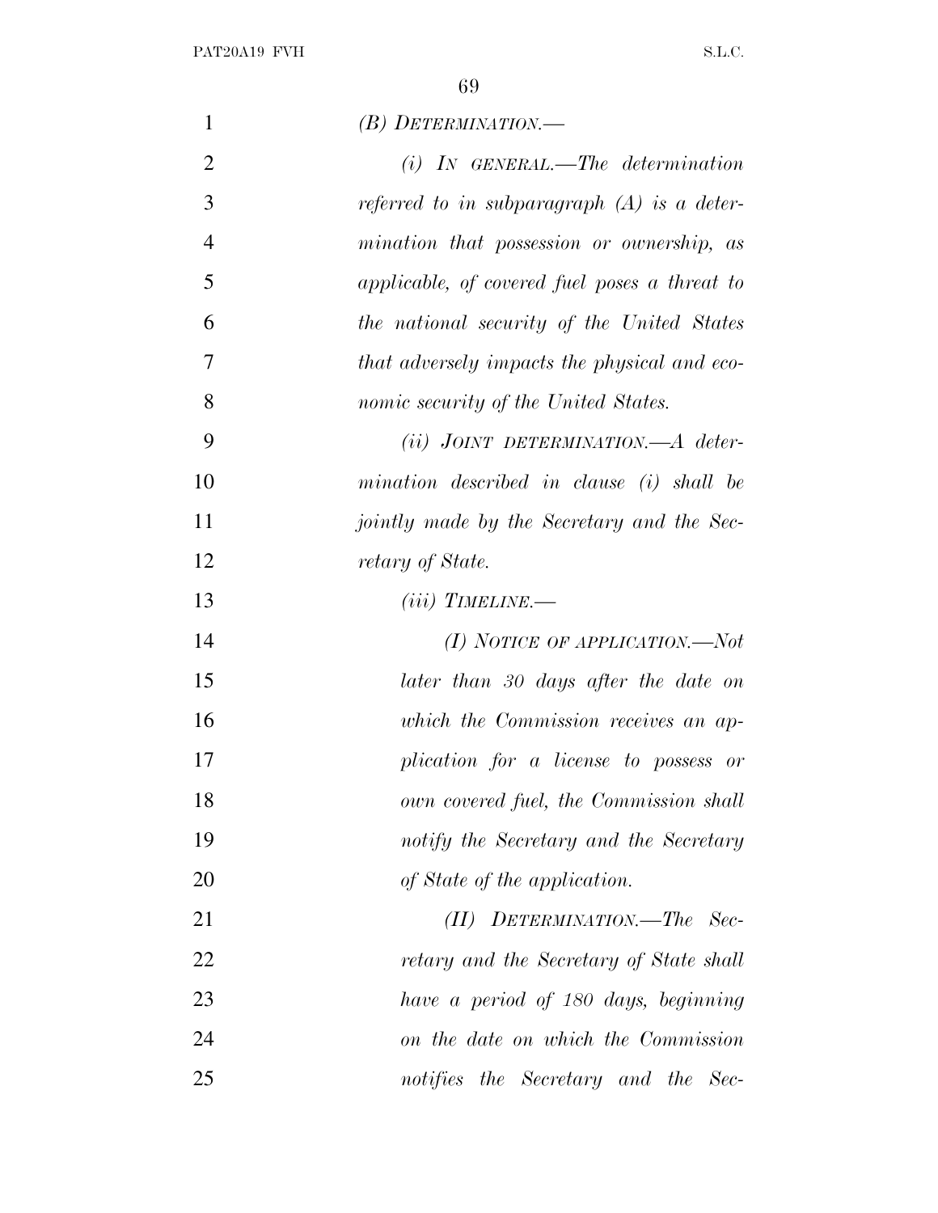*(B) DETERMINATION.—*

*(i) IN GENERAL.—The determination referred to in subparagraph (A) is a determination that possession or ownership, as applicable, of covered fuel poses a threat to the national security of the United States that adversely impacts the physical and economic security of the United States.*

*(ii) JOINT DETERMINATION.—A determination described in clause (i) shall be jointly made by the Secretary and the Secretary of State.*

*(iii) TIMELINE.—*

*(I) NOTICE OF APPLICATION.—Not later than 30 days after the date on which the Commission receives an application for a license to possess or own covered fuel, the Commission shall notify the Secretary and the Secretary of State of the application.*

*(II) DETERMINATION.—The Secretary and the Secretary of State shall have a period of 180 days, beginning on the date on which the Commission notifies the Secretary and the Sec-*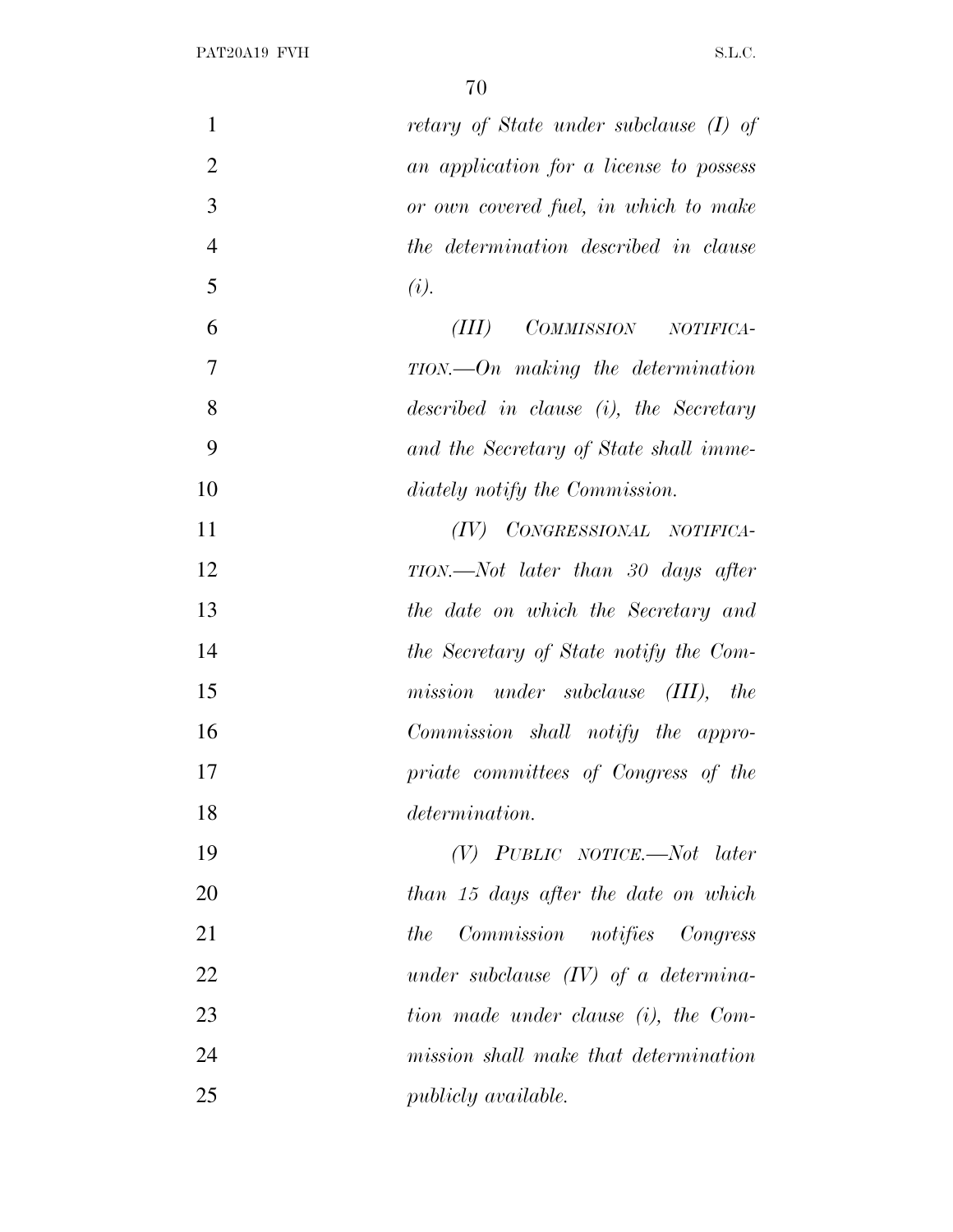*retary of State under subclause (I) of an application for a license to possess or own covered fuel, in which to make the determination described in clause (i).*

*(III) COMMISSION NOTIFICATION.—On making the determination described in clause (i), the Secretary and the Secretary of State shall immediately notify the Commission.*

*(IV) CONGRESSIONAL NOTIFICATION.—Not later than 30 days after the date on which the Secretary and the Secretary of State notify the Commission under subclause (III), the Commission shall notify the appropriate committees of Congress of the determination.*

*(V) PUBLIC NOTICE.—Not later than 15 days after the date on which the Commission notifies Congress under subclause (IV) of a determination made under clause (i), the Commission shall make that determination publicly available.*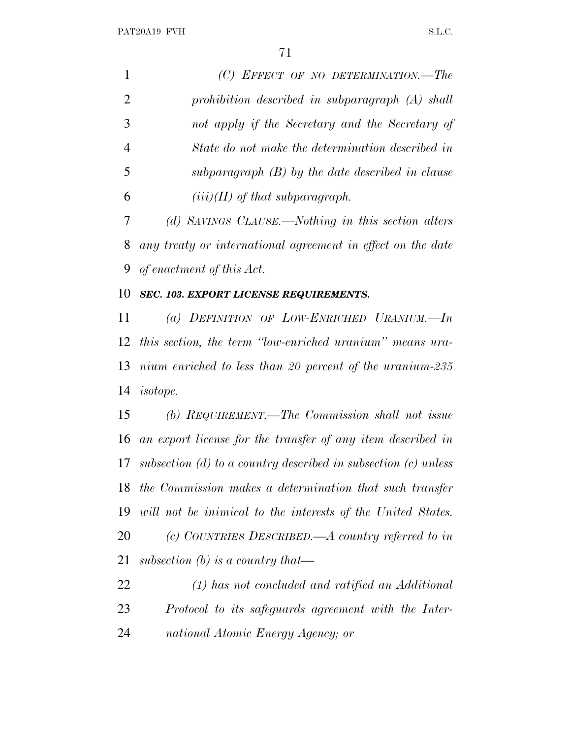*(C) EFFECT OF NO DETERMINATION.—The prohibition described in subparagraph (A) shall not apply if the Secretary and the Secretary of State do not make the determination described in subparagraph (B) by the date described in clause (iii)(II) of that subparagraph.*

*(d) SAVINGS CLAUSE.—Nothing in this section alters any treaty or international agreement in effect on the date of enactment of this Act.*

***SEC. 103. EXPORT LICENSE REQUIREMENTS.***

*(a) DEFINITION OF LOW-ENRICHED URANIUM.—In this section, the term ''low-enriched uranium'' means uranium enriched to less than 20 percent of the uranium-235 isotope.*

*(b) REQUIREMENT.—The Commission shall not issue an export license for the transfer of any item described in subsection (d) to a country described in subsection (c) unless the Commission makes a determination that such transfer will not be inimical to the interests of the United States.*

*(c) COUNTRIES DESCRIBED.—A country referred to in subsection (b) is a country that—*

*(1) has not concluded and ratified an Additional Protocol to its safeguards agreement with the International Atomic Energy Agency; or*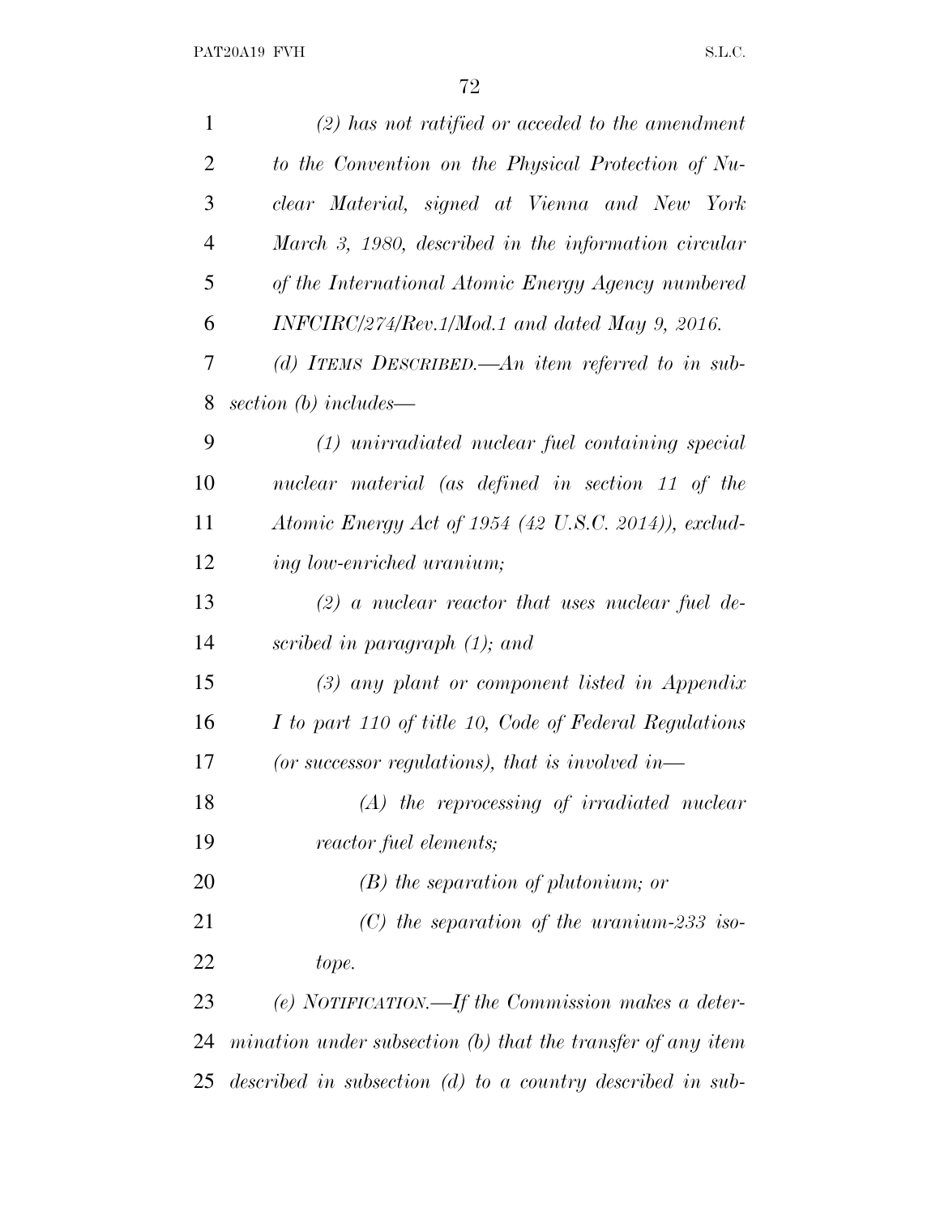*(2) has not ratified or acceded to the amendment to the Convention on the Physical Protection of Nuclear Material, signed at Vienna and New York March 3, 1980, described in the information circular of the International Atomic Energy Agency numbered INFCIRC/274/Rev.1/Mod.1 and dated May 9, 2016.*

*(d) ITEMS DESCRIBED.—An item referred to in subsection (b) includes—*

*(1) unirradiated nuclear fuel containing special nuclear material (as defined in section 11 of the Atomic Energy Act of 1954 (42 U.S.C. 2014)), excluding low-enriched uranium;*

*(2) a nuclear reactor that uses nuclear fuel described in paragraph (1); and*

*(3) any plant or component listed in Appendix I to part 110 of title 10, Code of Federal Regulations (or successor regulations), that is involved in—*

*(A) the reprocessing of irradiated nuclear reactor fuel elements;*

*(B) the separation of plutonium; or*

*(C) the separation of the uranium-233 isotope.*

*(e) NOTIFICATION.—If the Commission makes a determination under subsection (b) that the transfer of any item described in subsection (d) to a country described in sub-*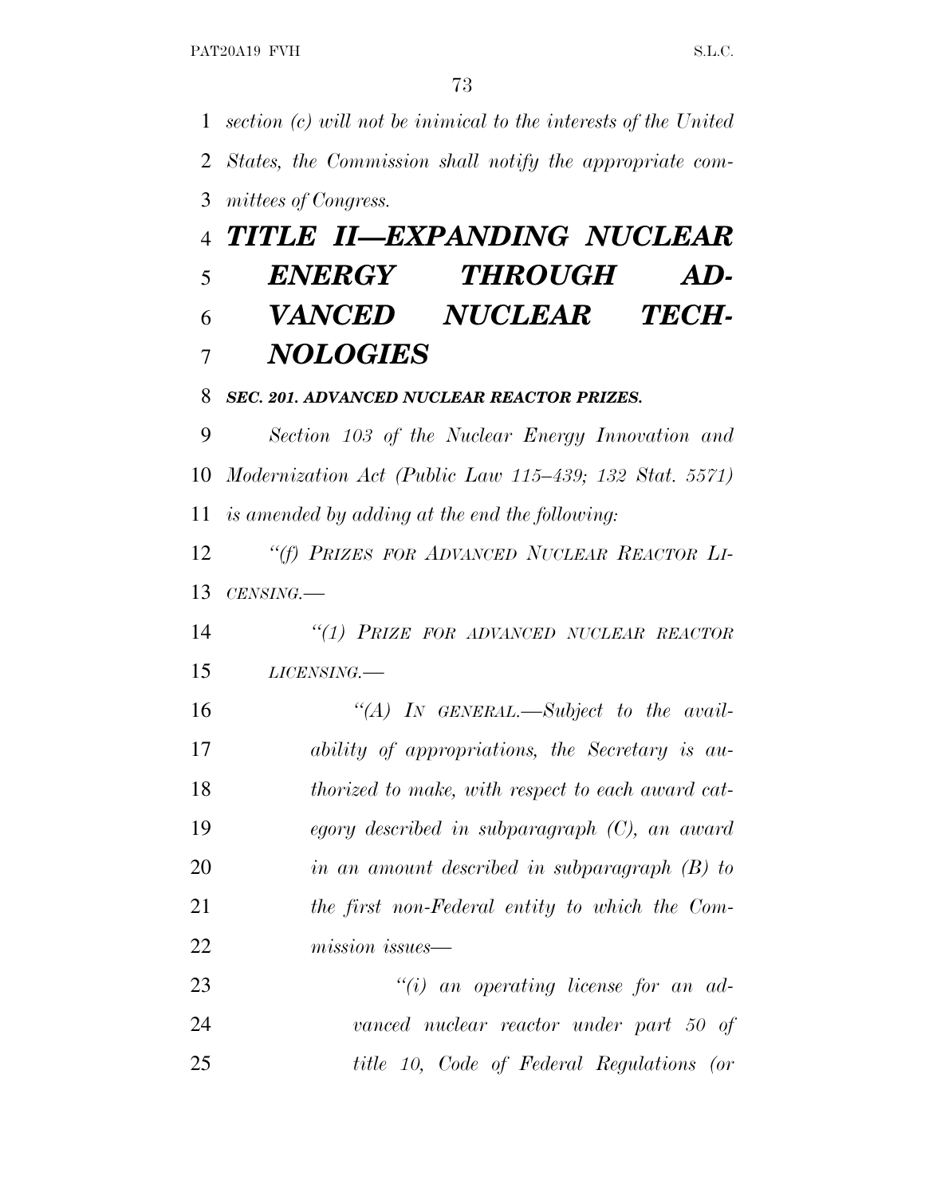*section (c) will not be inimical to the interests of the United States, the Commission shall notify the appropriate committees of Congress.*

# *TITLE II—EXPANDING NUCLEAR ENERGY THROUGH ADVANCED NUCLEAR TECHNOLOGIES*

### *SEC. 201. ADVANCED NUCLEAR REACTOR PRIZES.*

*Section 103 of the Nuclear Energy Innovation and Modernization Act (Public Law 115–439; 132 Stat. 5571) is amended by adding at the end the following:*

*"(f) PRIZES FOR ADVANCED NUCLEAR REACTOR LICENSING.—*

*"(1) PRIZE FOR ADVANCED NUCLEAR REACTOR LICENSING.—*

*"(A) IN GENERAL.—Subject to the availability of appropriations, the Secretary is authorized to make, with respect to each award category described in subparagraph (C), an award in an amount described in subparagraph (B) to the first non-Federal entity to which the Commission issues—*

*"(i) an operating license for an advanced nuclear reactor under part 50 of title 10, Code of Federal Regulations (or*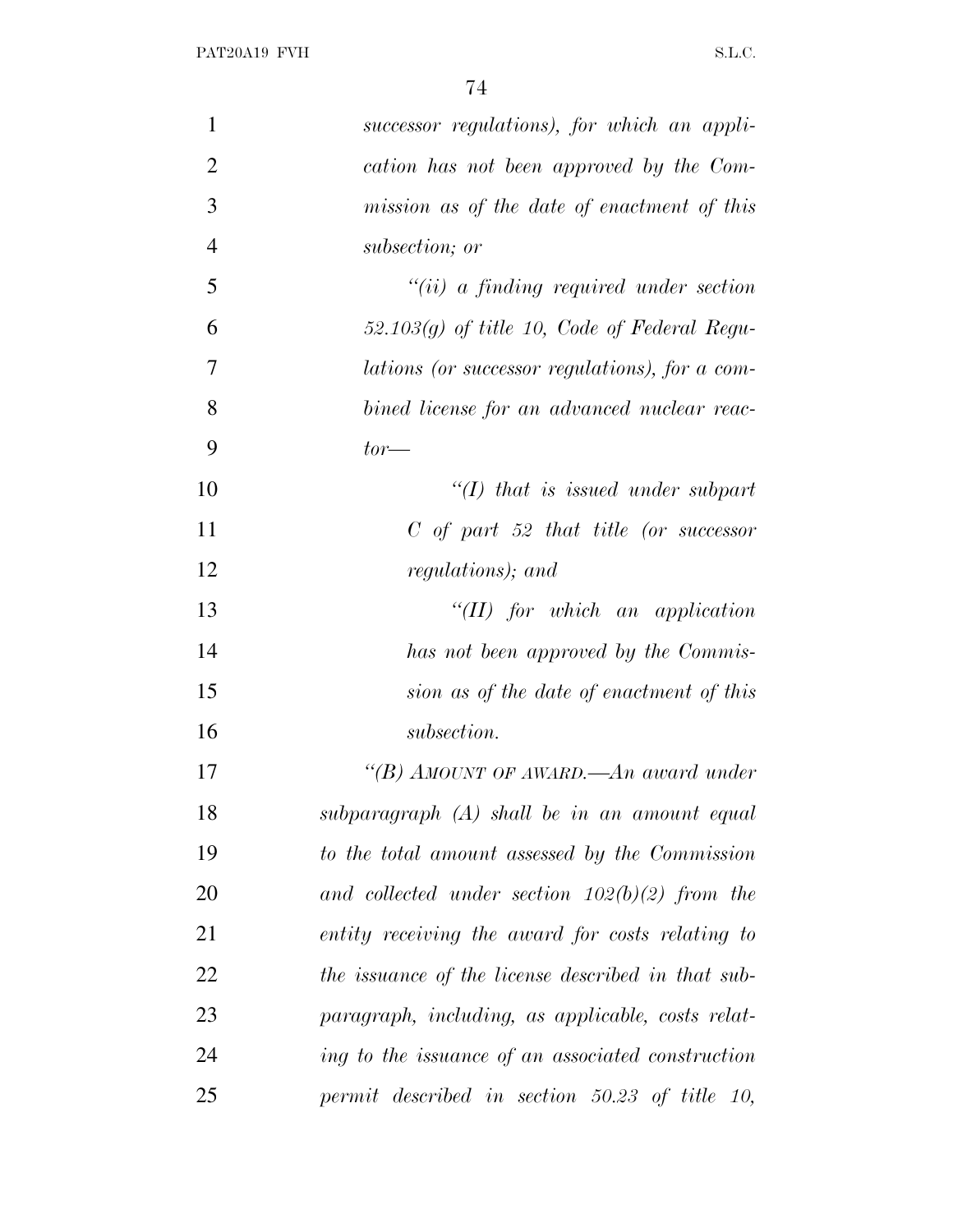*successor regulations), for which an application has not been approved by the Commission as of the date of enactment of this subsection; or*

*"(ii) a finding required under section 52.103(g) of title 10, Code of Federal Regulations (or successor regulations), for a combined license for an advanced nuclear reactor—*

*"(I) that is issued under subpart C of part 52 that title (or successor regulations); and*

*"(II) for which an application has not been approved by the Commission as of the date of enactment of this subsection.*

*"(B) AMOUNT OF AWARD.—An award under subparagraph (A) shall be in an amount equal to the total amount assessed by the Commission and collected under section 102(b)(2) from the entity receiving the award for costs relating to the issuance of the license described in that subparagraph, including, as applicable, costs relating to the issuance of an associated construction permit described in section 50.23 of title 10,*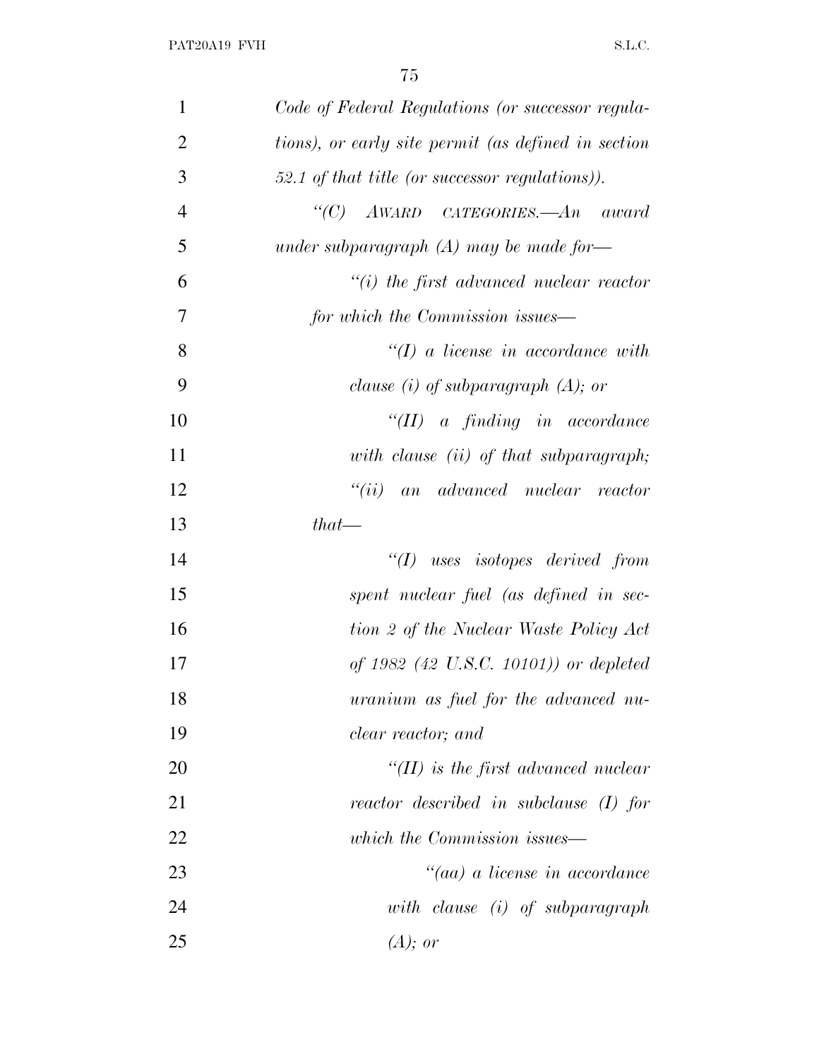*Code of Federal Regulations (or successor regulations), or early site permit (as defined in section 52.1 of that title (or successor regulations)).*

*"(C) AWARD CATEGORIES.—An award under subparagraph (A) may be made for—*

*"(i) the first advanced nuclear reactor for which the Commission issues—*

*"(I) a license in accordance with clause (i) of subparagraph (A); or*

*"(II) a finding in accordance with clause (ii) of that subparagraph;*

*"(ii) an advanced nuclear reactor that—*

*"(I) uses isotopes derived from spent nuclear fuel (as defined in section 2 of the Nuclear Waste Policy Act of 1982 (42 U.S.C. 10101)) or depleted uranium as fuel for the advanced nuclear reactor; and*

*"(II) is the first advanced nuclear reactor described in subclause (I) for which the Commission issues—*

*"(aa) a license in accordance with clause (i) of subparagraph (A); or*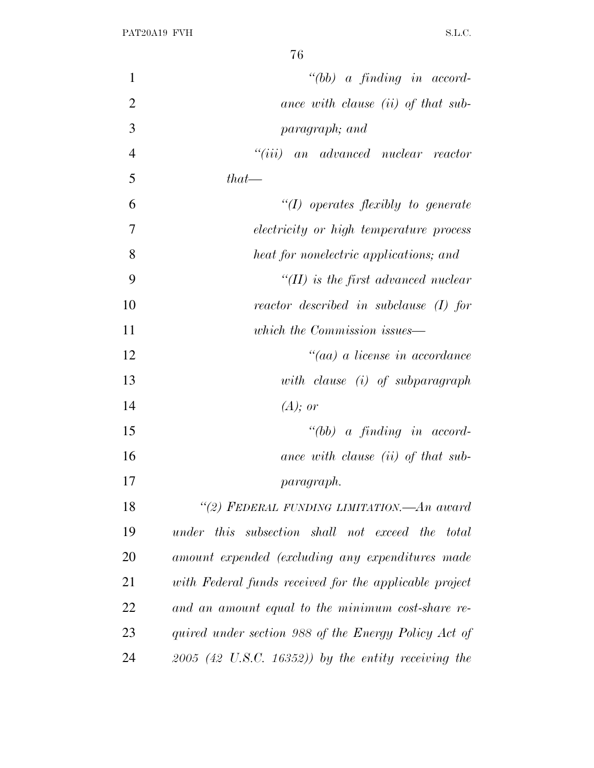*"(bb) a finding in accordance with clause (ii) of that subparagraph; and*

*"(iii) an advanced nuclear reactor that—*

*"(I) operates flexibly to generate electricity or high temperature process heat for nonelectric applications; and*

*"(II) is the first advanced nuclear reactor described in subclause (I) for which the Commission issues—*

*"(aa) a license in accordance with clause (i) of subparagraph (A); or*

*"(bb) a finding in accordance with clause (ii) of that subparagraph.*

*"(2) FEDERAL FUNDING LIMITATION.—An award under this subsection shall not exceed the total amount expended (excluding any expenditures made with Federal funds received for the applicable project and an amount equal to the minimum cost-share required under section 988 of the Energy Policy Act of 2005 (42 U.S.C. 16352)) by the entity receiving the*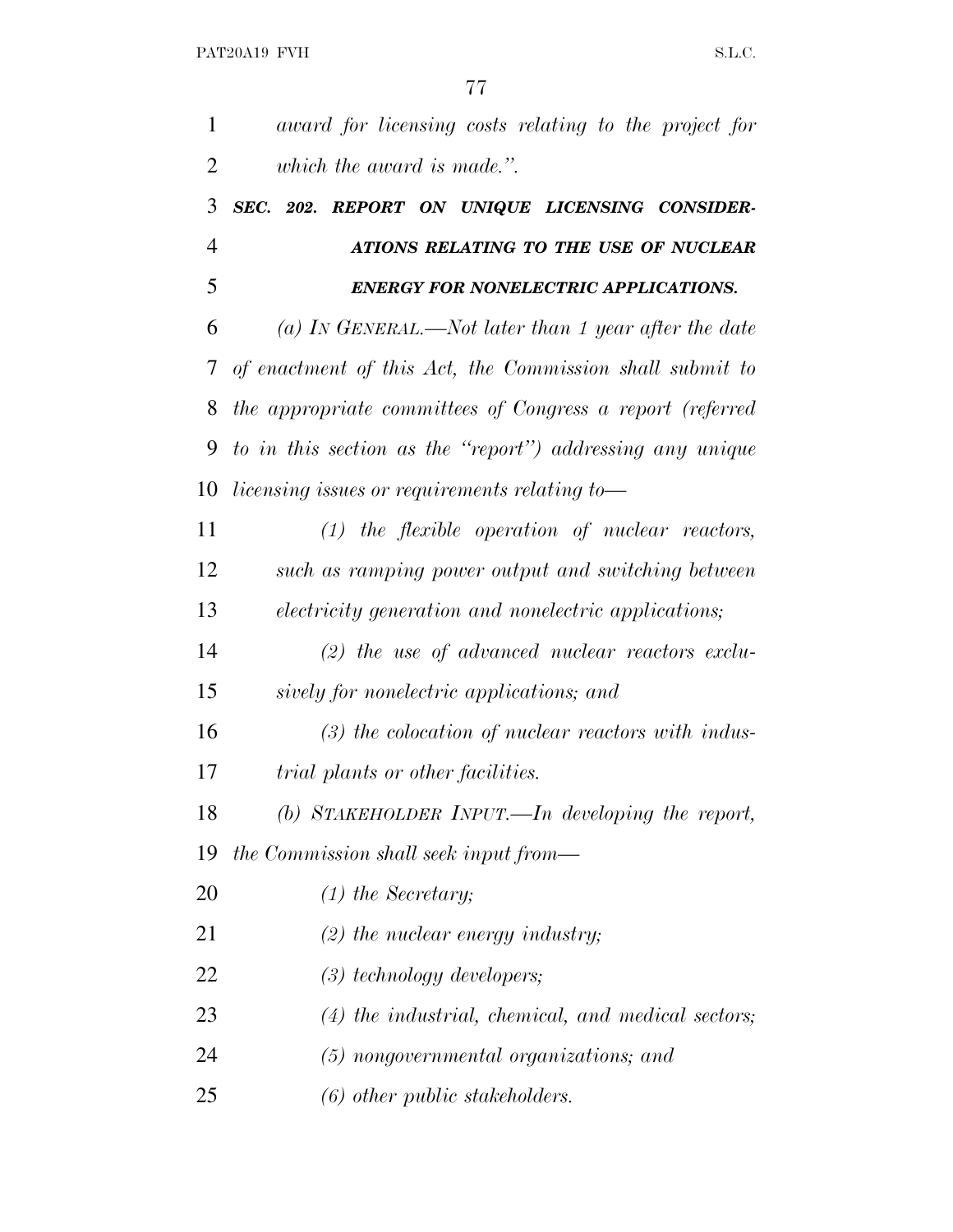*award for licensing costs relating to the project for which the award is made.''.*

### *SEC. 202. REPORT ON UNIQUE LICENSING CONSIDERATIONS RELATING TO THE USE OF NUCLEAR ENERGY FOR NONELECTRIC APPLICATIONS.*

*(a) IN GENERAL.—Not later than 1 year after the date of enactment of this Act, the Commission shall submit to the appropriate committees of Congress a report (referred to in this section as the ''report'') addressing any unique licensing issues or requirements relating to—*

*(1) the flexible operation of nuclear reactors, such as ramping power output and switching between electricity generation and nonelectric applications;*

*(2) the use of advanced nuclear reactors exclusively for nonelectric applications; and*

*(3) the colocation of nuclear reactors with industrial plants or other facilities.*

*(b) STAKEHOLDER INPUT.—In developing the report, the Commission shall seek input from—*

*(1) the Secretary;*

*(2) the nuclear energy industry;*

*(3) technology developers;*

*(4) the industrial, chemical, and medical sectors;*

*(5) nongovernmental organizations; and*

*(6) other public stakeholders.*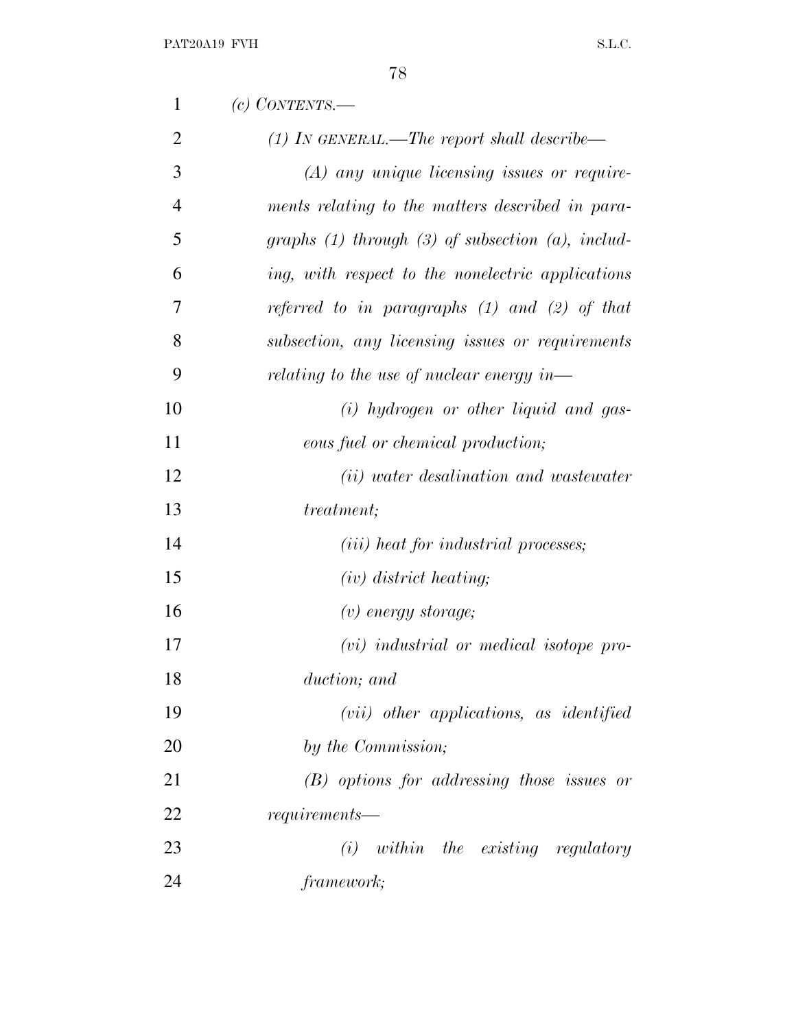*(c) CONTENTS.—*

*(1) IN GENERAL.—The report shall describe—*

*(A) any unique licensing issues or requirements relating to the matters described in paragraphs (1) through (3) of subsection (a), including, with respect to the nonelectric applications referred to in paragraphs (1) and (2) of that subsection, any licensing issues or requirements relating to the use of nuclear energy in—*

*(i) hydrogen or other liquid and gaseous fuel or chemical production;*

*(ii) water desalination and wastewater treatment;*

*(iii) heat for industrial processes;*

*(iv) district heating;*

*(v) energy storage;*

*(vi) industrial or medical isotope production; and*

*(vii) other applications, as identified by the Commission;*

*(B) options for addressing those issues or requirements—*

*(i) within the existing regulatory framework;*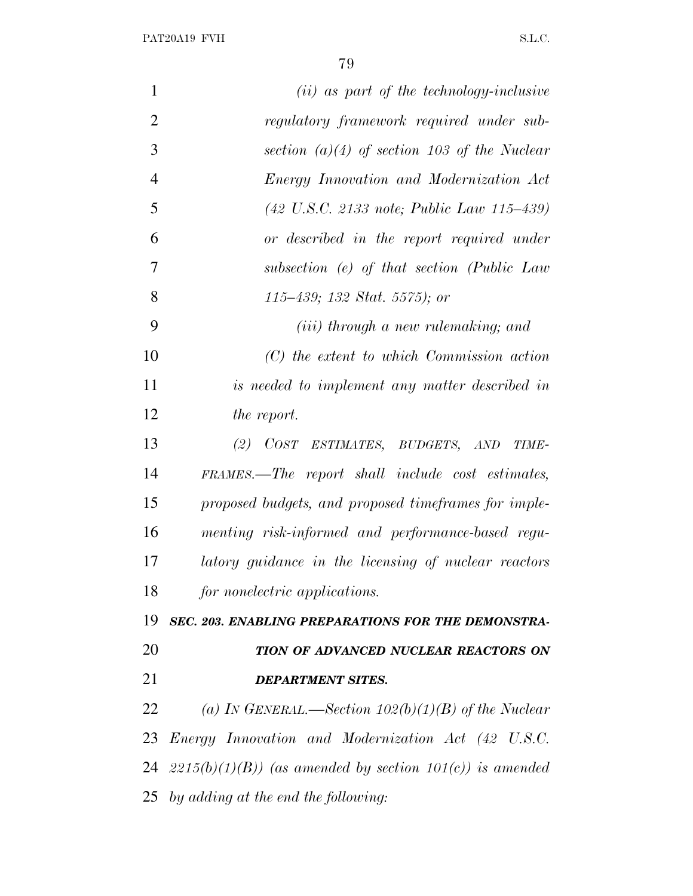*(ii) as part of the technology-inclusive regulatory framework required under subsection (a)(4) of section 103 of the Nuclear Energy Innovation and Modernization Act (42 U.S.C. 2133 note; Public Law 115–439) or described in the report required under subsection (e) of that section (Public Law 115–439; 132 Stat. 5575); or*

*(iii) through a new rulemaking; and*

*(C) the extent to which Commission action is needed to implement any matter described in the report.*

*(2) COST ESTIMATES, BUDGETS, AND TIMEFRAMES.—The report shall include cost estimates, proposed budgets, and proposed timeframes for implementing risk-informed and performance-based regulatory guidance in the licensing of nuclear reactors for nonelectric applications.*

***SEC. 203. ENABLING PREPARATIONS FOR THE DEMONSTRATION OF ADVANCED NUCLEAR REACTORS ON DEPARTMENT SITES.***

*(a) IN GENERAL.—Section 102(b)(1)(B) of the Nuclear Energy Innovation and Modernization Act (42 U.S.C. 2215(b)(1)(B)) (as amended by section 101(c)) is amended by adding at the end the following:*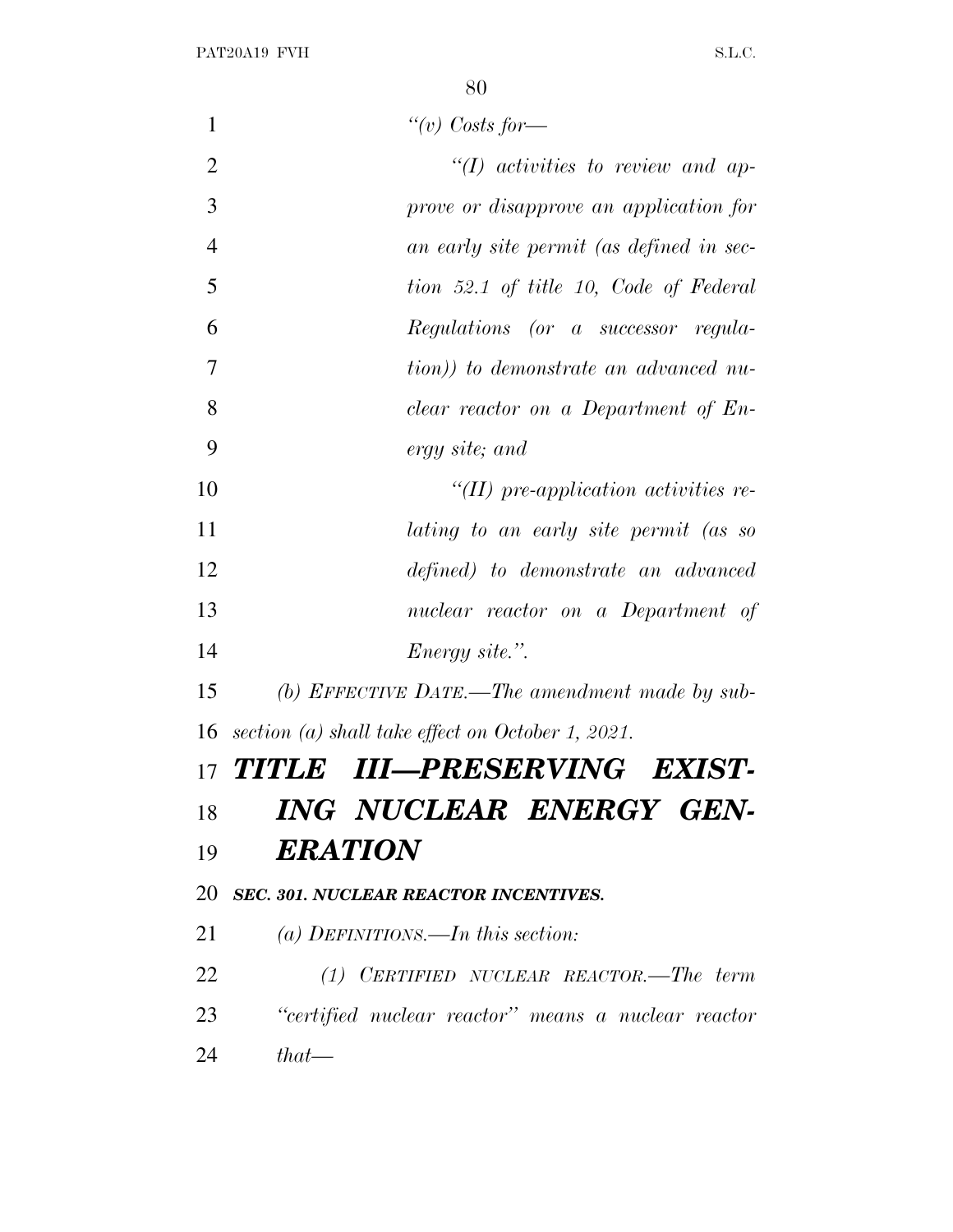*"(v) Costs for—*

*"(I) activities to review and approve or disapprove an application for an early site permit (as defined in section 52.1 of title 10, Code of Federal Regulations (or a successor regulation)) to demonstrate an advanced nuclear reactor on a Department of Energy site; and*

*"(II) pre-application activities relating to an early site permit (as so defined) to demonstrate an advanced nuclear reactor on a Department of Energy site.".*

*(b) EFFECTIVE DATE.—The amendment made by subsection (a) shall take effect on October 1, 2021.*

# *TITLE III—PRESERVING EXISTING NUCLEAR ENERGY GENERATION*

### *SEC. 301. NUCLEAR REACTOR INCENTIVES.*

*(a) DEFINITIONS.—In this section:*

*(1) CERTIFIED NUCLEAR REACTOR.—The term "certified nuclear reactor" means a nuclear reactor that—*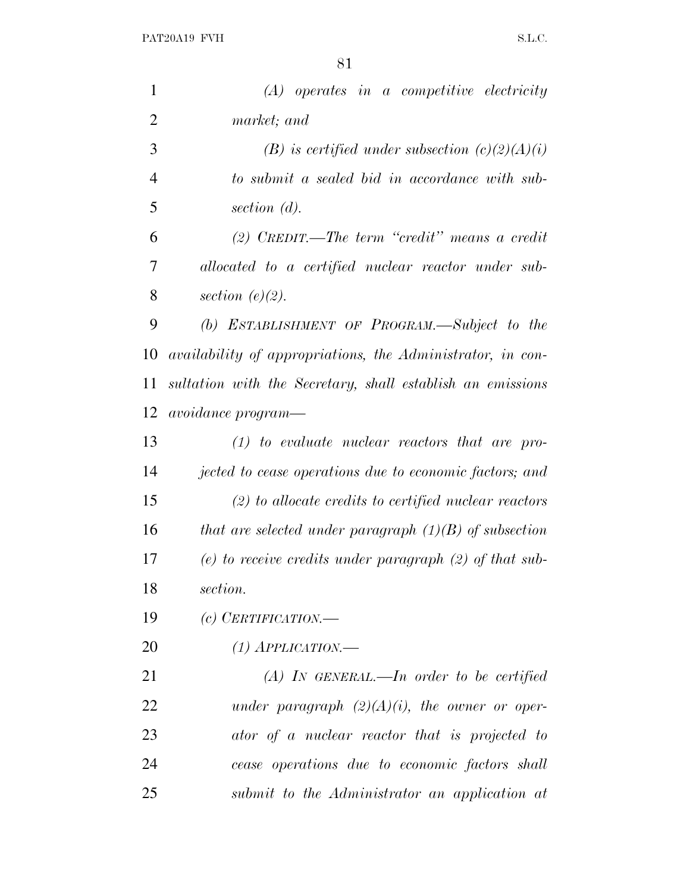*(A) operates in a competitive electricity market; and*

*(B) is certified under subsection (c)(2)(A)(i) to submit a sealed bid in accordance with subsection (d).*

*(2) CREDIT.—The term "credit" means a credit allocated to a certified nuclear reactor under subsection (e)(2).*

*(b) ESTABLISHMENT OF PROGRAM.—Subject to the availability of appropriations, the Administrator, in consultation with the Secretary, shall establish an emissions avoidance program—*

*(1) to evaluate nuclear reactors that are projected to cease operations due to economic factors; and*

*(2) to allocate credits to certified nuclear reactors that are selected under paragraph (1)(B) of subsection (e) to receive credits under paragraph (2) of that subsection.*

*(c) CERTIFICATION.—*

*(1) APPLICATION.—*

*(A) IN GENERAL.—In order to be certified under paragraph (2)(A)(i), the owner or operator of a nuclear reactor that is projected to cease operations due to economic factors shall submit to the Administrator an application at*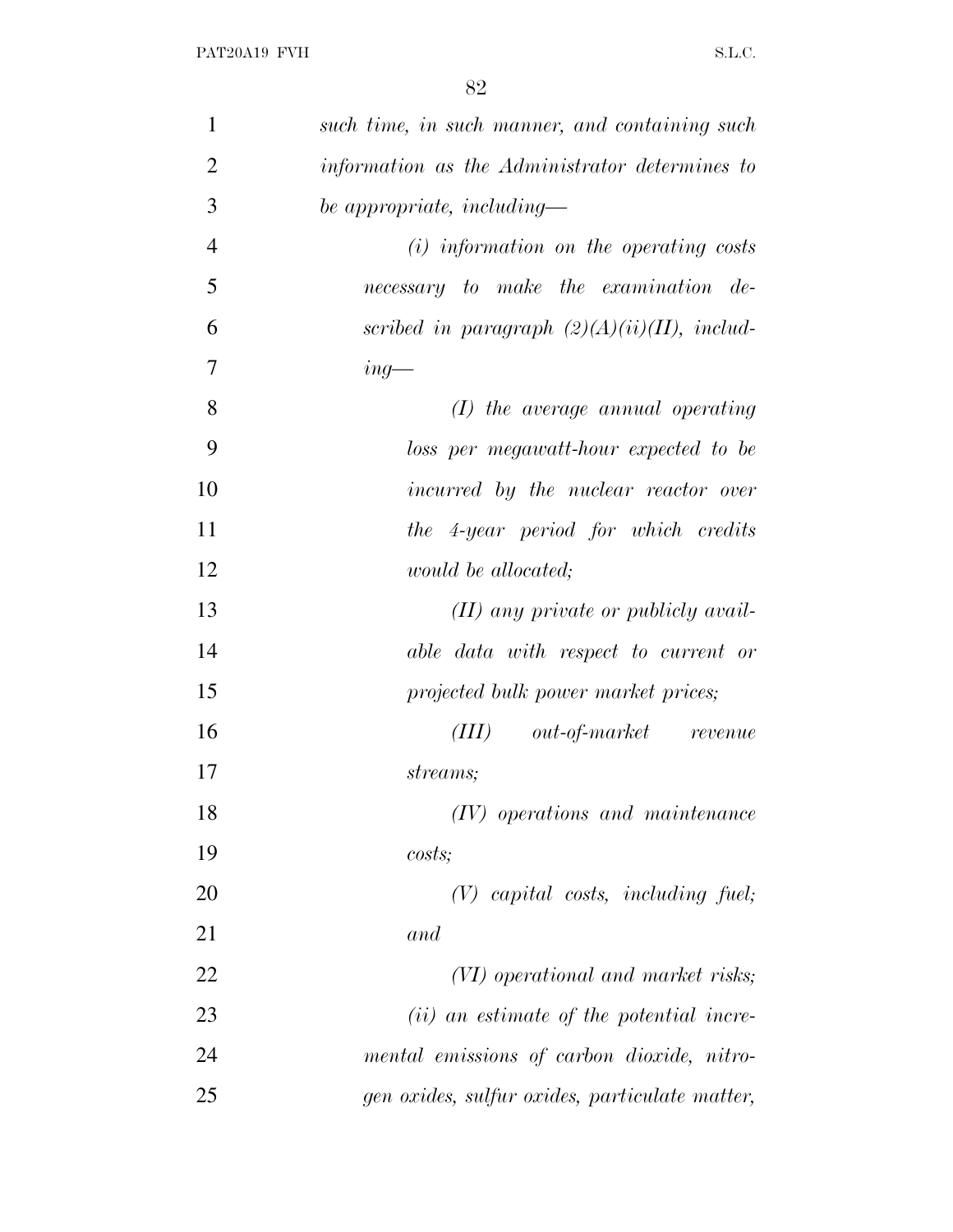*such time, in such manner, and containing such information as the Administrator determines to be appropriate, including—*

*(i) information on the operating costs necessary to make the examination described in paragraph (2)(A)(ii)(II), including—*

*(I) the average annual operating loss per megawatt-hour expected to be incurred by the nuclear reactor over the 4-year period for which credits would be allocated;*

*(II) any private or publicly available data with respect to current or projected bulk power market prices;*

*(III) out-of-market revenue streams;*

*(IV) operations and maintenance costs;*

*(V) capital costs, including fuel; and*

*(VI) operational and market risks;*

*(ii) an estimate of the potential incremental emissions of carbon dioxide, nitrogen oxides, sulfur oxides, particulate matter,*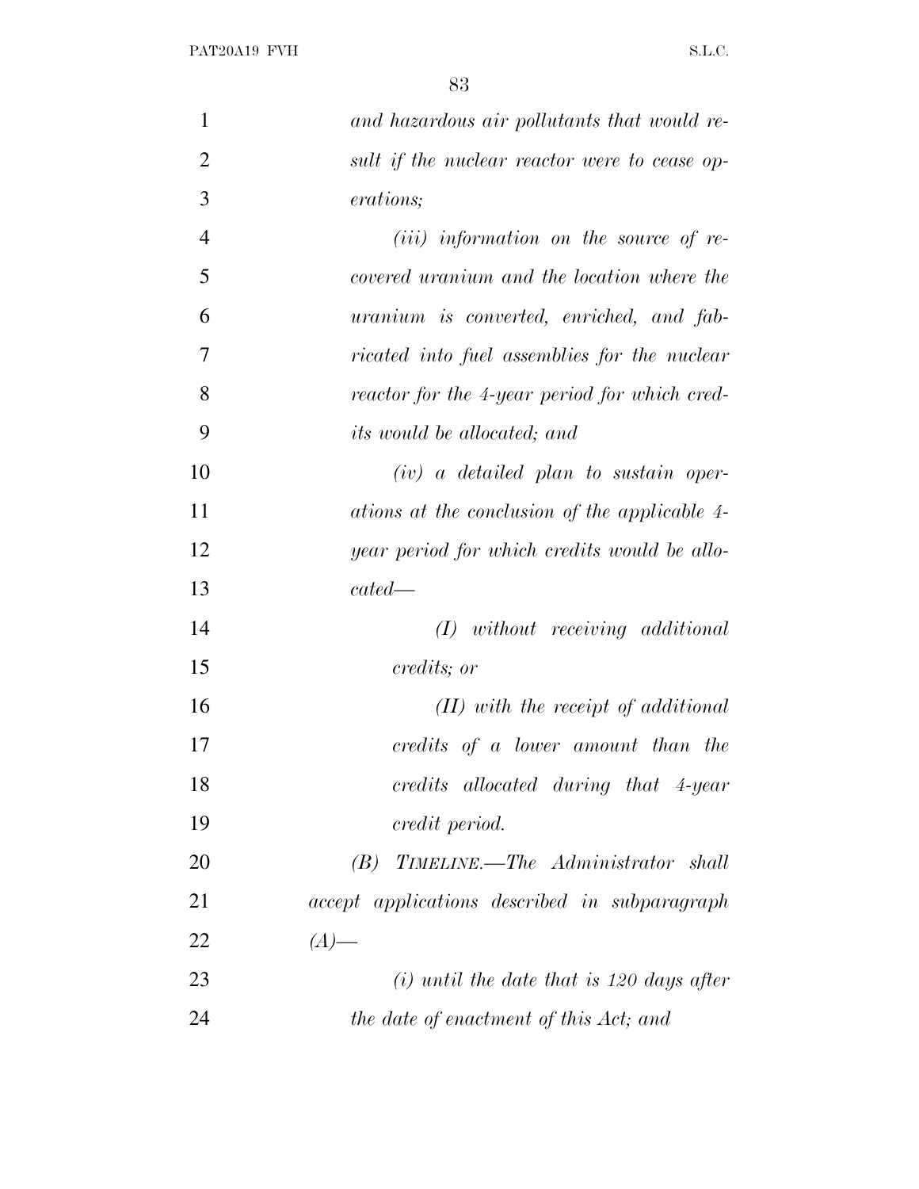*and hazardous air pollutants that would result if the nuclear reactor were to cease operations;*

*(iii) information on the source of recovered uranium and the location where the uranium is converted, enriched, and fabricated into fuel assemblies for the nuclear reactor for the 4-year period for which credits would be allocated; and*

*(iv) a detailed plan to sustain operations at the conclusion of the applicable 4-year period for which credits would be allocated—*

*(I) without receiving additional credits; or*

*(II) with the receipt of additional credits of a lower amount than the credits allocated during that 4-year credit period.*

*(B) TIMELINE.—The Administrator shall accept applications described in subparagraph (A)—*

*(i) until the date that is 120 days after the date of enactment of this Act; and*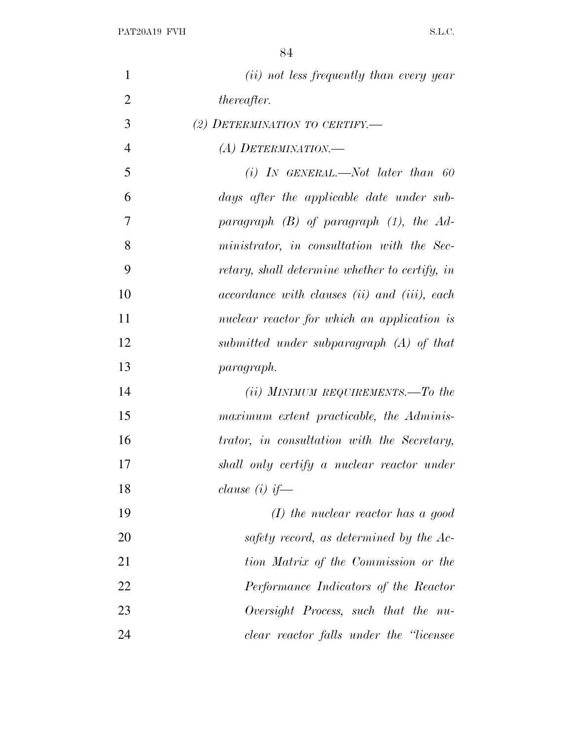*(ii) not less frequently than every year thereafter.*

*(2) DETERMINATION TO CERTIFY.—*

*(A) DETERMINATION.—*

*(i) IN GENERAL.—Not later than 60 days after the applicable date under subparagraph (B) of paragraph (1), the Administrator, in consultation with the Secretary, shall determine whether to certify, in accordance with clauses (ii) and (iii), each nuclear reactor for which an application is submitted under subparagraph (A) of that paragraph.*

*(ii) MINIMUM REQUIREMENTS.—To the maximum extent practicable, the Administrator, in consultation with the Secretary, shall only certify a nuclear reactor under clause (i) if—*

*(I) the nuclear reactor has a good safety record, as determined by the Action Matrix of the Commission or the Performance Indicators of the Reactor Oversight Process, such that the nuclear reactor falls under the "licensee*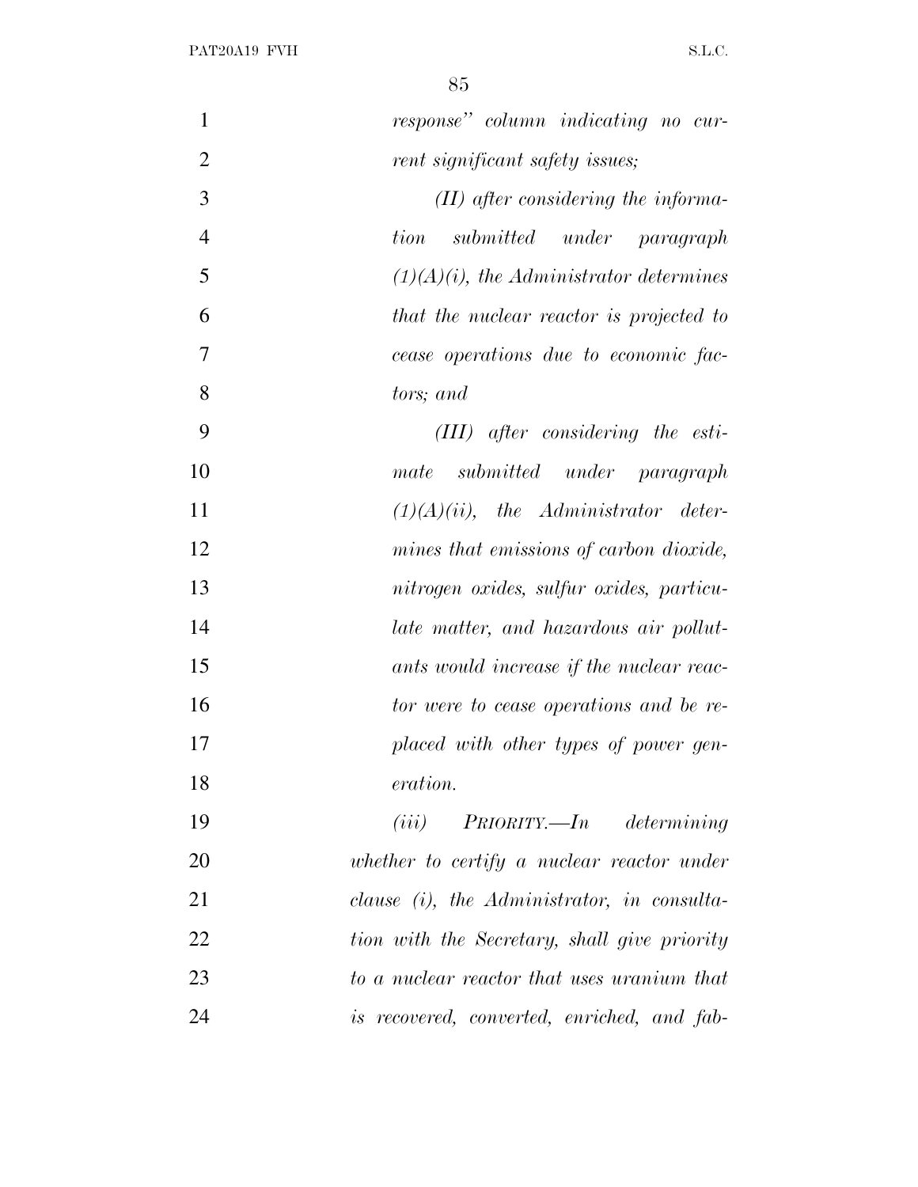*response" column indicating no current significant safety issues;*

*(II) after considering the information submitted under paragraph (1)(A)(i), the Administrator determines that the nuclear reactor is projected to cease operations due to economic factors; and*

*(III) after considering the estimate submitted under paragraph (1)(A)(ii), the Administrator determines that emissions of carbon dioxide, nitrogen oxides, sulfur oxides, particulate matter, and hazardous air pollutants would increase if the nuclear reactor were to cease operations and be replaced with other types of power generation.*

*(iii) PRIORITY.—In determining whether to certify a nuclear reactor under clause (i), the Administrator, in consultation with the Secretary, shall give priority to a nuclear reactor that uses uranium that is recovered, converted, enriched, and fab-*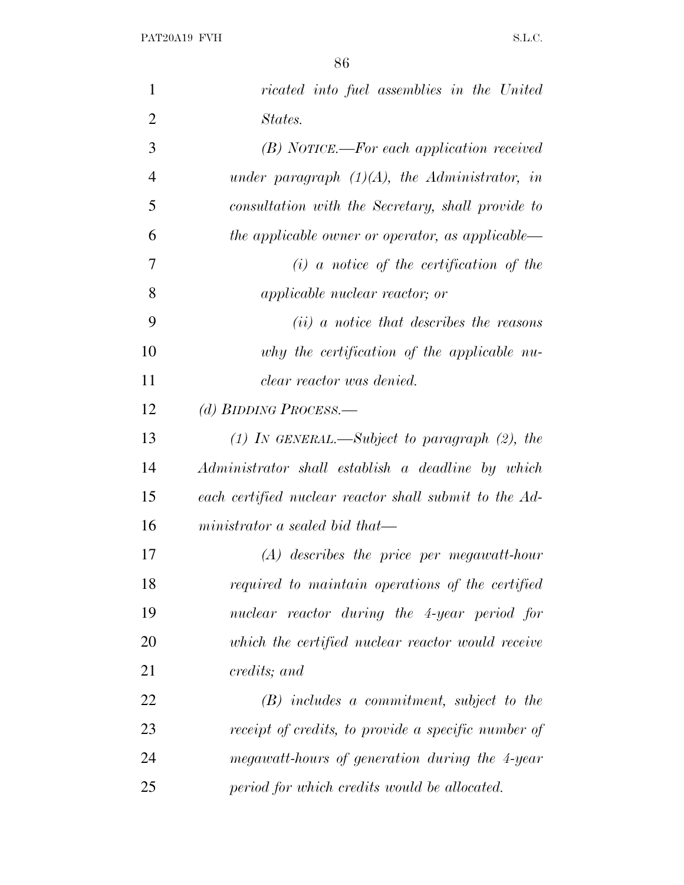*ricated into fuel assemblies in the United States.*

*(B) NOTICE.—For each application received under paragraph (1)(A), the Administrator, in consultation with the Secretary, shall provide to the applicable owner or operator, as applicable—*

*(i) a notice of the certification of the applicable nuclear reactor; or*

*(ii) a notice that describes the reasons why the certification of the applicable nuclear reactor was denied.*

*(d) BIDDING PROCESS.—*

*(1) IN GENERAL.—Subject to paragraph (2), the Administrator shall establish a deadline by which each certified nuclear reactor shall submit to the Administrator a sealed bid that—*

*(A) describes the price per megawatt-hour required to maintain operations of the certified nuclear reactor during the 4-year period for which the certified nuclear reactor would receive credits; and*

*(B) includes a commitment, subject to the receipt of credits, to provide a specific number of megawatt-hours of generation during the 4-year period for which credits would be allocated.*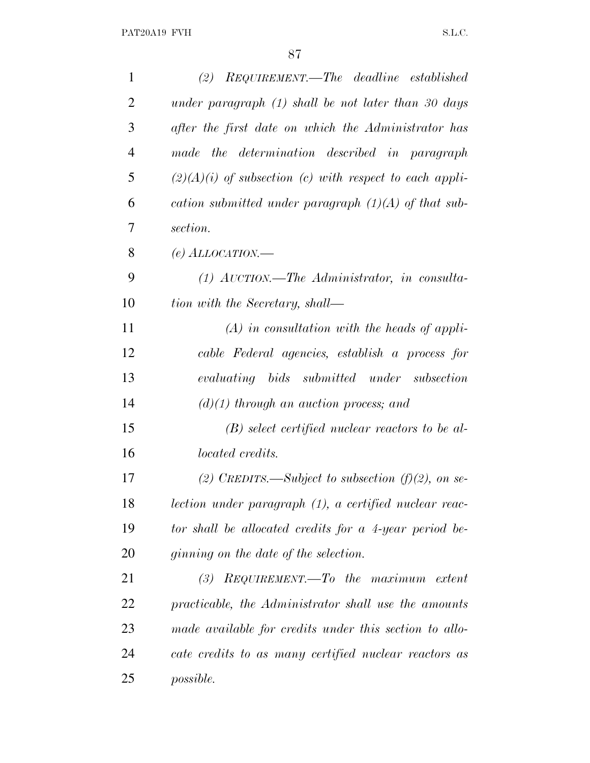*(2) REQUIREMENT.—The deadline established under paragraph (1) shall be not later than 30 days after the first date on which the Administrator has made the determination described in paragraph (2)(A)(i) of subsection (c) with respect to each application submitted under paragraph (1)(A) of that subsection.*

*(e) ALLOCATION.—*

*(1) AUCTION.—The Administrator, in consultation with the Secretary, shall—*

*(A) in consultation with the heads of applicable Federal agencies, establish a process for evaluating bids submitted under subsection (d)(1) through an auction process; and*

*(B) select certified nuclear reactors to be allocated credits.*

*(2) CREDITS.—Subject to subsection (f)(2), on selection under paragraph (1), a certified nuclear reactor shall be allocated credits for a 4-year period beginning on the date of the selection.*

*(3) REQUIREMENT.—To the maximum extent practicable, the Administrator shall use the amounts made available for credits under this section to allocate credits to as many certified nuclear reactors as possible.*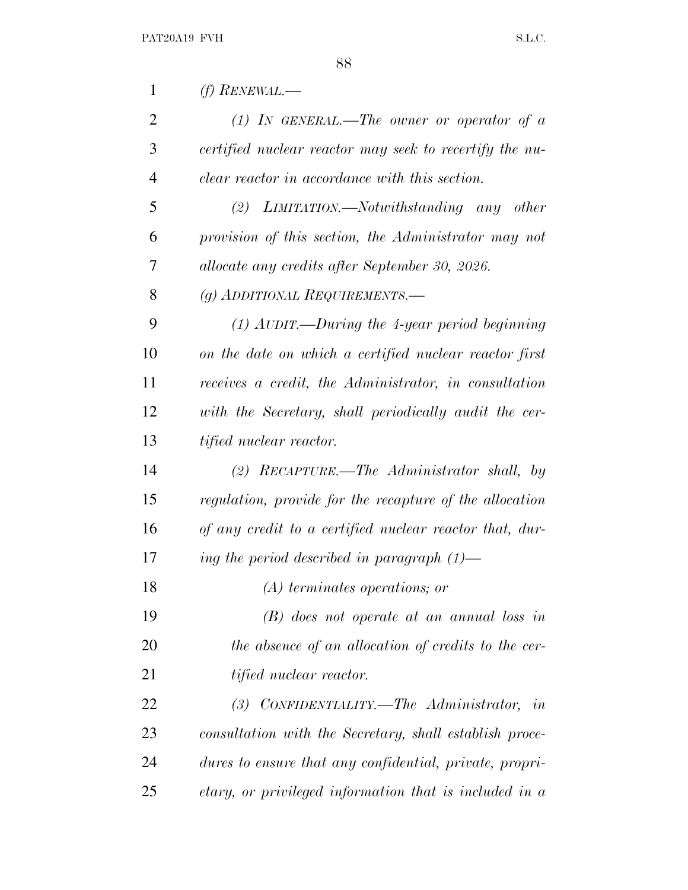*(f) RENEWAL.—*

*(1) IN GENERAL.—The owner or operator of a certified nuclear reactor may seek to recertify the nuclear reactor in accordance with this section.*

*(2) LIMITATION.—Notwithstanding any other provision of this section, the Administrator may not allocate any credits after September 30, 2026.*

*(g) ADDITIONAL REQUIREMENTS.—*

*(1) AUDIT.—During the 4-year period beginning on the date on which a certified nuclear reactor first receives a credit, the Administrator, in consultation with the Secretary, shall periodically audit the certified nuclear reactor.*

*(2) RECAPTURE.—The Administrator shall, by regulation, provide for the recapture of the allocation of any credit to a certified nuclear reactor that, during the period described in paragraph (1)—*

*(A) terminates operations; or*

*(B) does not operate at an annual loss in the absence of an allocation of credits to the certified nuclear reactor.*

*(3) CONFIDENTIALITY.—The Administrator, in consultation with the Secretary, shall establish procedures to ensure that any confidential, private, proprietary, or privileged information that is included in a*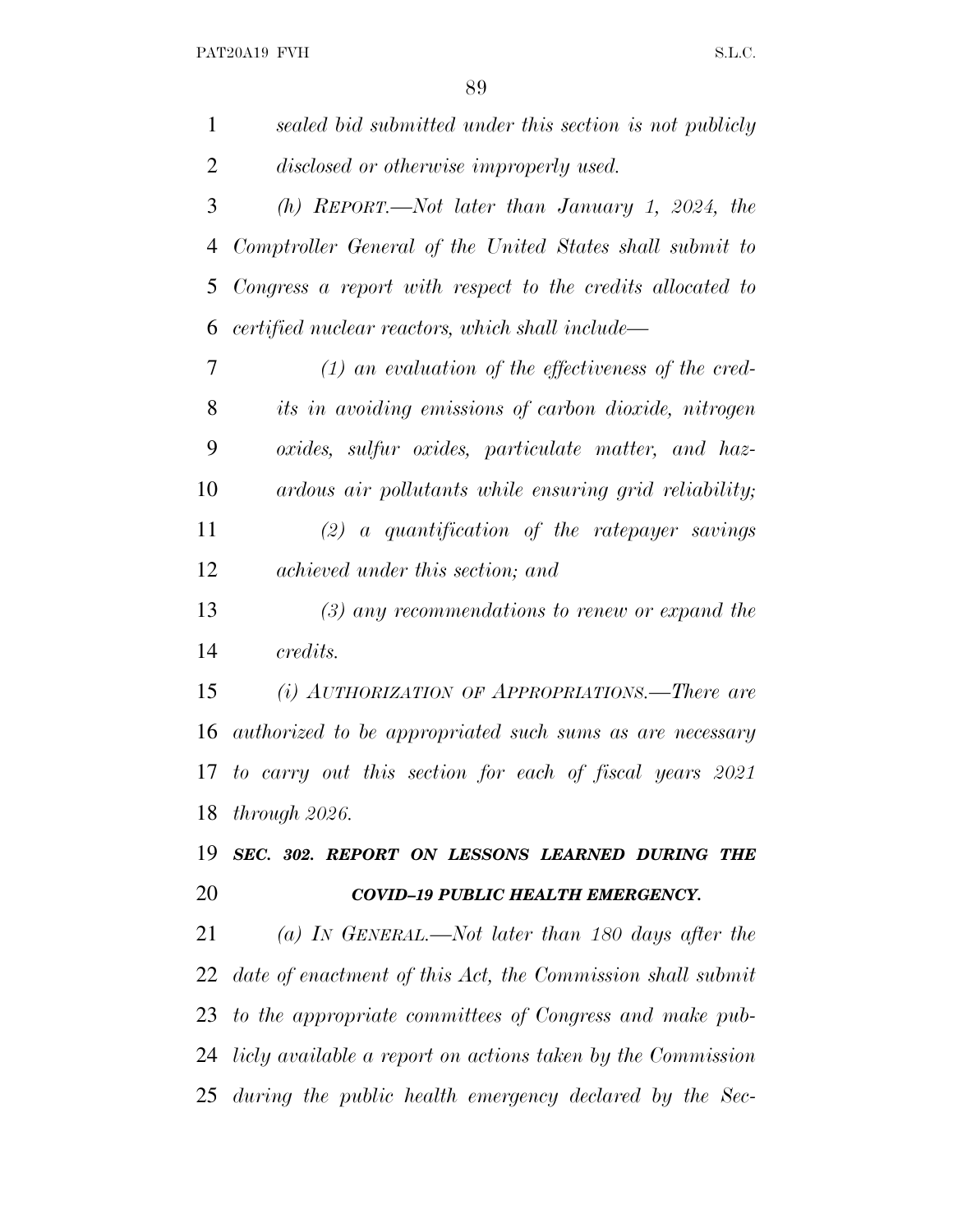*sealed bid submitted under this section is not publicly disclosed or otherwise improperly used.*

*(h) REPORT.—Not later than January 1, 2024, the Comptroller General of the United States shall submit to Congress a report with respect to the credits allocated to certified nuclear reactors, which shall include—*

*(1) an evaluation of the effectiveness of the credits in avoiding emissions of carbon dioxide, nitrogen oxides, sulfur oxides, particulate matter, and hazardous air pollutants while ensuring grid reliability;*

*(2) a quantification of the ratepayer savings achieved under this section; and*

*(3) any recommendations to renew or expand the credits.*

*(i) AUTHORIZATION OF APPROPRIATIONS.—There are authorized to be appropriated such sums as are necessary to carry out this section for each of fiscal years 2021 through 2026.*

***SEC. 302. REPORT ON LESSONS LEARNED DURING THE COVID–19 PUBLIC HEALTH EMERGENCY.***

*(a) IN GENERAL.—Not later than 180 days after the date of enactment of this Act, the Commission shall submit to the appropriate committees of Congress and make publicly available a report on actions taken by the Commission during the public health emergency declared by the Sec-*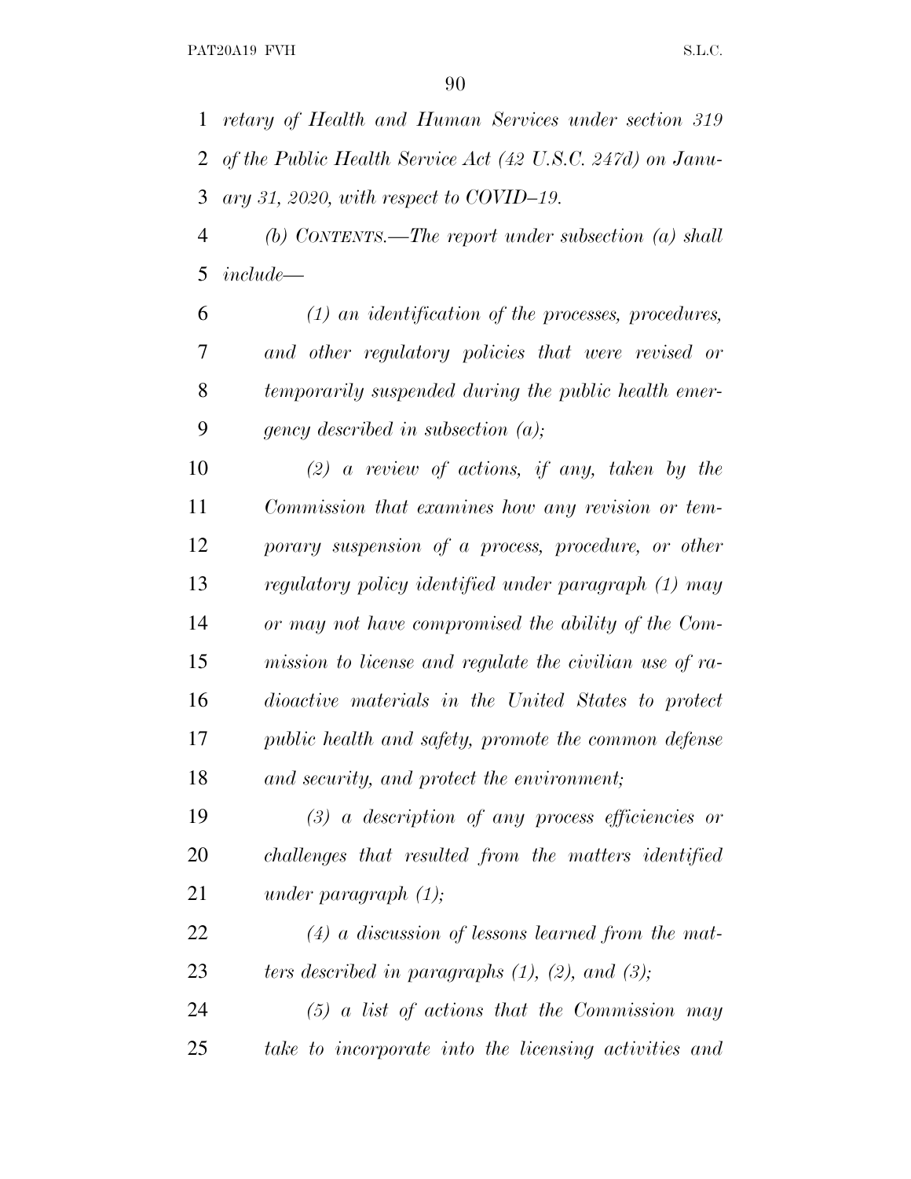*retary of Health and Human Services under section 319 of the Public Health Service Act (42 U.S.C. 247d) on January 31, 2020, with respect to COVID–19.*

*(b) CONTENTS.—The report under subsection (a) shall include—*

*(1) an identification of the processes, procedures, and other regulatory policies that were revised or temporarily suspended during the public health emergency described in subsection (a);*

*(2) a review of actions, if any, taken by the Commission that examines how any revision or temporary suspension of a process, procedure, or other regulatory policy identified under paragraph (1) may or may not have compromised the ability of the Commission to license and regulate the civilian use of radioactive materials in the United States to protect public health and safety, promote the common defense and security, and protect the environment;*

*(3) a description of any process efficiencies or challenges that resulted from the matters identified under paragraph (1);*

*(4) a discussion of lessons learned from the matters described in paragraphs (1), (2), and (3);*

*(5) a list of actions that the Commission may take to incorporate into the licensing activities and*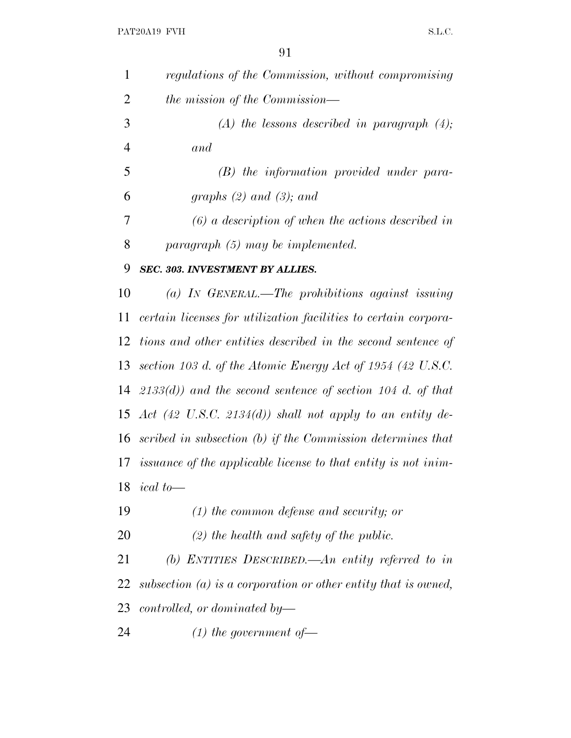*regulations of the Commission, without compromising the mission of the Commission—*

*(A) the lessons described in paragraph (4); and*

*(B) the information provided under paragraphs (2) and (3); and*

*(6) a description of when the actions described in paragraph (5) may be implemented.*

***SEC. 303. INVESTMENT BY ALLIES.***

*(a) IN GENERAL.—The prohibitions against issuing certain licenses for utilization facilities to certain corporations and other entities described in the second sentence of section 103 d. of the Atomic Energy Act of 1954 (42 U.S.C. 2133(d)) and the second sentence of section 104 d. of that Act (42 U.S.C. 2134(d)) shall not apply to an entity described in subsection (b) if the Commission determines that issuance of the applicable license to that entity is not inimical to—*

*(1) the common defense and security; or*

*(2) the health and safety of the public.*

*(b) ENTITIES DESCRIBED.—An entity referred to in subsection (a) is a corporation or other entity that is owned, controlled, or dominated by—*

*(1) the government of—*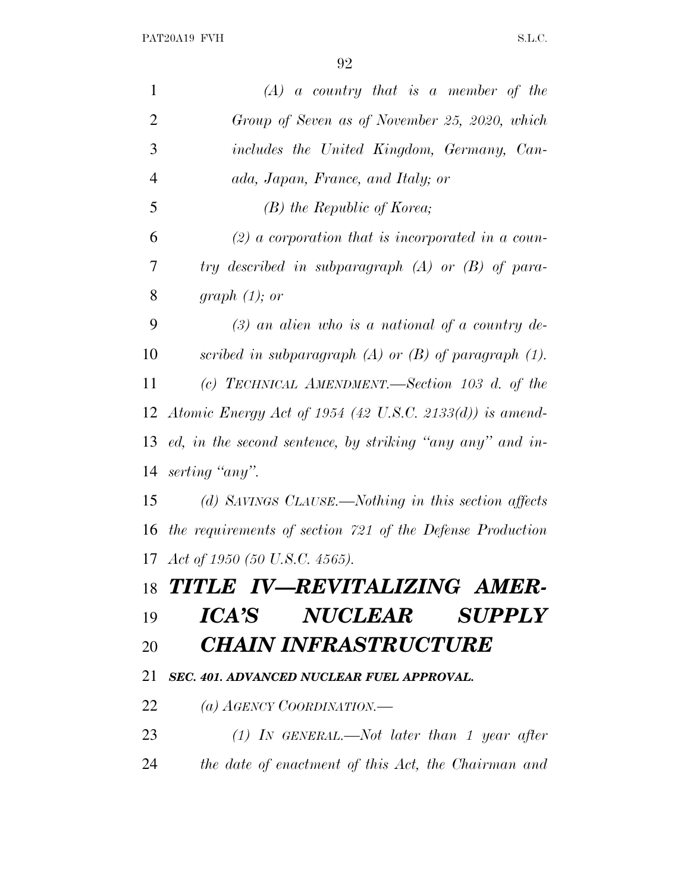*(A) a country that is a member of the Group of Seven as of November 25, 2020, which includes the United Kingdom, Germany, Canada, Japan, France, and Italy; or*

*(B) the Republic of Korea;*

*(2) a corporation that is incorporated in a country described in subparagraph (A) or (B) of paragraph (1); or*

*(3) an alien who is a national of a country described in subparagraph (A) or (B) of paragraph (1).*

*(c) TECHNICAL AMENDMENT.—Section 103 d. of the Atomic Energy Act of 1954 (42 U.S.C. 2133(d)) is amended, in the second sentence, by striking "any any" and inserting "any".*

*(d) SAVINGS CLAUSE.—Nothing in this section affects the requirements of section 721 of the Defense Production Act of 1950 (50 U.S.C. 4565).*

# *TITLE IV—REVITALIZING AMERICA'S NUCLEAR SUPPLY CHAIN INFRASTRUCTURE*

### *SEC. 401. ADVANCED NUCLEAR FUEL APPROVAL.*

*(a) AGENCY COORDINATION.—*

*(1) IN GENERAL.—Not later than 1 year after the date of enactment of this Act, the Chairman and*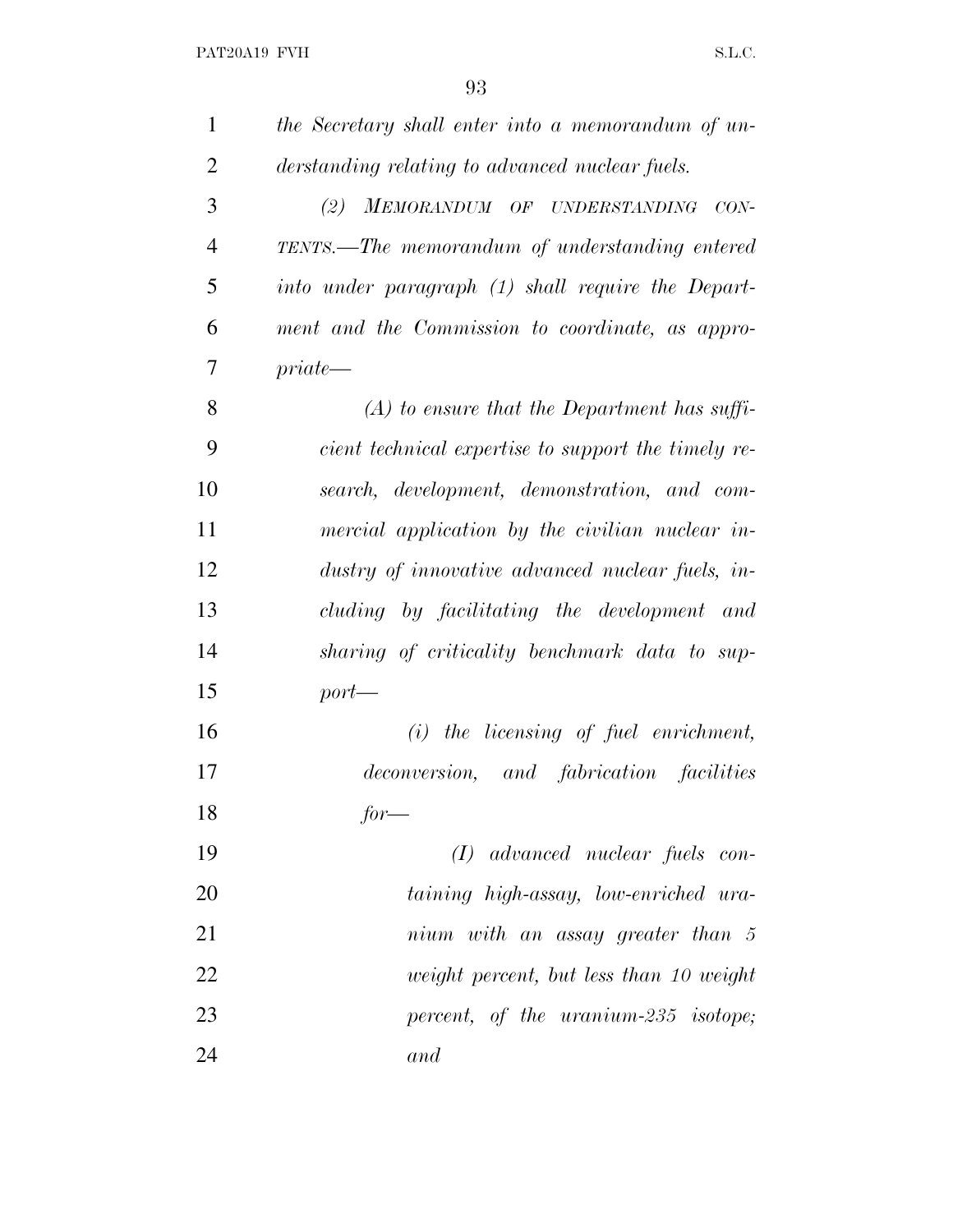*the Secretary shall enter into a memorandum of understanding relating to advanced nuclear fuels.*

*(2) MEMORANDUM OF UNDERSTANDING CONTENTS.—The memorandum of understanding entered into under paragraph (1) shall require the Department and the Commission to coordinate, as appropriate—*

*(A) to ensure that the Department has sufficient technical expertise to support the timely research, development, demonstration, and commercial application by the civilian nuclear industry of innovative advanced nuclear fuels, including by facilitating the development and sharing of criticality benchmark data to support—*

*(i) the licensing of fuel enrichment, deconversion, and fabrication facilities for—*

*(I) advanced nuclear fuels containing high-assay, low-enriched uranium with an assay greater than 5 weight percent, but less than 10 weight percent, of the uranium-235 isotope; and*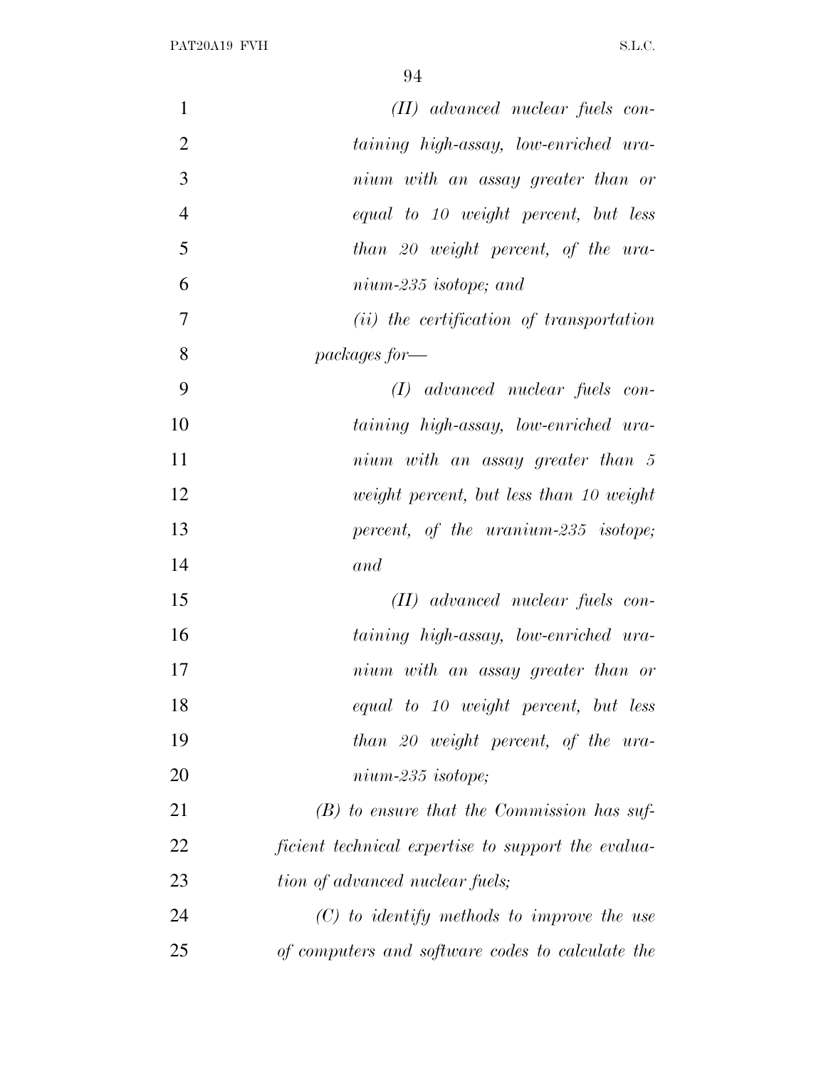*(II) advanced nuclear fuels containing high-assay, low-enriched uranium with an assay greater than or equal to 10 weight percent, but less than 20 weight percent, of the uranium-235 isotope; and*

*(ii) the certification of transportation packages for—*

*(I) advanced nuclear fuels containing high-assay, low-enriched uranium with an assay greater than 5 weight percent, but less than 10 weight percent, of the uranium-235 isotope; and*

*(II) advanced nuclear fuels containing high-assay, low-enriched uranium with an assay greater than or equal to 10 weight percent, but less than 20 weight percent, of the uranium-235 isotope;*

*(B) to ensure that the Commission has sufficient technical expertise to support the evaluation of advanced nuclear fuels;*

*(C) to identify methods to improve the use of computers and software codes to calculate the*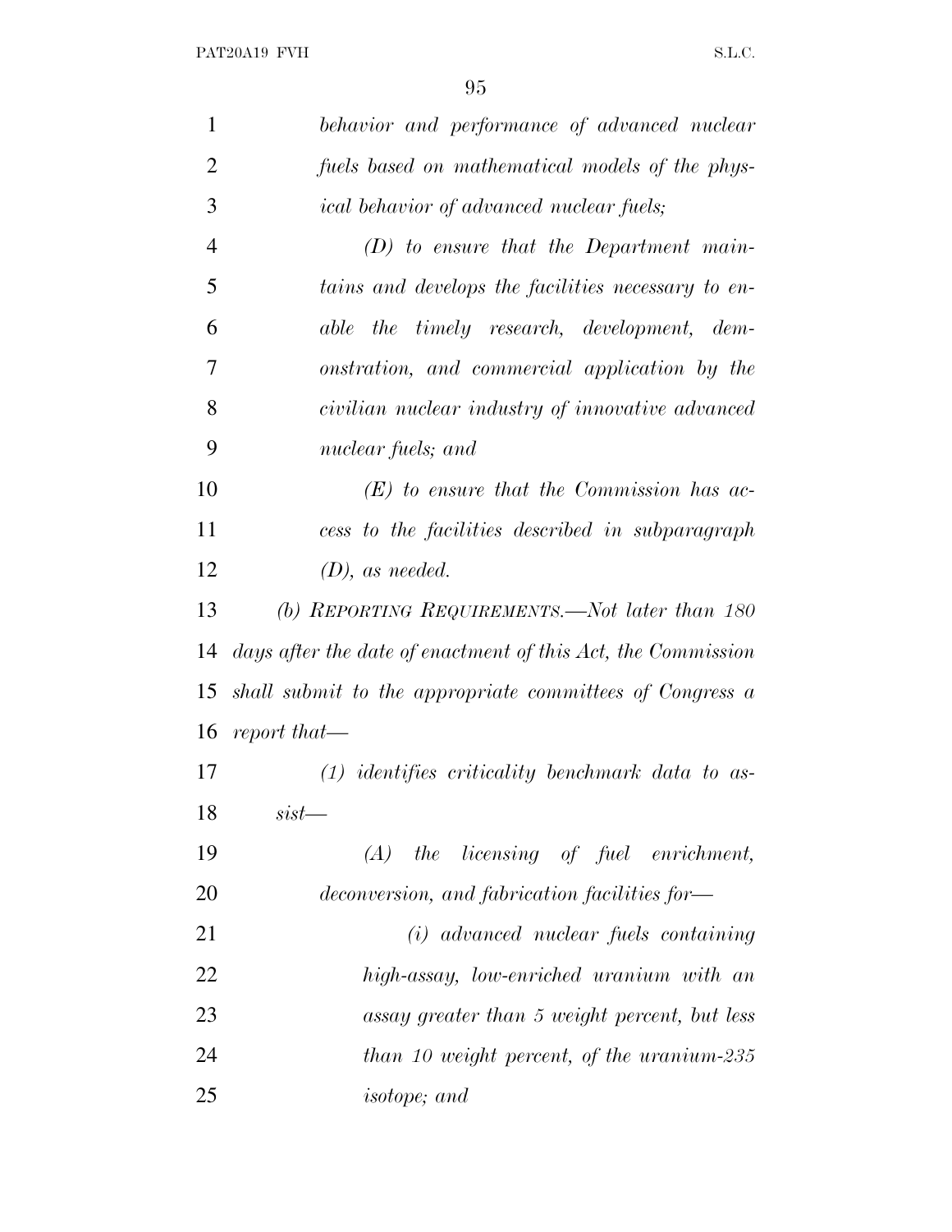*behavior and performance of advanced nuclear fuels based on mathematical models of the physical behavior of advanced nuclear fuels;*

*(D) to ensure that the Department maintains and develops the facilities necessary to enable the timely research, development, demonstration, and commercial application by the civilian nuclear industry of innovative advanced nuclear fuels; and*

*(E) to ensure that the Commission has access to the facilities described in subparagraph (D), as needed.*

*(b) REPORTING REQUIREMENTS.—Not later than 180 days after the date of enactment of this Act, the Commission shall submit to the appropriate committees of Congress a report that—*

*(1) identifies criticality benchmark data to assist—*

*(A) the licensing of fuel enrichment, deconversion, and fabrication facilities for—*

*(i) advanced nuclear fuels containing high-assay, low-enriched uranium with an assay greater than 5 weight percent, but less than 10 weight percent, of the uranium-235 isotope; and*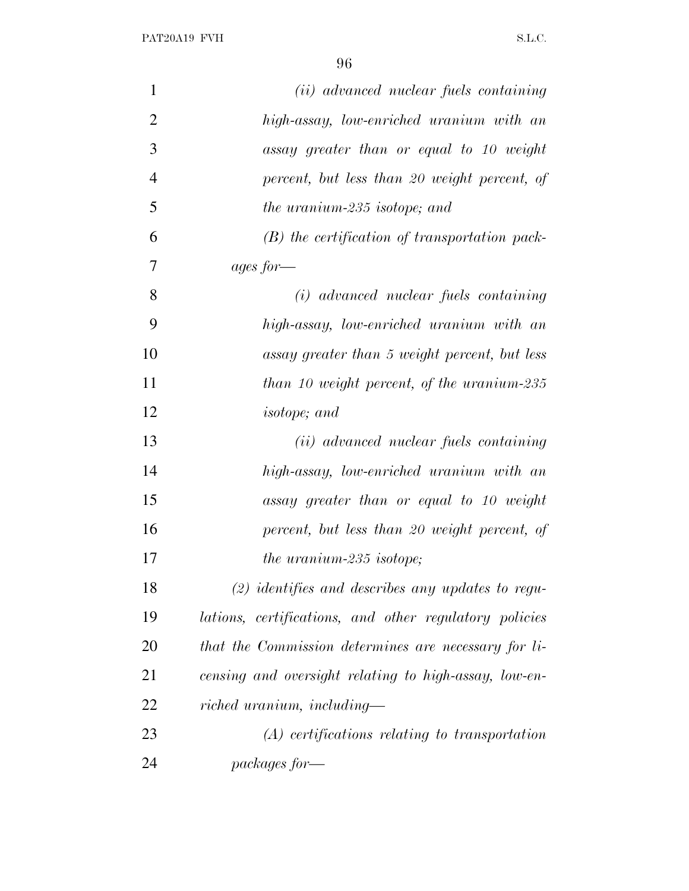*(ii) advanced nuclear fuels containing high-assay, low-enriched uranium with an assay greater than or equal to 10 weight percent, but less than 20 weight percent, of the uranium-235 isotope; and*

*(B) the certification of transportation packages for—*

*(i) advanced nuclear fuels containing high-assay, low-enriched uranium with an assay greater than 5 weight percent, but less than 10 weight percent, of the uranium-235 isotope; and*

*(ii) advanced nuclear fuels containing high-assay, low-enriched uranium with an assay greater than or equal to 10 weight percent, but less than 20 weight percent, of the uranium-235 isotope;*

*(2) identifies and describes any updates to regulations, certifications, and other regulatory policies that the Commission determines are necessary for licensing and oversight relating to high-assay, low-enriched uranium, including—*

*(A) certifications relating to transportation packages for—*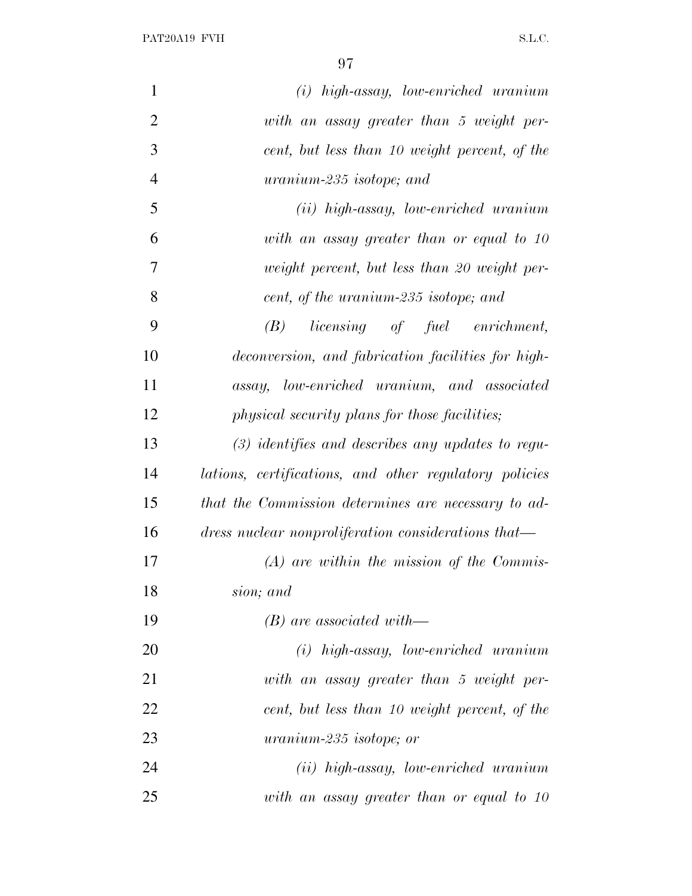*(i) high-assay, low-enriched uranium with an assay greater than 5 weight percent, but less than 10 weight percent, of the uranium-235 isotope; and*

*(ii) high-assay, low-enriched uranium with an assay greater than or equal to 10 weight percent, but less than 20 weight percent, of the uranium-235 isotope; and*

*(B) licensing of fuel enrichment, deconversion, and fabrication facilities for high-assay, low-enriched uranium, and associated physical security plans for those facilities;*

*(3) identifies and describes any updates to regulations, certifications, and other regulatory policies that the Commission determines are necessary to address nuclear nonproliferation considerations that—*

*(A) are within the mission of the Commission; and*

*(B) are associated with—*

*(i) high-assay, low-enriched uranium with an assay greater than 5 weight percent, but less than 10 weight percent, of the uranium-235 isotope; or*

*(ii) high-assay, low-enriched uranium with an assay greater than or equal to 10*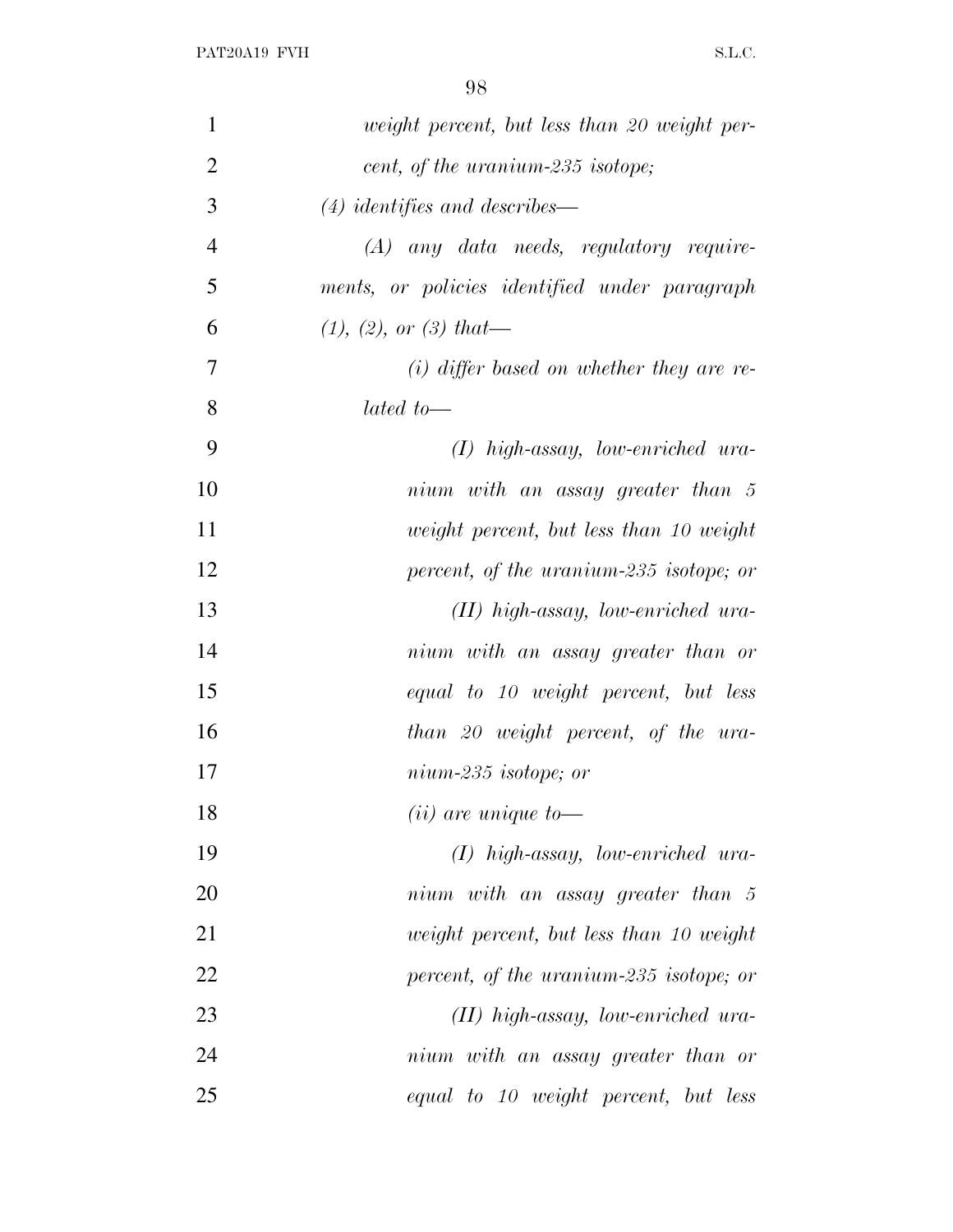*weight percent, but less than 20 weight percent, of the uranium-235 isotope;*

*(4) identifies and describes—*

*(A) any data needs, regulatory requirements, or policies identified under paragraph (1), (2), or (3) that—*

*(i) differ based on whether they are related to—*

*(I) high-assay, low-enriched uranium with an assay greater than 5 weight percent, but less than 10 weight percent, of the uranium-235 isotope; or*

*(II) high-assay, low-enriched uranium with an assay greater than or equal to 10 weight percent, but less than 20 weight percent, of the uranium-235 isotope; or*

*(ii) are unique to—*

*(I) high-assay, low-enriched uranium with an assay greater than 5 weight percent, but less than 10 weight percent, of the uranium-235 isotope; or*

*(II) high-assay, low-enriched uranium with an assay greater than or equal to 10 weight percent, but less*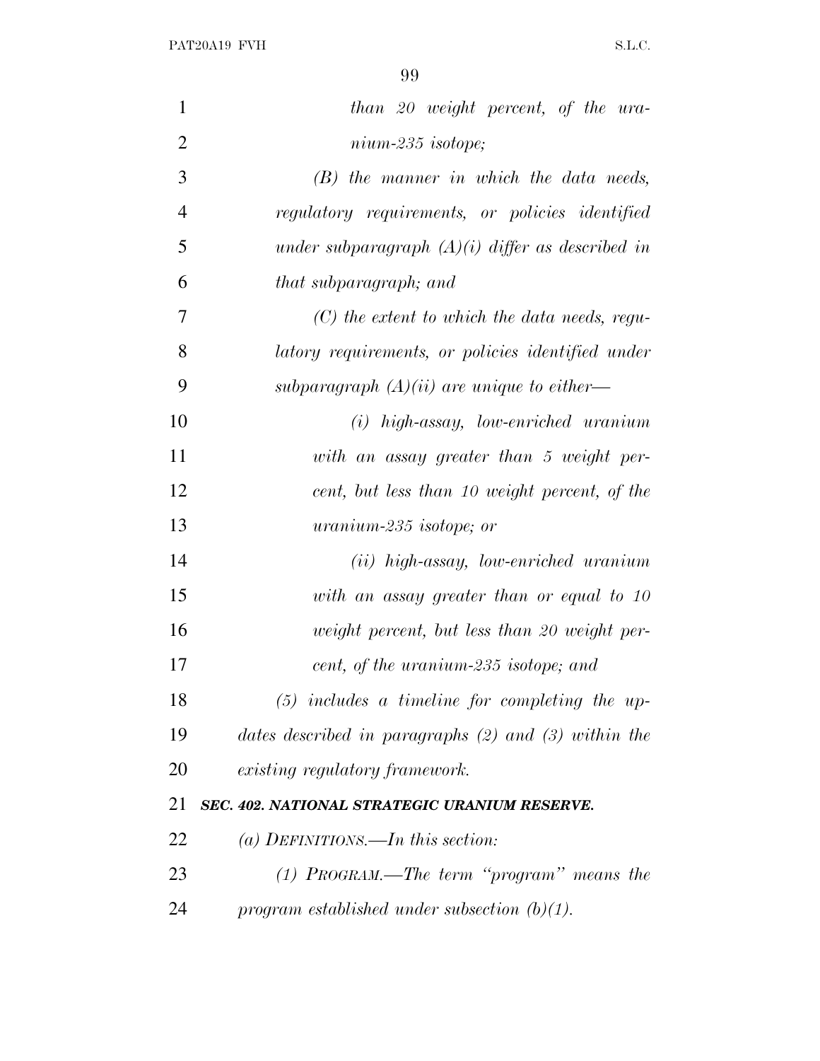*than 20 weight percent, of the uranium-235 isotope;*

*(B) the manner in which the data needs, regulatory requirements, or policies identified under subparagraph (A)(i) differ as described in that subparagraph; and*

*(C) the extent to which the data needs, regulatory requirements, or policies identified under subparagraph (A)(ii) are unique to either—*

*(i) high-assay, low-enriched uranium with an assay greater than 5 weight percent, but less than 10 weight percent, of the uranium-235 isotope; or*

*(ii) high-assay, low-enriched uranium with an assay greater than or equal to 10 weight percent, but less than 20 weight percent, of the uranium-235 isotope; and*

*(5) includes a timeline for completing the updates described in paragraphs (2) and (3) within the existing regulatory framework.*

***SEC. 402. NATIONAL STRATEGIC URANIUM RESERVE.***

*(a) DEFINITIONS.—In this section:*

*(1) PROGRAM.—The term "program" means the program established under subsection (b)(1).*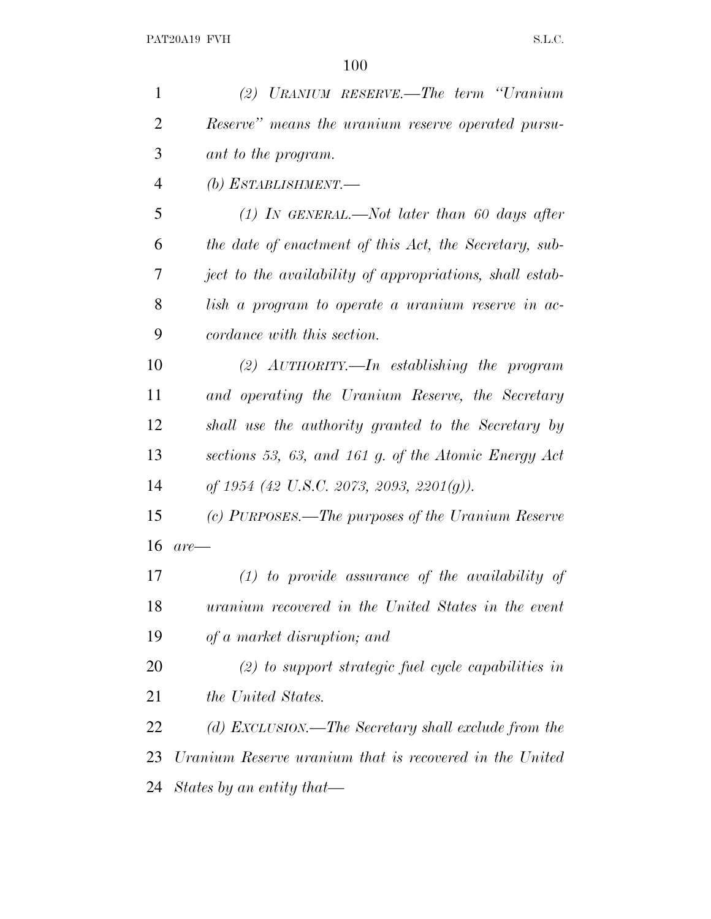*(2) Uranium reserve.—The term "Uranium Reserve" means the uranium reserve operated pursuant to the program.*

*(b) Establishment.—*

*(1) In general.—Not later than 60 days after the date of enactment of this Act, the Secretary, subject to the availability of appropriations, shall establish a program to operate a uranium reserve in accordance with this section.*

*(2) Authority.—In establishing the program and operating the Uranium Reserve, the Secretary shall use the authority granted to the Secretary by sections 53, 63, and 161 g. of the Atomic Energy Act of 1954 (42 U.S.C. 2073, 2093, 2201(g)).*

*(c) Purposes.—The purposes of the Uranium Reserve are—*

*(1) to provide assurance of the availability of uranium recovered in the United States in the event of a market disruption; and*

*(2) to support strategic fuel cycle capabilities in the United States.*

*(d) Exclusion.—The Secretary shall exclude from the Uranium Reserve uranium that is recovered in the United States by an entity that—*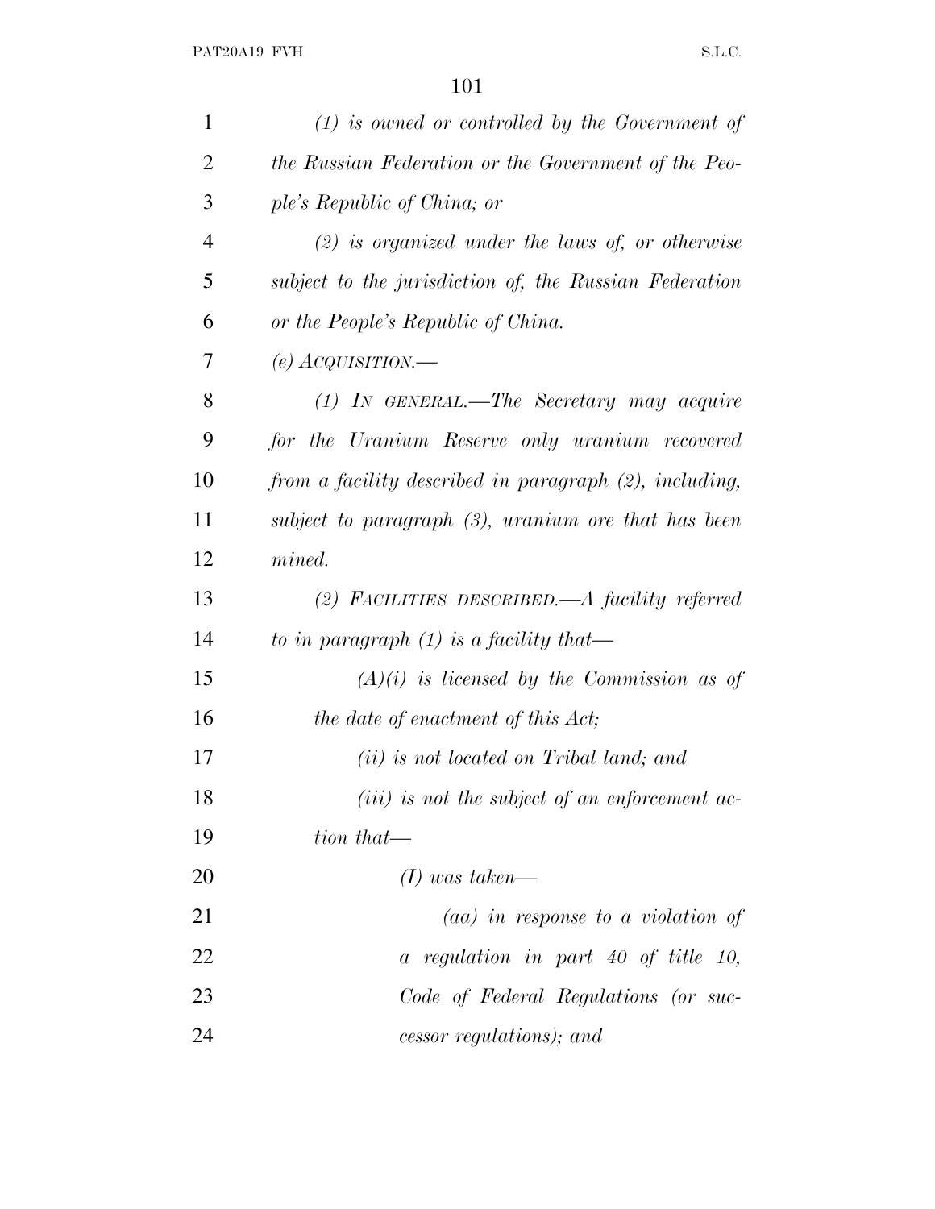*(1) is owned or controlled by the Government of the Russian Federation or the Government of the People's Republic of China; or*

*(2) is organized under the laws of, or otherwise subject to the jurisdiction of, the Russian Federation or the People's Republic of China.*

*(e) ACQUISITION.—*

*(1) IN GENERAL.—The Secretary may acquire for the Uranium Reserve only uranium recovered from a facility described in paragraph (2), including, subject to paragraph (3), uranium ore that has been mined.*

*(2) FACILITIES DESCRIBED.—A facility referred to in paragraph (1) is a facility that—*

*(A)(i) is licensed by the Commission as of the date of enactment of this Act;*

*(ii) is not located on Tribal land; and*

*(iii) is not the subject of an enforcement action that—*

*(I) was taken—*

*(aa) in response to a violation of a regulation in part 40 of title 10, Code of Federal Regulations (or successor regulations); and*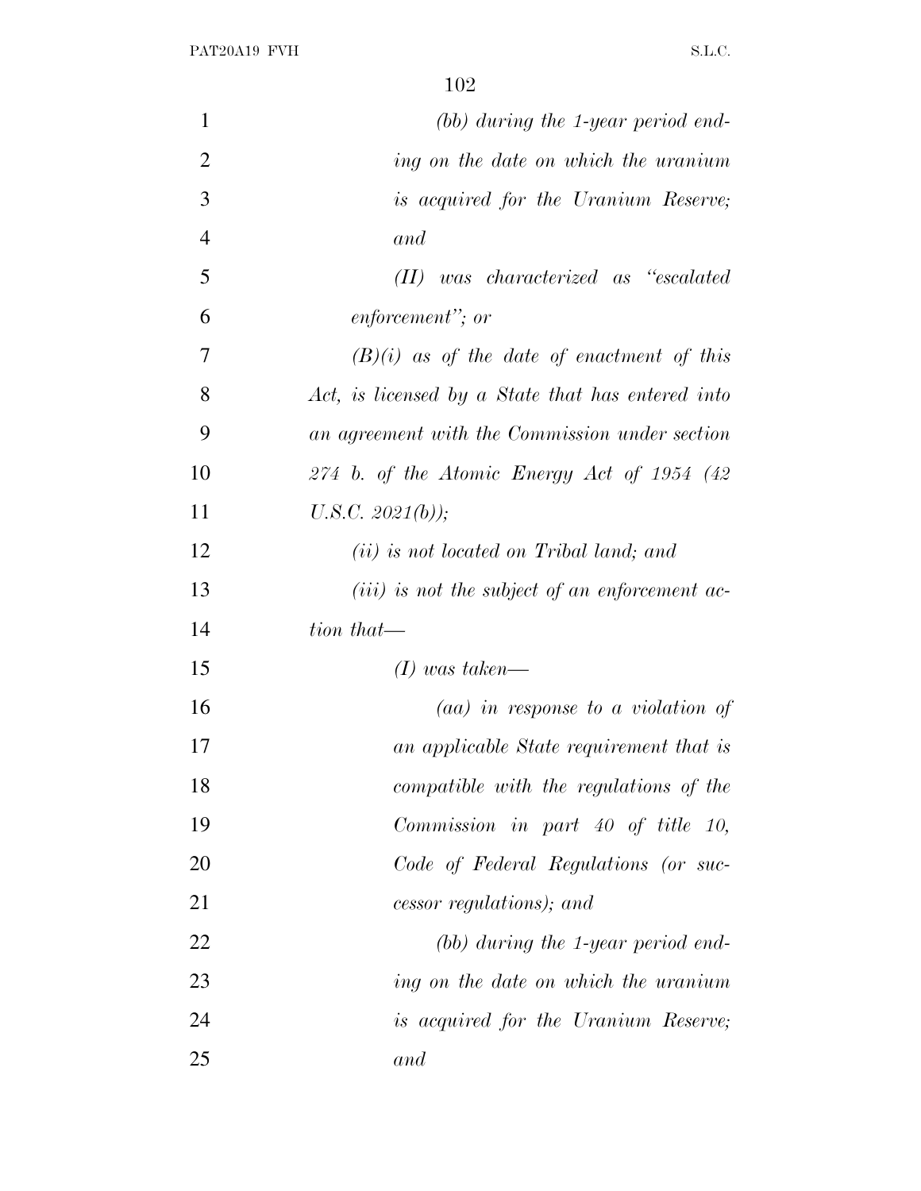*(bb) during the 1-year period ending on the date on which the uranium is acquired for the Uranium Reserve; and*

*(II) was characterized as "escalated enforcement"; or*

*(B)(i) as of the date of enactment of this Act, is licensed by a State that has entered into an agreement with the Commission under section 274 b. of the Atomic Energy Act of 1954 (42 U.S.C. 2021(b));*

*(ii) is not located on Tribal land; and*

*(iii) is not the subject of an enforcement action that—*

*(I) was taken—*

*(aa) in response to a violation of an applicable State requirement that is compatible with the regulations of the Commission in part 40 of title 10, Code of Federal Regulations (or successor regulations); and*

*(bb) during the 1-year period ending on the date on which the uranium is acquired for the Uranium Reserve; and*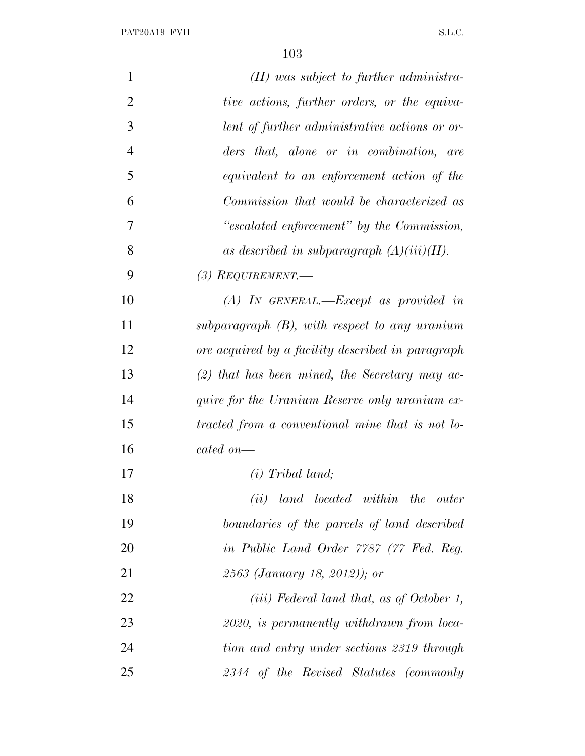*(II) was subject to further administrative actions, further orders, or the equivalent of further administrative actions or orders that, alone or in combination, are equivalent to an enforcement action of the Commission that would be characterized as "escalated enforcement" by the Commission, as described in subparagraph (A)(iii)(II).*

*(3) REQUIREMENT.—*

*(A) IN GENERAL.—Except as provided in subparagraph (B), with respect to any uranium ore acquired by a facility described in paragraph (2) that has been mined, the Secretary may acquire for the Uranium Reserve only uranium extracted from a conventional mine that is not located on—*

*(i) Tribal land;*

*(ii) land located within the outer boundaries of the parcels of land described in Public Land Order 7787 (77 Fed. Reg. 2563 (January 18, 2012)); or*

*(iii) Federal land that, as of October 1, 2020, is permanently withdrawn from location and entry under sections 2319 through 2344 of the Revised Statutes (commonly*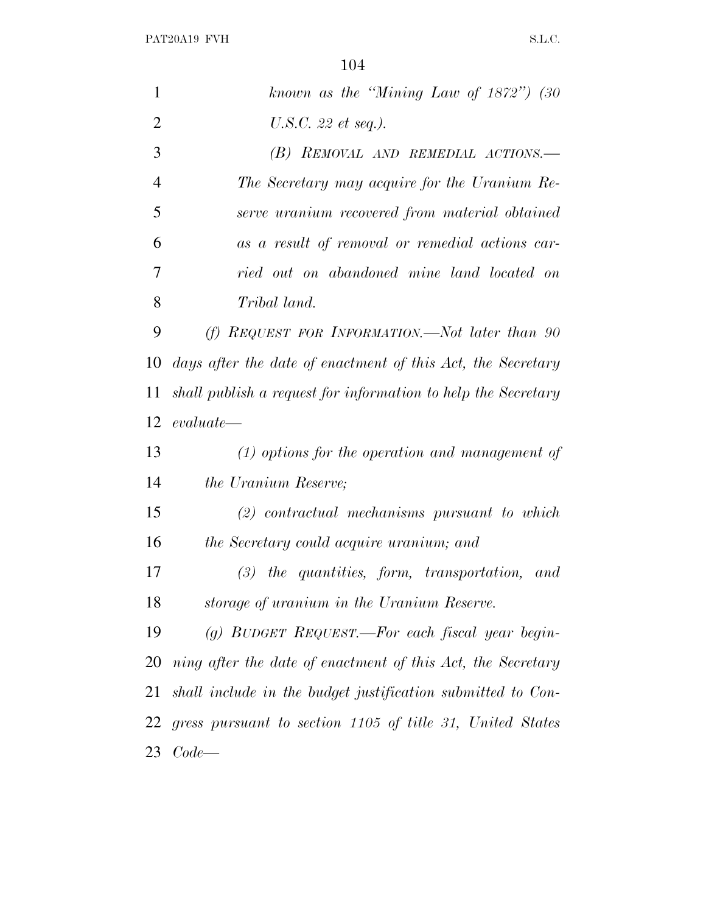*known as the "Mining Law of 1872") (30 U.S.C. 22 et seq.).*

*(B) REMOVAL AND REMEDIAL ACTIONS.—The Secretary may acquire for the Uranium Reserve uranium recovered from material obtained as a result of removal or remedial actions carried out on abandoned mine land located on Tribal land.*

*(f) REQUEST FOR INFORMATION.—Not later than 90 days after the date of enactment of this Act, the Secretary shall publish a request for information to help the Secretary evaluate—*

*(1) options for the operation and management of the Uranium Reserve;*

*(2) contractual mechanisms pursuant to which the Secretary could acquire uranium; and*

*(3) the quantities, form, transportation, and storage of uranium in the Uranium Reserve.*

*(g) BUDGET REQUEST.—For each fiscal year beginning after the date of enactment of this Act, the Secretary shall include in the budget justification submitted to Congress pursuant to section 1105 of title 31, United States Code—*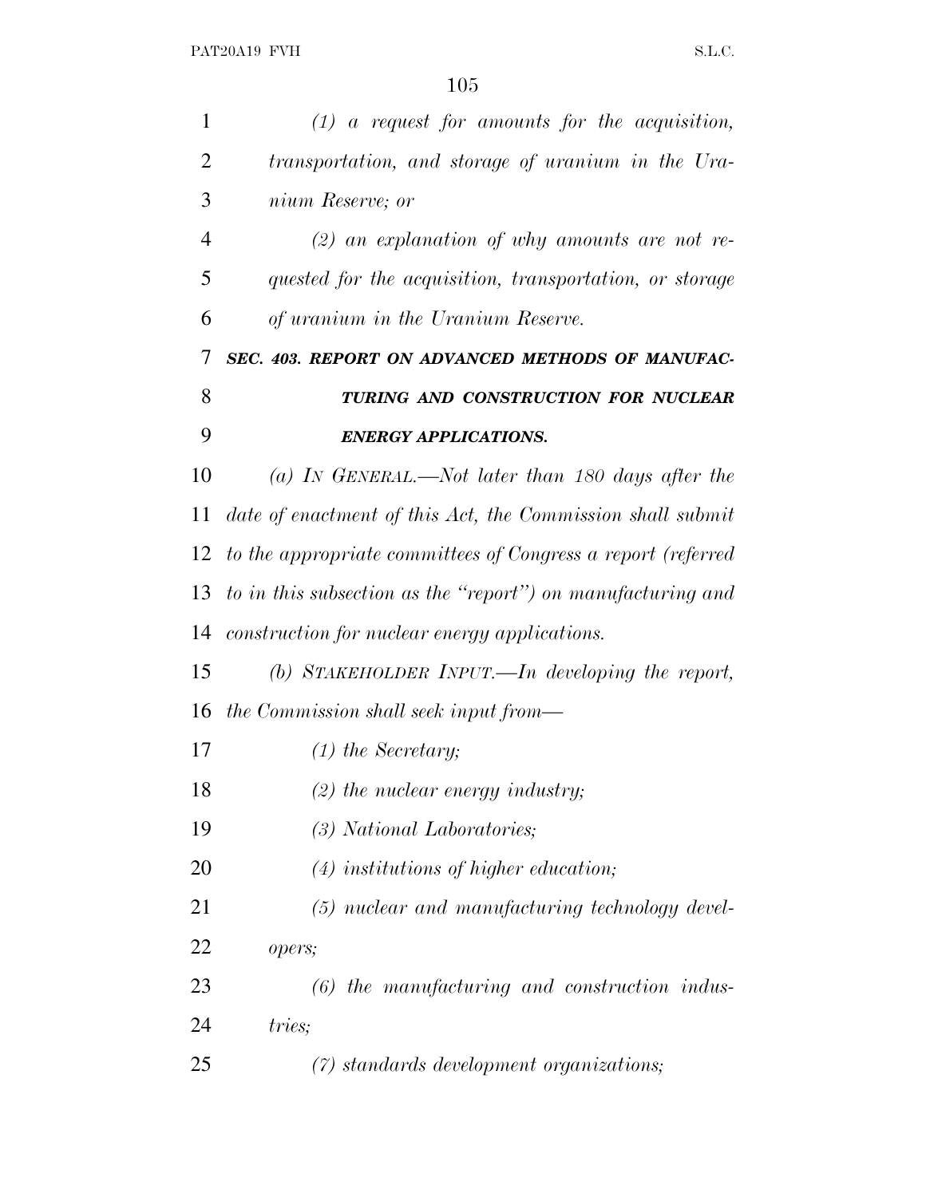*(1) a request for amounts for the acquisition, transportation, and storage of uranium in the Uranium Reserve; or*

*(2) an explanation of why amounts are not requested for the acquisition, transportation, or storage of uranium in the Uranium Reserve.*

***SEC. 403. REPORT ON ADVANCED METHODS OF MANUFACTURING AND CONSTRUCTION FOR NUCLEAR ENERGY APPLICATIONS.***

*(a) IN GENERAL.—Not later than 180 days after the date of enactment of this Act, the Commission shall submit to the appropriate committees of Congress a report (referred to in this subsection as the "report") on manufacturing and construction for nuclear energy applications.*

*(b) STAKEHOLDER INPUT.—In developing the report, the Commission shall seek input from—*

*(1) the Secretary;*

*(2) the nuclear energy industry;*

*(3) National Laboratories;*

*(4) institutions of higher education;*

*(5) nuclear and manufacturing technology developers;*

*(6) the manufacturing and construction industries;*

*(7) standards development organizations;*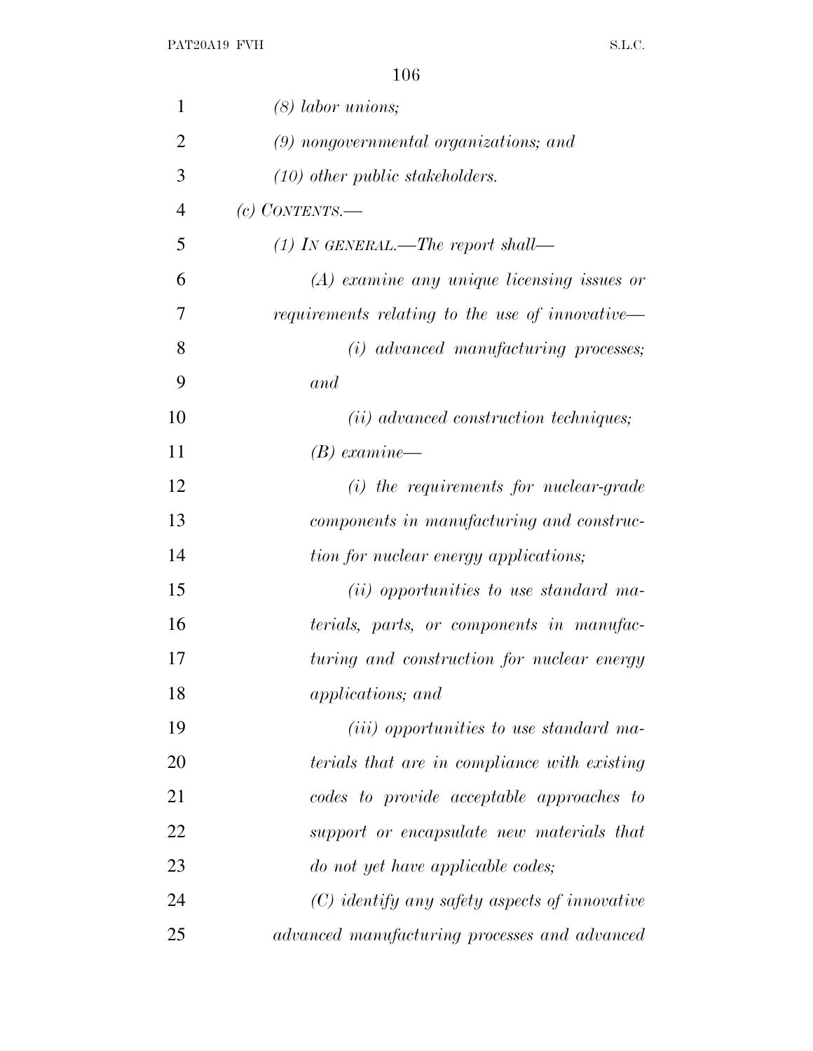*(8) labor unions;*

*(9) nongovernmental organizations; and*

*(10) other public stakeholders.*

*(c) CONTENTS.—*

*(1) IN GENERAL.—The report shall—*

*(A) examine any unique licensing issues or requirements relating to the use of innovative—*

*(i) advanced manufacturing processes; and*

*(ii) advanced construction techniques;*

*(B) examine—*

*(i) the requirements for nuclear-grade components in manufacturing and construction for nuclear energy applications;*

*(ii) opportunities to use standard materials, parts, or components in manufacturing and construction for nuclear energy applications; and*

*(iii) opportunities to use standard materials that are in compliance with existing codes to provide acceptable approaches to support or encapsulate new materials that do not yet have applicable codes;*

*(C) identify any safety aspects of innovative advanced manufacturing processes and advanced*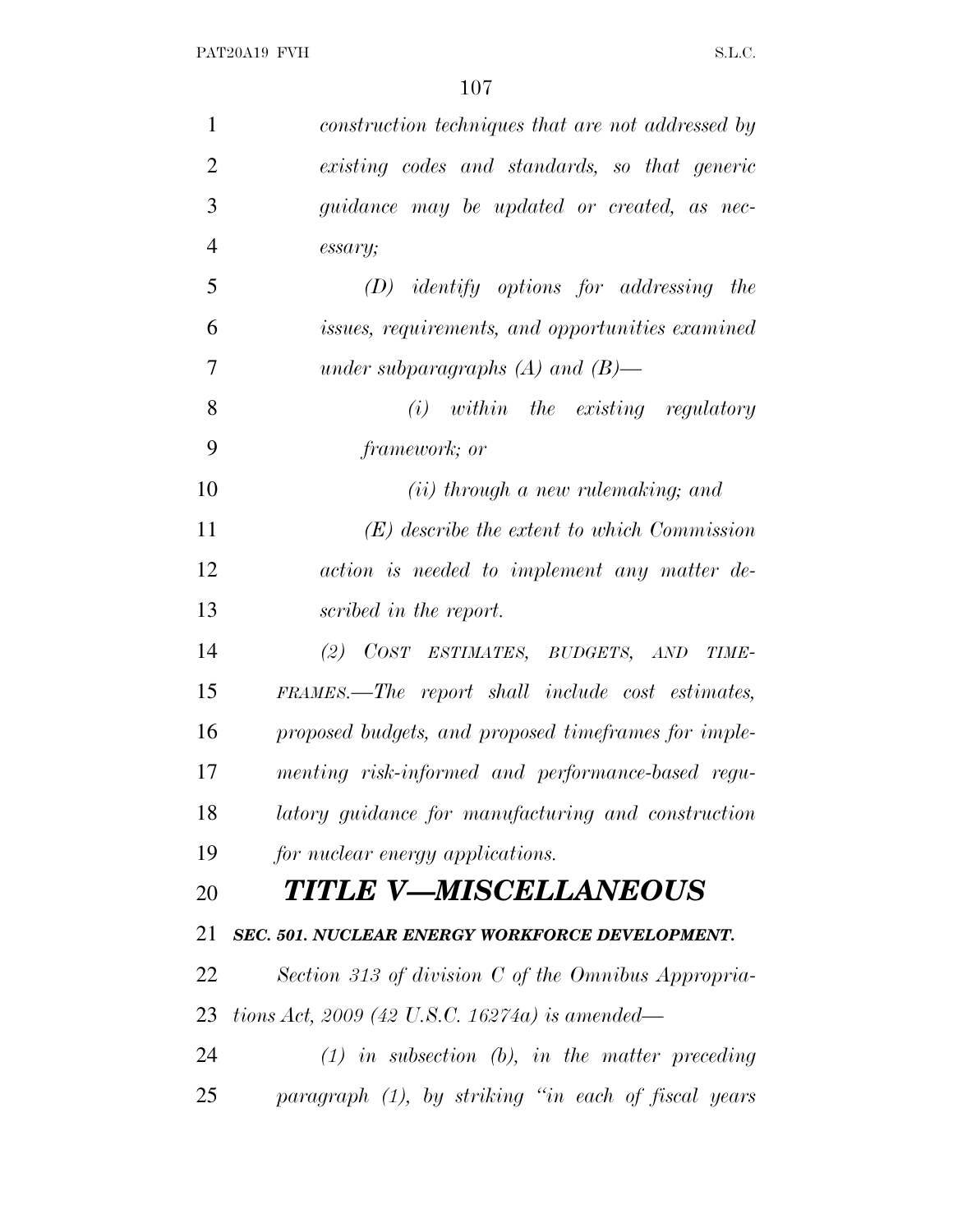*construction techniques that are not addressed by existing codes and standards, so that generic guidance may be updated or created, as necessary;*

*(D) identify options for addressing the issues, requirements, and opportunities examined under subparagraphs (A) and (B)—*

*(i) within the existing regulatory framework; or*

*(ii) through a new rulemaking; and*

*(E) describe the extent to which Commission action is needed to implement any matter described in the report.*

*(2) COST ESTIMATES, BUDGETS, AND TIMEFRAMES.—The report shall include cost estimates, proposed budgets, and proposed timeframes for implementing risk-informed and performance-based regulatory guidance for manufacturing and construction for nuclear energy applications.*

# *TITLE V—MISCELLANEOUS*

***SEC. 501. NUCLEAR ENERGY WORKFORCE DEVELOPMENT.***

*Section 313 of division C of the Omnibus Appropriations Act, 2009 (42 U.S.C. 16274a) is amended—*

*(1) in subsection (b), in the matter preceding paragraph (1), by striking "in each of fiscal years*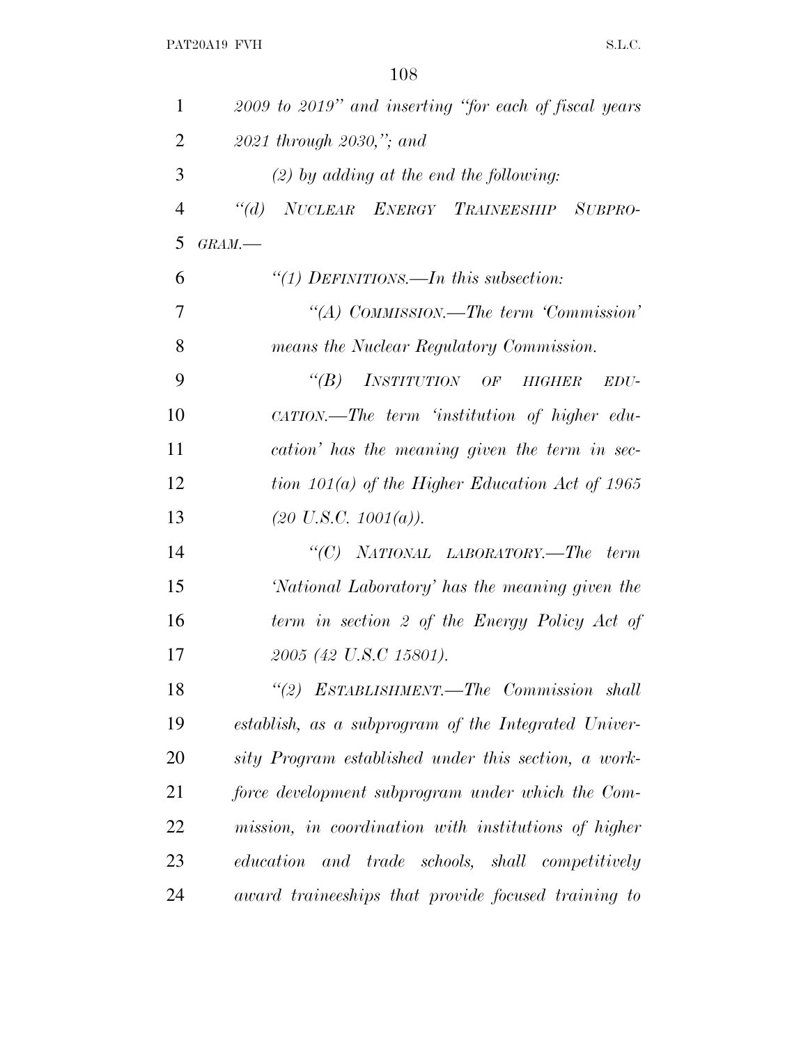*2009 to 2019" and inserting "for each of fiscal years 2021 through 2030,"; and*

*(2) by adding at the end the following:*

*"(d) NUCLEAR ENERGY TRAINEESHIP SUBPROGRAM.—*

*"(1) DEFINITIONS.—In this subsection:*

*"(A) COMMISSION.—The term 'Commission' means the Nuclear Regulatory Commission.*

*"(B) INSTITUTION OF HIGHER EDUCATION.—The term 'institution of higher education' has the meaning given the term in section 101(a) of the Higher Education Act of 1965 (20 U.S.C. 1001(a)).*

*"(C) NATIONAL LABORATORY.—The term 'National Laboratory' has the meaning given the term in section 2 of the Energy Policy Act of 2005 (42 U.S.C 15801).*

*"(2) ESTABLISHMENT.—The Commission shall establish, as a subprogram of the Integrated University Program established under this section, a workforce development subprogram under which the Commission, in coordination with institutions of higher education and trade schools, shall competitively award traineeships that provide focused training to*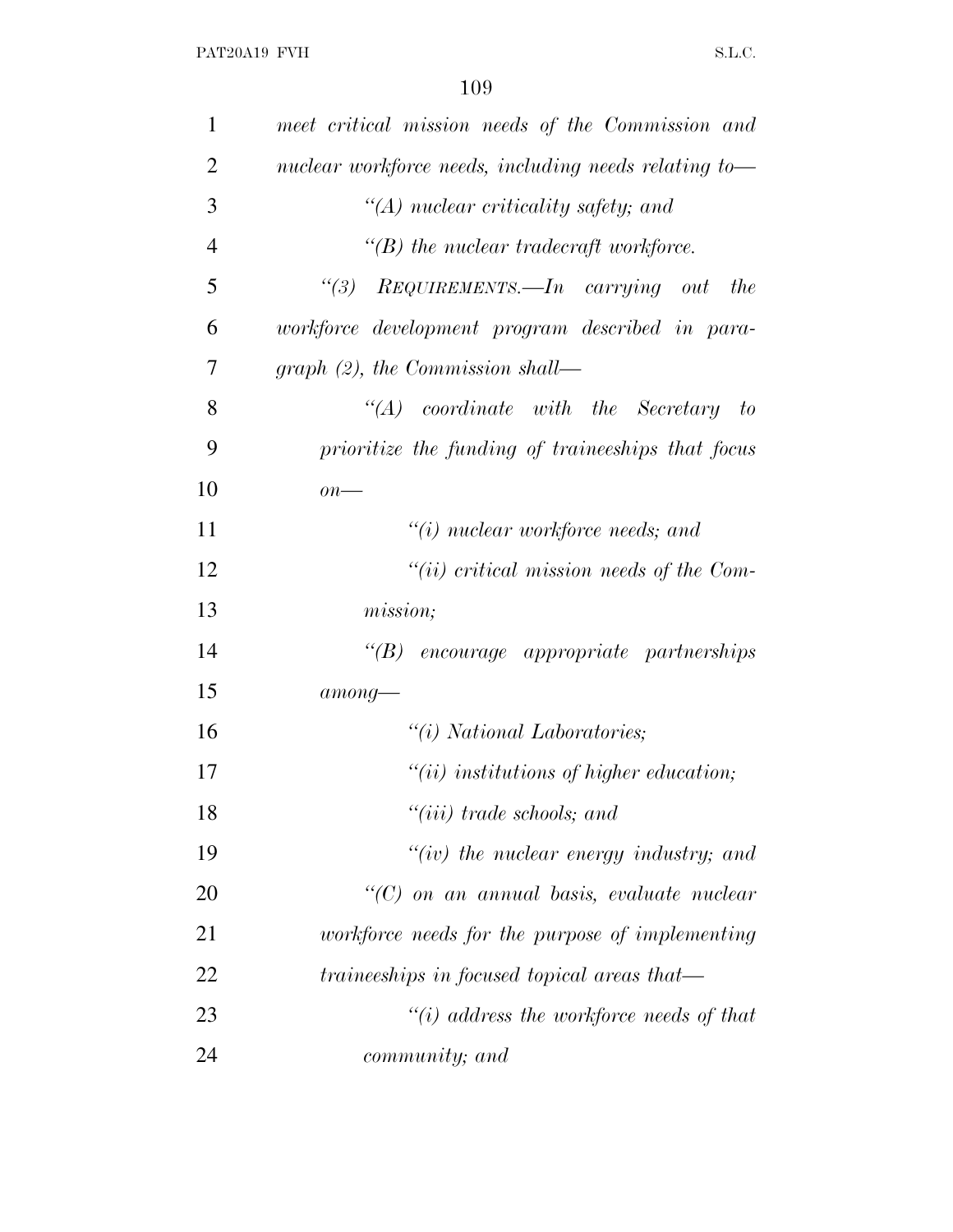*meet critical mission needs of the Commission and nuclear workforce needs, including needs relating to—*

*“(A) nuclear criticality safety; and*

*“(B) the nuclear tradecraft workforce.*

*“(3) REQUIREMENTS.—In carrying out the workforce development program described in paragraph (2), the Commission shall—*

*“(A) coordinate with the Secretary to prioritize the funding of traineeships that focus on—*

*“(i) nuclear workforce needs; and*

*“(ii) critical mission needs of the Commission;*

*“(B) encourage appropriate partnerships among—*

*“(i) National Laboratories;*

*“(ii) institutions of higher education;*

*“(iii) trade schools; and*

*“(iv) the nuclear energy industry; and*

*“(C) on an annual basis, evaluate nuclear workforce needs for the purpose of implementing traineeships in focused topical areas that—*

*“(i) address the workforce needs of that community; and*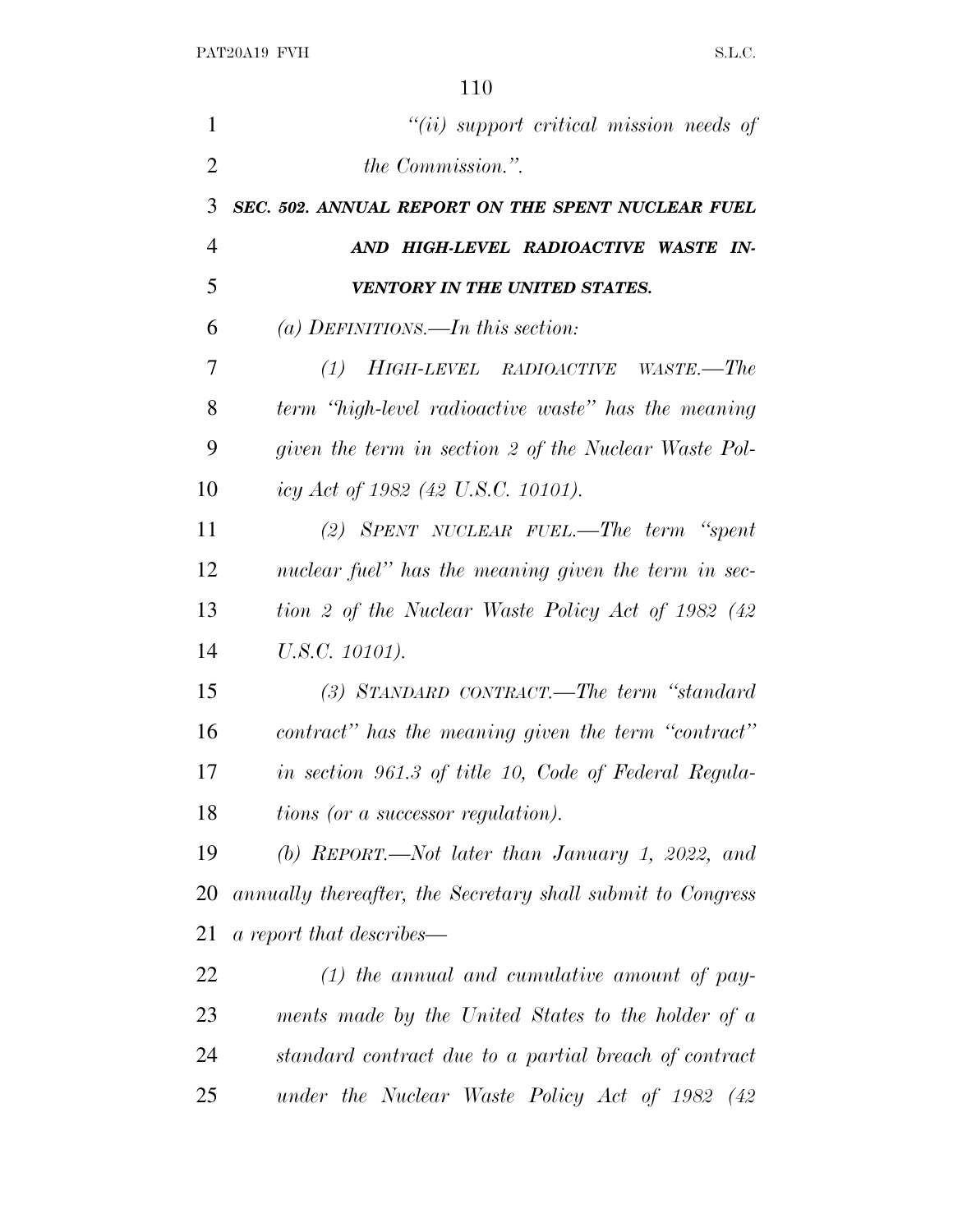*"(ii) support critical mission needs of the Commission.".*

***SEC. 502. ANNUAL REPORT ON THE SPENT NUCLEAR FUEL AND HIGH-LEVEL RADIOACTIVE WASTE INVENTORY IN THE UNITED STATES.***

*(a) DEFINITIONS.—In this section:*

*(1) HIGH-LEVEL RADIOACTIVE WASTE.—The term "high-level radioactive waste" has the meaning given the term in section 2 of the Nuclear Waste Policy Act of 1982 (42 U.S.C. 10101).*

*(2) SPENT NUCLEAR FUEL.—The term "spent nuclear fuel" has the meaning given the term in section 2 of the Nuclear Waste Policy Act of 1982 (42 U.S.C. 10101).*

*(3) STANDARD CONTRACT.—The term "standard contract" has the meaning given the term "contract" in section 961.3 of title 10, Code of Federal Regulations (or a successor regulation).*

*(b) REPORT.—Not later than January 1, 2022, and annually thereafter, the Secretary shall submit to Congress a report that describes—*

*(1) the annual and cumulative amount of payments made by the United States to the holder of a standard contract due to a partial breach of contract under the Nuclear Waste Policy Act of 1982 (42*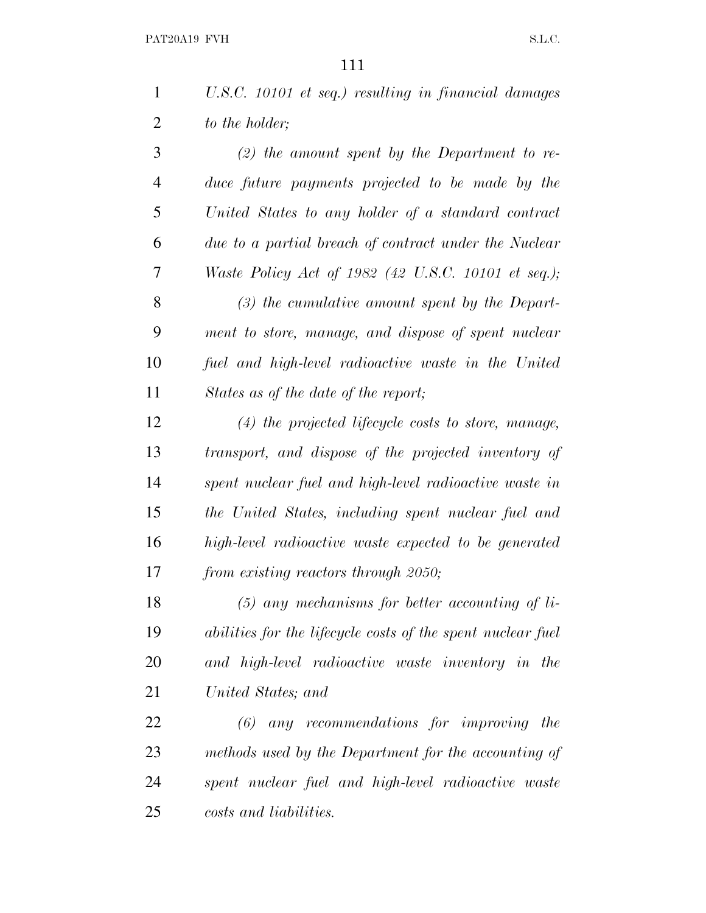*U.S.C. 10101 et seq.) resulting in financial damages to the holder;*

*(2) the amount spent by the Department to reduce future payments projected to be made by the United States to any holder of a standard contract due to a partial breach of contract under the Nuclear Waste Policy Act of 1982 (42 U.S.C. 10101 et seq.);*

*(3) the cumulative amount spent by the Department to store, manage, and dispose of spent nuclear fuel and high-level radioactive waste in the United States as of the date of the report;*

*(4) the projected lifecycle costs to store, manage, transport, and dispose of the projected inventory of spent nuclear fuel and high-level radioactive waste in the United States, including spent nuclear fuel and high-level radioactive waste expected to be generated from existing reactors through 2050;*

*(5) any mechanisms for better accounting of liabilities for the lifecycle costs of the spent nuclear fuel and high-level radioactive waste inventory in the United States; and*

*(6) any recommendations for improving the methods used by the Department for the accounting of spent nuclear fuel and high-level radioactive waste costs and liabilities.*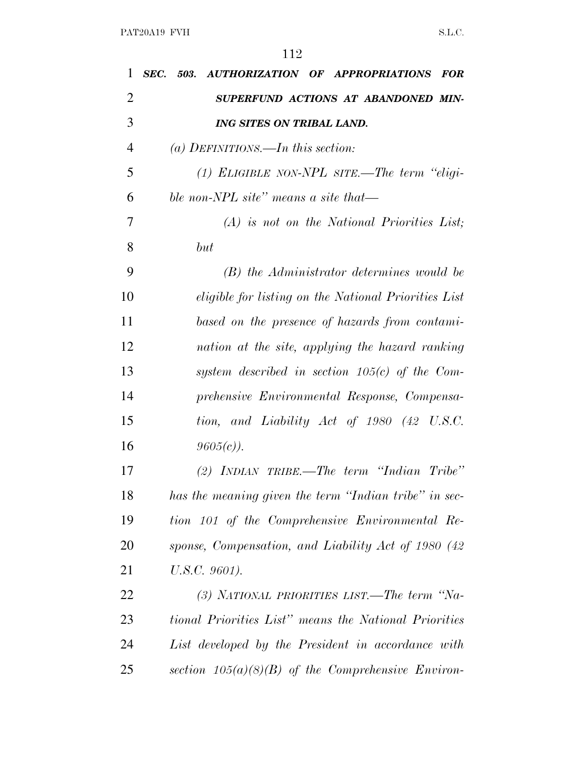***SEC. 503. AUTHORIZATION OF APPROPRIATIONS FOR SUPERFUND ACTIONS AT ABANDONED MINING SITES ON TRIBAL LAND.***

*(a) DEFINITIONS.—In this section:*

*(1) ELIGIBLE NON-NPL SITE.—The term "eligible non-NPL site" means a site that—*

*(A) is not on the National Priorities List; but*

*(B) the Administrator determines would be eligible for listing on the National Priorities List based on the presence of hazards from contamination at the site, applying the hazard ranking system described in section 105(c) of the Comprehensive Environmental Response, Compensation, and Liability Act of 1980 (42 U.S.C. 9605(c)).*

*(2) INDIAN TRIBE.—The term "Indian Tribe" has the meaning given the term "Indian tribe" in section 101 of the Comprehensive Environmental Response, Compensation, and Liability Act of 1980 (42 U.S.C. 9601).*

*(3) NATIONAL PRIORITIES LIST.—The term "National Priorities List" means the National Priorities List developed by the President in accordance with section 105(a)(8)(B) of the Comprehensive Environ-*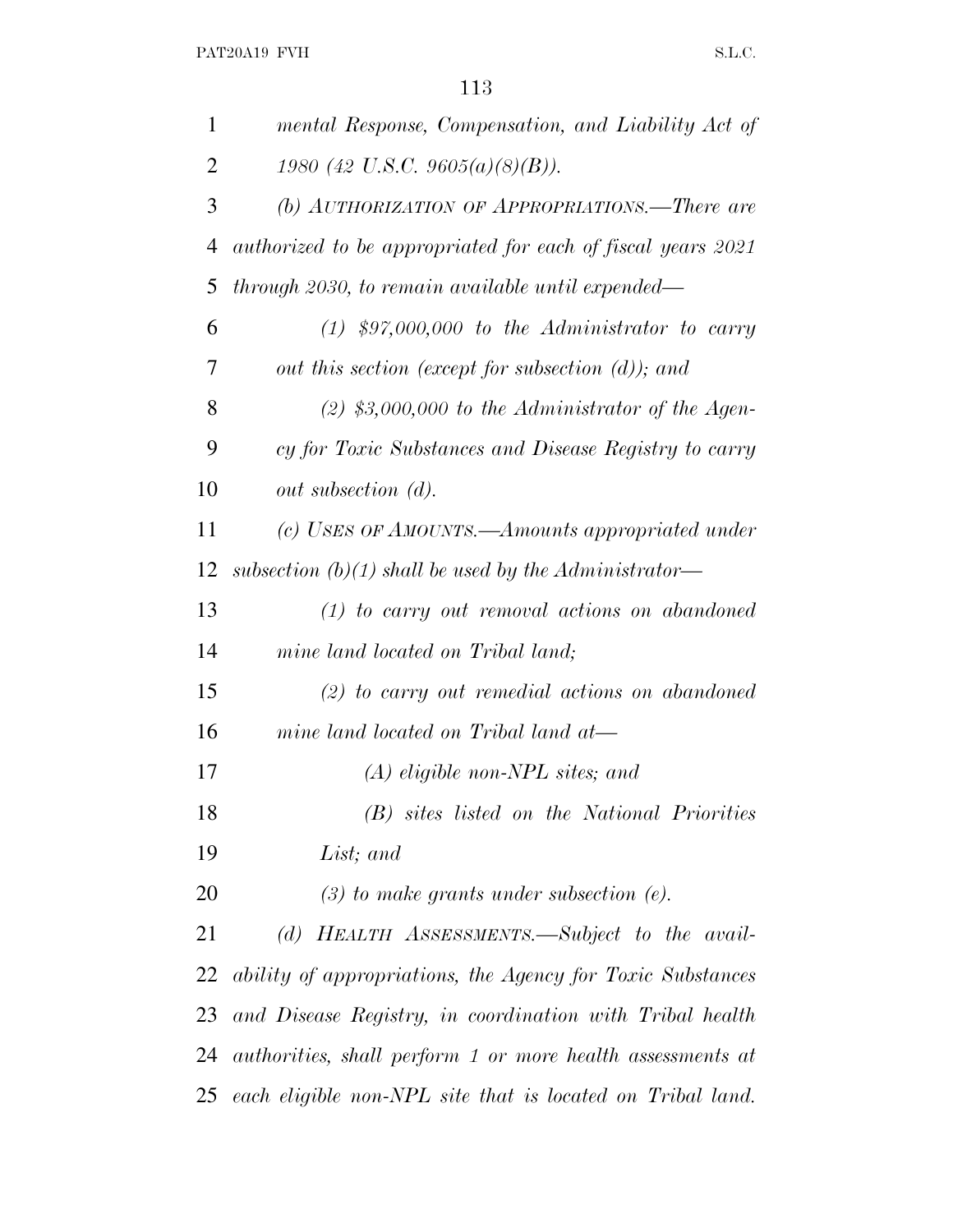*mental Response, Compensation, and Liability Act of 1980 (42 U.S.C. 9605(a)(8)(B)).*

*(b) AUTHORIZATION OF APPROPRIATIONS.—There are authorized to be appropriated for each of fiscal years 2021 through 2030, to remain available until expended—*

*(1) $97,000,000 to the Administrator to carry out this section (except for subsection (d)); and*

*(2) $3,000,000 to the Administrator of the Agency for Toxic Substances and Disease Registry to carry out subsection (d).*

*(c) USES OF AMOUNTS.—Amounts appropriated under subsection (b)(1) shall be used by the Administrator—*

*(1) to carry out removal actions on abandoned mine land located on Tribal land;*

*(2) to carry out remedial actions on abandoned mine land located on Tribal land at—*

*(A) eligible non-NPL sites; and*

*(B) sites listed on the National Priorities List; and*

*(3) to make grants under subsection (e).*

*(d) HEALTH ASSESSMENTS.—Subject to the availability of appropriations, the Agency for Toxic Substances and Disease Registry, in coordination with Tribal health authorities, shall perform 1 or more health assessments at each eligible non-NPL site that is located on Tribal land.*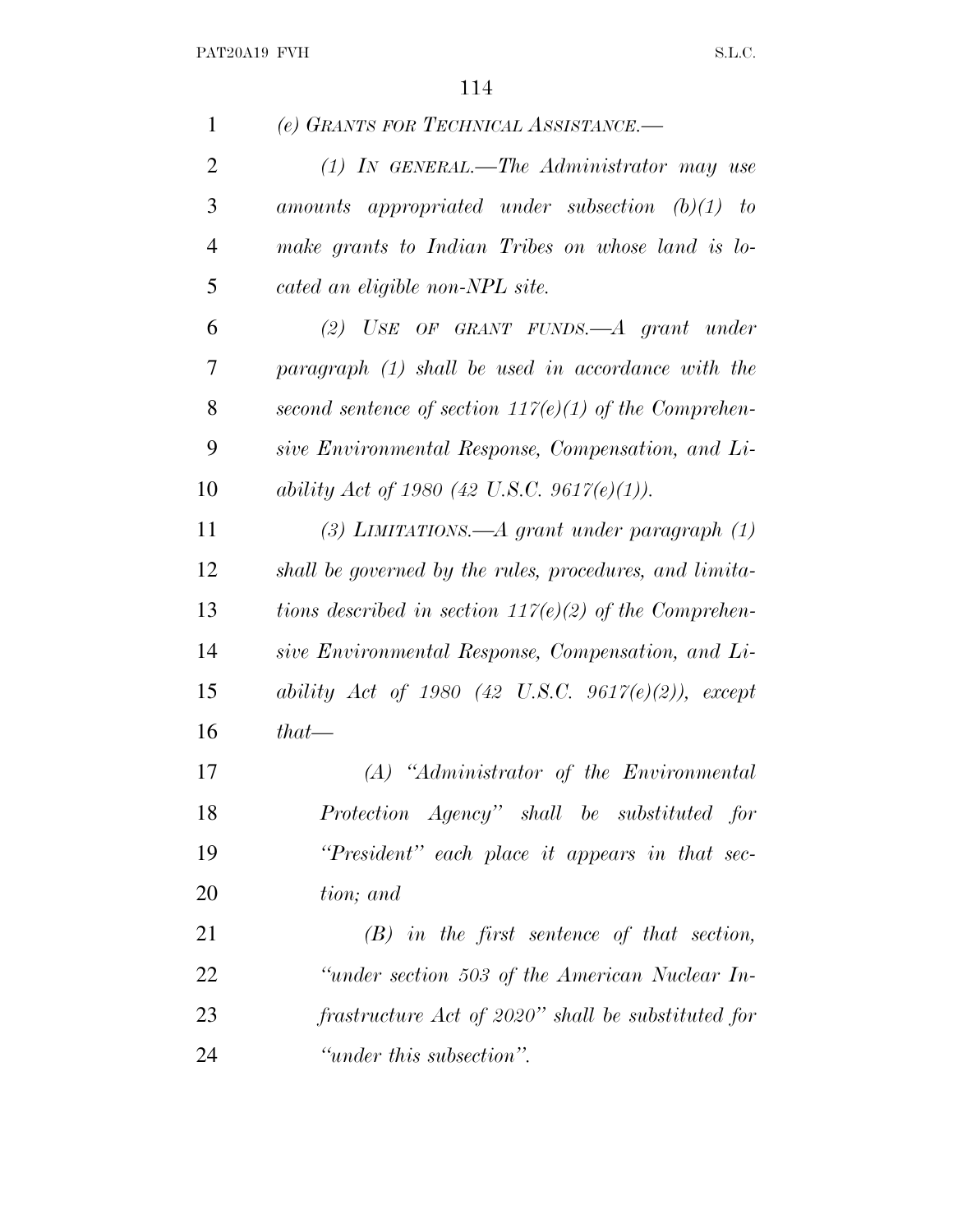*(e) GRANTS FOR TECHNICAL ASSISTANCE.—*

*(1) IN GENERAL.—The Administrator may use amounts appropriated under subsection (b)(1) to make grants to Indian Tribes on whose land is located an eligible non-NPL site.*

*(2) USE OF GRANT FUNDS.—A grant under paragraph (1) shall be used in accordance with the second sentence of section 117(e)(1) of the Comprehensive Environmental Response, Compensation, and Liability Act of 1980 (42 U.S.C. 9617(e)(1)).*

*(3) LIMITATIONS.—A grant under paragraph (1) shall be governed by the rules, procedures, and limitations described in section 117(e)(2) of the Comprehensive Environmental Response, Compensation, and Liability Act of 1980 (42 U.S.C. 9617(e)(2)), except that—*

*(A) "Administrator of the Environmental Protection Agency" shall be substituted for "President" each place it appears in that section; and*

*(B) in the first sentence of that section, "under section 503 of the American Nuclear Infrastructure Act of 2020" shall be substituted for "under this subsection".*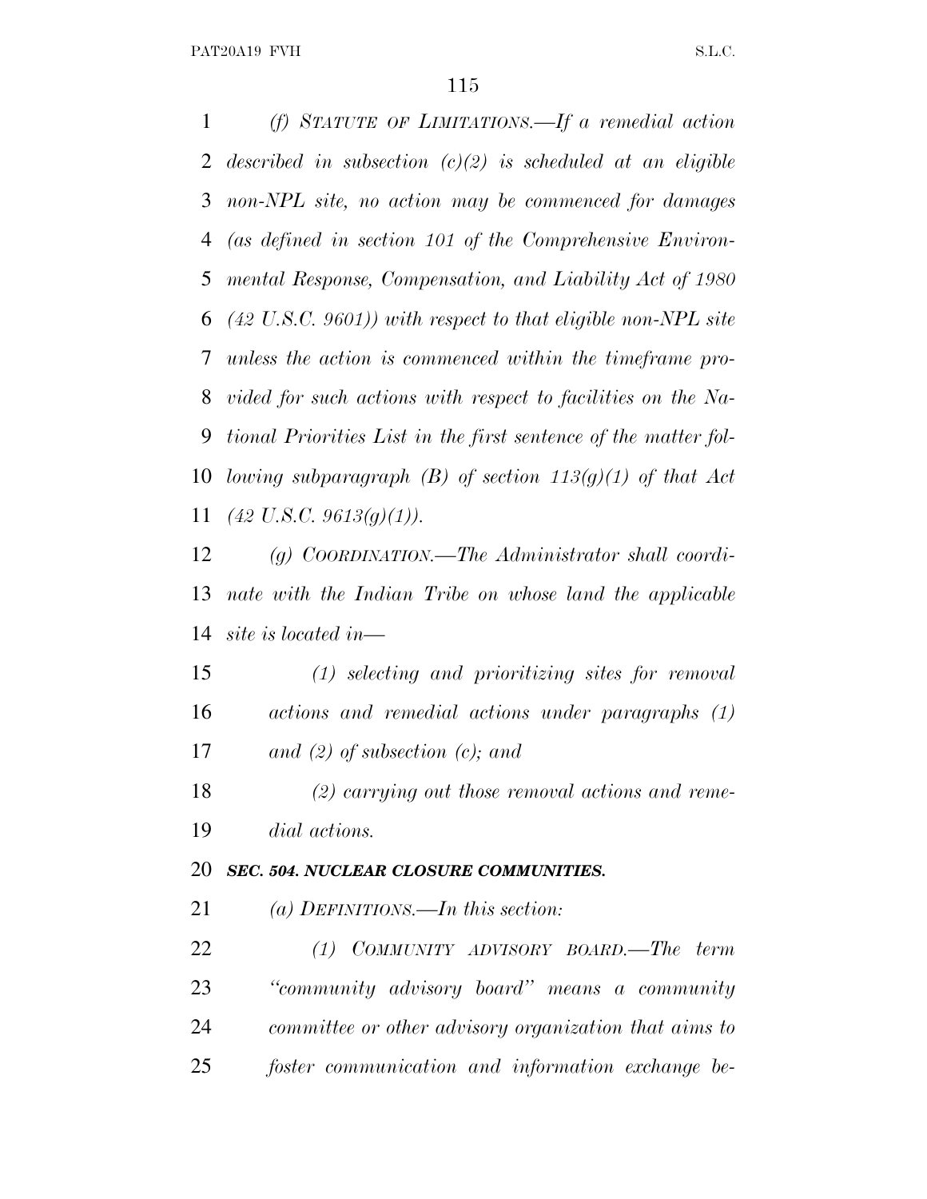*(f) STATUTE OF LIMITATIONS.—If a remedial action described in subsection (c)(2) is scheduled at an eligible non-NPL site, no action may be commenced for damages (as defined in section 101 of the Comprehensive Environmental Response, Compensation, and Liability Act of 1980 (42 U.S.C. 9601)) with respect to that eligible non-NPL site unless the action is commenced within the timeframe provided for such actions with respect to facilities on the National Priorities List in the first sentence of the matter following subparagraph (B) of section 113(g)(1) of that Act (42 U.S.C. 9613(g)(1)).*

*(g) COORDINATION.—The Administrator shall coordinate with the Indian Tribe on whose land the applicable site is located in—*

*(1) selecting and prioritizing sites for removal actions and remedial actions under paragraphs (1) and (2) of subsection (c); and*

*(2) carrying out those removal actions and remedial actions.*

***SEC. 504. NUCLEAR CLOSURE COMMUNITIES.***

*(a) DEFINITIONS.—In this section:*

*(1) COMMUNITY ADVISORY BOARD.—The term "community advisory board" means a community committee or other advisory organization that aims to foster communication and information exchange be-*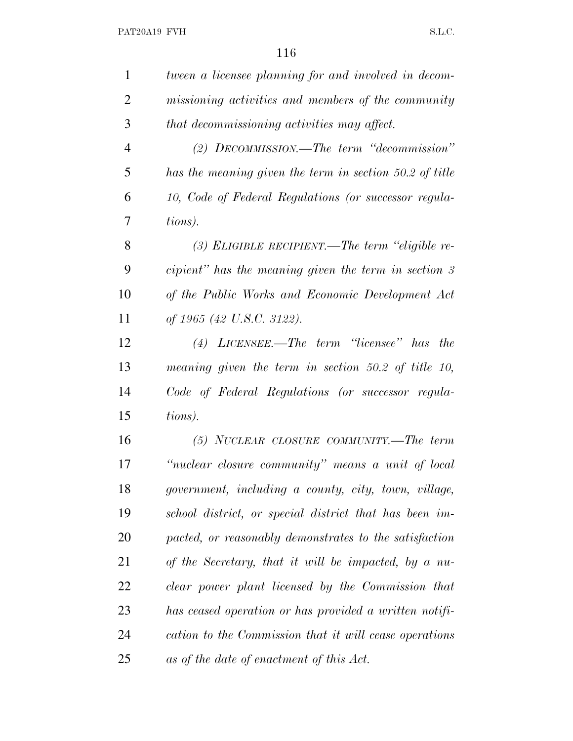*tween a licensee planning for and involved in decommissioning activities and members of the community that decommissioning activities may affect.*

*(2) DECOMMISSION.—The term "decommission" has the meaning given the term in section 50.2 of title 10, Code of Federal Regulations (or successor regulations).*

*(3) ELIGIBLE RECIPIENT.—The term "eligible recipient" has the meaning given the term in section 3 of the Public Works and Economic Development Act of 1965 (42 U.S.C. 3122).*

*(4) LICENSEE.—The term "licensee" has the meaning given the term in section 50.2 of title 10, Code of Federal Regulations (or successor regulations).*

*(5) NUCLEAR CLOSURE COMMUNITY.—The term "nuclear closure community" means a unit of local government, including a county, city, town, village, school district, or special district that has been impacted, or reasonably demonstrates to the satisfaction of the Secretary, that it will be impacted, by a nuclear power plant licensed by the Commission that has ceased operation or has provided a written notification to the Commission that it will cease operations as of the date of enactment of this Act.*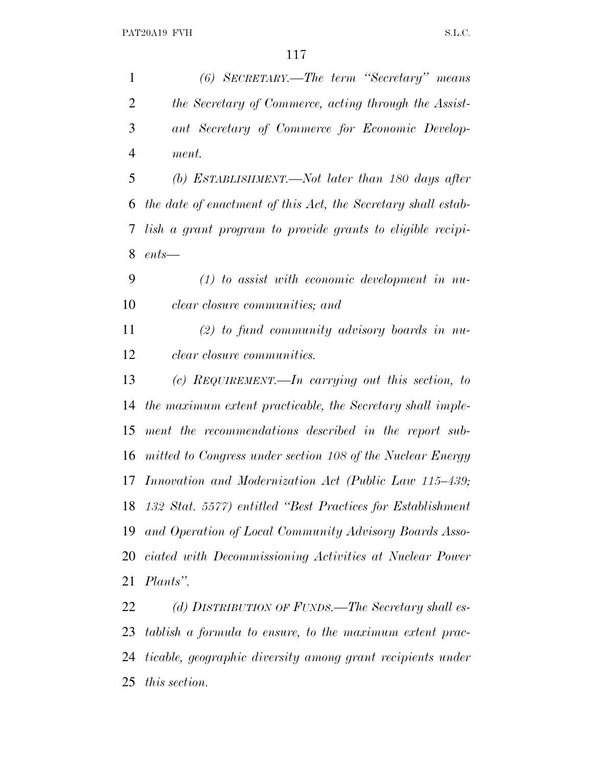*(6) SECRETARY.—The term "Secretary" means the Secretary of Commerce, acting through the Assistant Secretary of Commerce for Economic Development.*

*(b) ESTABLISHMENT.—Not later than 180 days after the date of enactment of this Act, the Secretary shall establish a grant program to provide grants to eligible recipients—*

*(1) to assist with economic development in nuclear closure communities; and*

*(2) to fund community advisory boards in nuclear closure communities.*

*(c) REQUIREMENT.—In carrying out this section, to the maximum extent practicable, the Secretary shall implement the recommendations described in the report submitted to Congress under section 108 of the Nuclear Energy Innovation and Modernization Act (Public Law 115–439; 132 Stat. 5577) entitled "Best Practices for Establishment and Operation of Local Community Advisory Boards Associated with Decommissioning Activities at Nuclear Power Plants".*

*(d) DISTRIBUTION OF FUNDS.—The Secretary shall establish a formula to ensure, to the maximum extent practicable, geographic diversity among grant recipients under this section.*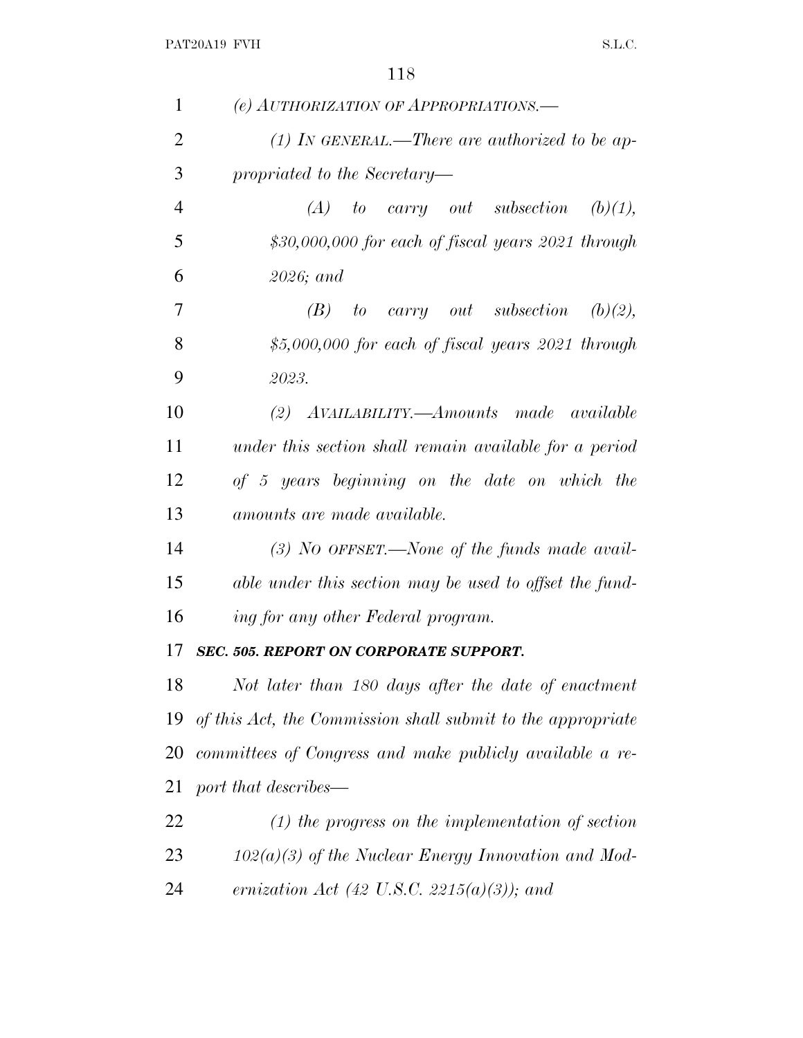*(e) AUTHORIZATION OF APPROPRIATIONS.—*

*(1) IN GENERAL.—There are authorized to be appropriated to the Secretary—*

*(A) to carry out subsection (b)(1), $30,000,000 for each of fiscal years 2021 through 2026; and*

*(B) to carry out subsection (b)(2), $5,000,000 for each of fiscal years 2021 through 2023.*

*(2) AVAILABILITY.—Amounts made available under this section shall remain available for a period of 5 years beginning on the date on which the amounts are made available.*

*(3) NO OFFSET.—None of the funds made available under this section may be used to offset the funding for any other Federal program.*

***SEC. 505. REPORT ON CORPORATE SUPPORT.***

*Not later than 180 days after the date of enactment of this Act, the Commission shall submit to the appropriate committees of Congress and make publicly available a report that describes—*

*(1) the progress on the implementation of section 102(a)(3) of the Nuclear Energy Innovation and Modernization Act (42 U.S.C. 2215(a)(3)); and*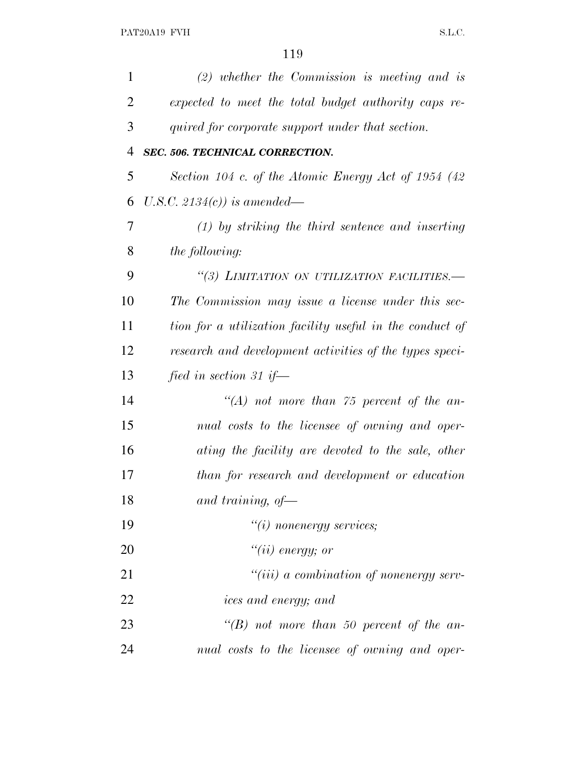*(2) whether the Commission is meeting and is expected to meet the total budget authority caps required for corporate support under that section.*

***SEC. 506. TECHNICAL CORRECTION.***

*Section 104 c. of the Atomic Energy Act of 1954 (42 U.S.C. 2134(c)) is amended—*

*(1) by striking the third sentence and inserting the following:*

*"(3) LIMITATION ON UTILIZATION FACILITIES.—The Commission may issue a license under this section for a utilization facility useful in the conduct of research and development activities of the types specified in section 31 if—*

*"(A) not more than 75 percent of the annual costs to the licensee of owning and operating the facility are devoted to the sale, other than for research and development or education and training, of—*

*"(i) nonenergy services;*

*"(ii) energy; or*

*"(iii) a combination of nonenergy services and energy; and*

*"(B) not more than 50 percent of the annual costs to the licensee of owning and oper-*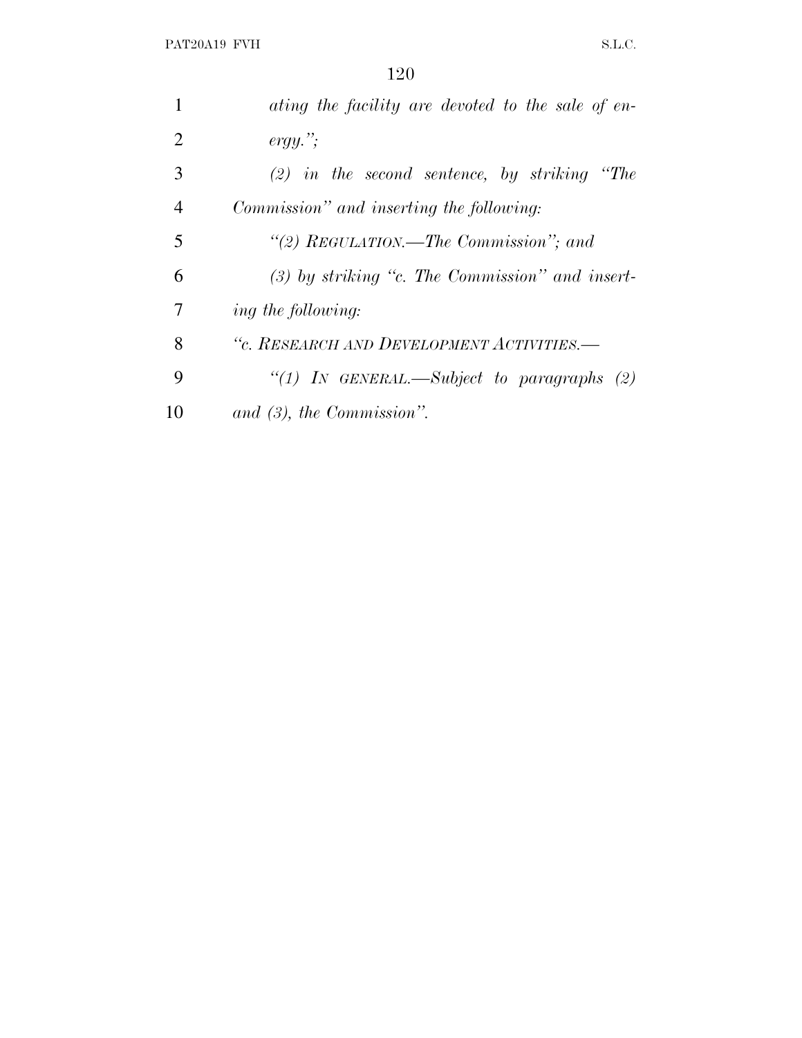*ating the facility are devoted to the sale of energy.”;*

*(2) in the second sentence, by striking “The Commission” and inserting the following:*

*“(2) REGULATION.—The Commission”; and*

*(3) by striking “c. The Commission” and inserting the following:*

*“c. RESEARCH AND DEVELOPMENT ACTIVITIES.—*

*“(1) IN GENERAL.—Subject to paragraphs (2) and (3), the Commission”.*